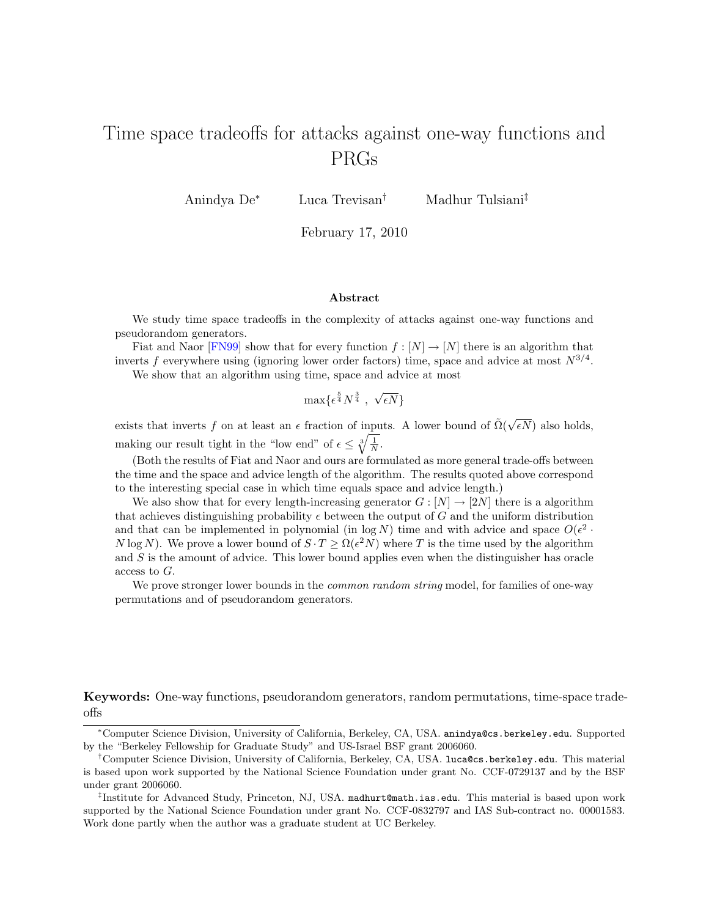# Time space tradeoffs for attacks against one-way functions and PRGs

Anindya De[*] Luca Trevisan[†] Madhur Tulsiani[‡]

February 17, 2010

### Abstract

We study time space tradeoffs in the complexity of attacks against one-way functions and pseudorandom generators.

Fiat and Naor [FN99] show that for every function $f : [N] \to [N]$ there is an algorithm that inverts $f$ everywhere using (ignoring lower order factors) time, space and advice at most $N^{3/4}$.

We show that an algorithm using time, space and advice at most

$$\max\{\epsilon^{\frac{5}{4}} N^{\frac{3}{4}} \ , \ \sqrt{\epsilon N}\}$$

exists that inverts $f$ on at least an $\epsilon$ fraction of inputs. A lower bound of $\tilde{\Omega}(\sqrt{\epsilon N})$ also holds, making our result tight in the "low end" of $\epsilon \leq \sqrt[3]{\frac{1}{N}}$.

(Both the results of Fiat and Naor and ours are formulated as more general trade-offs between the time and the space and advice length of the algorithm. The results quoted above correspond to the interesting special case in which time equals space and advice length.)

We also show that for every length-increasing generator $G : [N] \to [2N]$ there is a algorithm that achieves distinguishing probability $\epsilon$ between the output of $G$ and the uniform distribution and that can be implemented in polynomial (in $\log N$) time and with advice and space $O(\epsilon^2 \cdot N \log N)$. We prove a lower bound of $S \cdot T \geq \Omega(\epsilon^2 N)$ where $T$ is the time used by the algorithm and $S$ is the amount of advice. This lower bound applies even when the distinguisher has oracle access to $G$.

We prove stronger lower bounds in the *common random string* model, for families of one-way permutations and of pseudorandom generators.

**Keywords:** One-way functions, pseudorandom generators, random permutations, time-space tradeoffs

---

[*] Computer Science Division, University of California, Berkeley, CA, USA. anindya@cs.berkeley.edu. Supported by the "Berkeley Fellowship for Graduate Study" and US-Israel BSF grant 2006060.

[†] Computer Science Division, University of California, Berkeley, CA, USA. luca@cs.berkeley.edu. This material is based upon work supported by the National Science Foundation under grant No. CCF-0729137 and by the BSF under grant 2006060.

[‡] Institute for Advanced Study, Princeton, NJ, USA. madhurt@math.ias.edu. This material is based upon work supported by the National Science Foundation under grant No. CCF-0832797 and IAS Sub-contract no. 00001583. Work done partly when the author was a graduate student at UC Berkeley.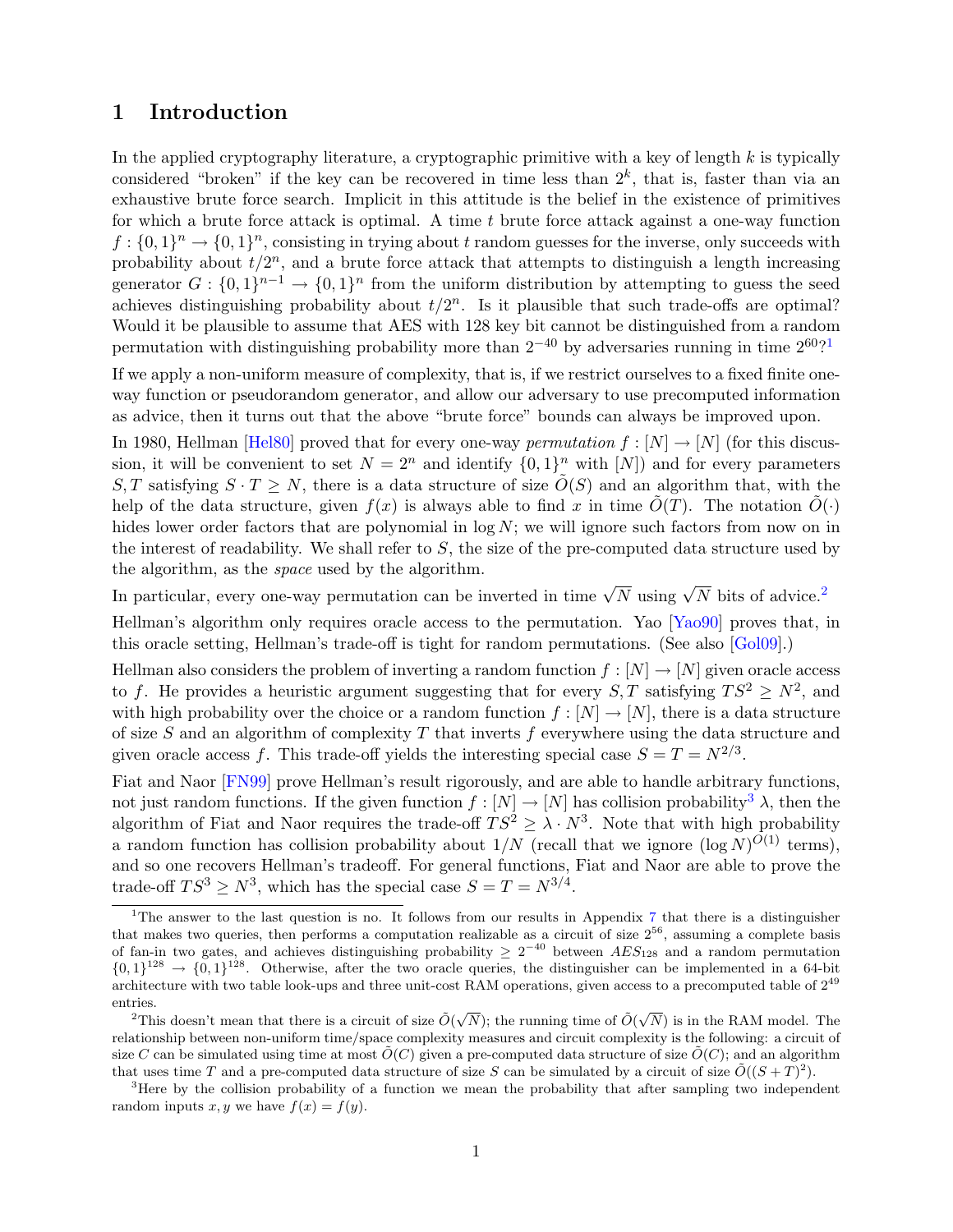# 1 Introduction

In the applied cryptography literature, a cryptographic primitive with a key of length $k$ is typically considered "broken" if the key can be recovered in time less than $2^k$, that is, faster than via an exhaustive brute force search. Implicit in this attitude is the belief in the existence of primitives for which a brute force attack is optimal. A time $t$ brute force attack against a one-way function $f : \{0,1\}^n \to \{0,1\}^n$, consisting in trying about $t$ random guesses for the inverse, only succeeds with probability about $t/2^n$, and a brute force attack that attempts to distinguish a length increasing generator $G : \{0,1\}^{n-1} \to \{0,1\}^n$ from the uniform distribution by attempting to guess the seed achieves distinguishing probability about $t/2^n$. Is it plausible that such trade-offs are optimal? Would it be plausible to assume that AES with 128 key bit cannot be distinguished from a random permutation with distinguishing probability more than $2^{-40}$ by adversaries running in time $2^{60}$?[1]

If we apply a non-uniform measure of complexity, that is, if we restrict ourselves to a fixed finite one-way function or pseudorandom generator, and allow our adversary to use precomputed information as advice, then it turns out that the above "brute force" bounds can always be improved upon.

In 1980, Hellman [Hel80] proved that for every one-way *permutation* $f : [N] \to [N]$ (for this discussion, it will be convenient to set $N = 2^n$ and identify $\{0,1\}^n$ with $[N]$) and for every parameters $S, T$ satisfying $S \cdot T \geq N$, there is a data structure of size $\tilde{O}(S)$ and an algorithm that, with the help of the data structure, given $f(x)$ is always able to find $x$ in time $\tilde{O}(T)$. The notation $\tilde{O}(\cdot)$ hides lower order factors that are polynomial in $\log N$; we will ignore such factors from now on in the interest of readability. We shall refer to $S$, the size of the pre-computed data structure used by the algorithm, as the *space* used by the algorithm.

In particular, every one-way permutation can be inverted in time $\sqrt{N}$ using $\sqrt{N}$ bits of advice.[2]

Hellman's algorithm only requires oracle access to the permutation. Yao [Yao90] proves that, in this oracle setting, Hellman's trade-off is tight for random permutations. (See also [Gol09].)

Hellman also considers the problem of inverting a random function $f : [N] \to [N]$ given oracle access to $f$. He provides a heuristic argument suggesting that for every $S, T$ satisfying $TS^2 \geq N^2$, and with high probability over the choice or a random function $f : [N] \to [N]$, there is a data structure of size $S$ and an algorithm of complexity $T$ that inverts $f$ everywhere using the data structure and given oracle access $f$. This trade-off yields the interesting special case $S = T = N^{2/3}$.

Fiat and Naor [FN99] prove Hellman's result rigorously, and are able to handle arbitrary functions, not just random functions. If the given function $f : [N] \to [N]$ has collision probability[3] $\lambda$, then the algorithm of Fiat and Naor requires the trade-off $TS^2 \geq \lambda \cdot N^3$. Note that with high probability a random function has collision probability about $1/N$ (recall that we ignore $(\log N)^{O(1)}$ terms), and so one recovers Hellman's tradeoff. For general functions, Fiat and Naor are able to prove the trade-off $TS^3 \geq N^3$, which has the special case $S = T = N^{3/4}$.

---

[1] The answer to the last question is no. It follows from our results in Appendix 7 that there is a distinguisher that makes two queries, then performs a computation realizable as a circuit of size $2^{56}$, assuming a complete basis of fan-in two gates, and achieves distinguishing probability $\geq 2^{-40}$ between $AES_{128}$ and a random permutation $\{0,1\}^{128} \to \{0,1\}^{128}$. Otherwise, after the two oracle queries, the distinguisher can be implemented in a 64-bit architecture with two table look-ups and three unit-cost RAM operations, given access to a precomputed table of $2^{49}$ entries.

[2] This doesn't mean that there is a circuit of size $\tilde{O}(\sqrt{N})$; the running time of $\tilde{O}(\sqrt{N})$ is in the RAM model. The relationship between non-uniform time/space complexity measures and circuit complexity is the following: a circuit of size $C$ can be simulated using time at most $\tilde{O}(C)$ given a pre-computed data structure of size $\tilde{O}(C)$; and an algorithm that uses time $T$ and a pre-computed data structure of size $S$ can be simulated by a circuit of size $\tilde{O}((S+T)^2)$.

[3] Here by the collision probability of a function we mean the probability that after sampling two independent random inputs $x, y$ we have $f(x) = f(y)$.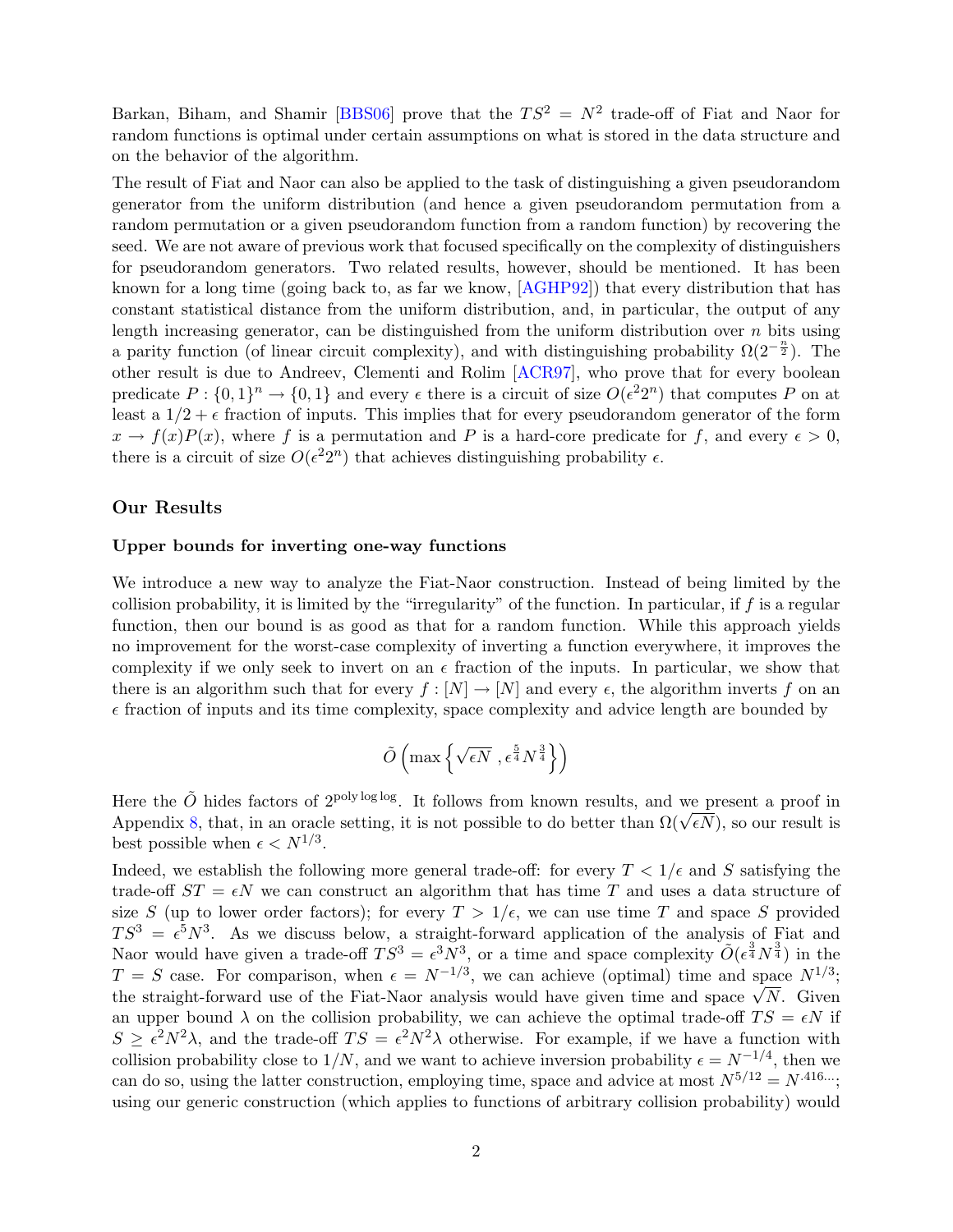Barkan, Biham, and Shamir [BBS06] prove that the $TS^2 = N^2$ trade-off of Fiat and Naor for random functions is optimal under certain assumptions on what is stored in the data structure and on the behavior of the algorithm.

The result of Fiat and Naor can also be applied to the task of distinguishing a given pseudorandom generator from the uniform distribution (and hence a given pseudorandom permutation from a random permutation or a given pseudorandom function from a random function) by recovering the seed. We are not aware of previous work that focused specifically on the complexity of distinguishers for pseudorandom generators. Two related results, however, should be mentioned. It has been known for a long time (going back to, as far we know, [AGHP92]) that every distribution that has constant statistical distance from the uniform distribution, and, in particular, the output of any length increasing generator, can be distinguished from the uniform distribution over $n$ bits using a parity function (of linear circuit complexity), and with distinguishing probability $\Omega(2^{-\frac{n}{2}})$. The other result is due to Andreev, Clementi and Rolim [ACR97], who prove that for every boolean predicate $P : \{0,1\}^n \to \{0,1\}$ and every $\epsilon$ there is a circuit of size $O(\epsilon^2 2^n)$ that computes $P$ on at least a $1/2 + \epsilon$ fraction of inputs. This implies that for every pseudorandom generator of the form $x \to f(x)P(x)$, where $f$ is a permutation and $P$ is a hard-core predicate for $f$, and every $\epsilon > 0$, there is a circuit of size $O(\epsilon^2 2^n)$ that achieves distinguishing probability $\epsilon$.

## Our Results

### Upper bounds for inverting one-way functions

We introduce a new way to analyze the Fiat-Naor construction. Instead of being limited by the collision probability, it is limited by the "irregularity" of the function. In particular, if $f$ is a regular function, then our bound is as good as that for a random function. While this approach yields no improvement for the worst-case complexity of inverting a function everywhere, it improves the complexity if we only seek to invert on an $\epsilon$ fraction of the inputs. In particular, we show that there is an algorithm such that for every $f : [N] \to [N]$ and every $\epsilon$, the algorithm inverts $f$ on an $\epsilon$ fraction of inputs and its time complexity, space complexity and advice length are bounded by

$$\tilde{O}\left(\max\left\{\sqrt{\epsilon N}\ , \epsilon^{\frac{5}{4}} N^{\frac{3}{4}}\right\}\right)$$

Here the $\tilde{O}$ hides factors of $2^{\text{poly} \log \log}$. It follows from known results, and we present a proof in Appendix 8, that, in an oracle setting, it is not possible to do better than $\Omega(\sqrt{\epsilon N})$, so our result is best possible when $\epsilon < N^{1/3}$.

Indeed, we establish the following more general trade-off: for every $T < 1/\epsilon$ and $S$ satisfying the trade-off $ST = \epsilon N$ we can construct an algorithm that has time $T$ and uses a data structure of size $S$ (up to lower order factors); for every $T > 1/\epsilon$, we can use time $T$ and space $S$ provided $TS^3 = \epsilon^5 N^3$. As we discuss below, a straight-forward application of the analysis of Fiat and Naor would have given a trade-off $TS^3 = \epsilon^3 N^3$, or a time and space complexity $\tilde{O}(\epsilon^{\frac{3}{4}} N^{\frac{3}{4}})$ in the $T = S$ case. For comparison, when $\epsilon = N^{-1/3}$, we can achieve (optimal) time and space $N^{1/3}$; the straight-forward use of the Fiat-Naor analysis would have given time and space $\sqrt{N}$. Given an upper bound $\lambda$ on the collision probability, we can achieve the optimal trade-off $TS = \epsilon N$ if $S \geq \epsilon^2 N^2 \lambda$, and the trade-off $TS = \epsilon^2 N^2 \lambda$ otherwise. For example, if we have a function with collision probability close to $1/N$, and we want to achieve inversion probability $\epsilon = N^{-1/4}$, then we can do so, using the latter construction, employing time, space and advice at most $N^{5/12} = N^{.416...}$; using our generic construction (which applies to functions of arbitrary collision probability) would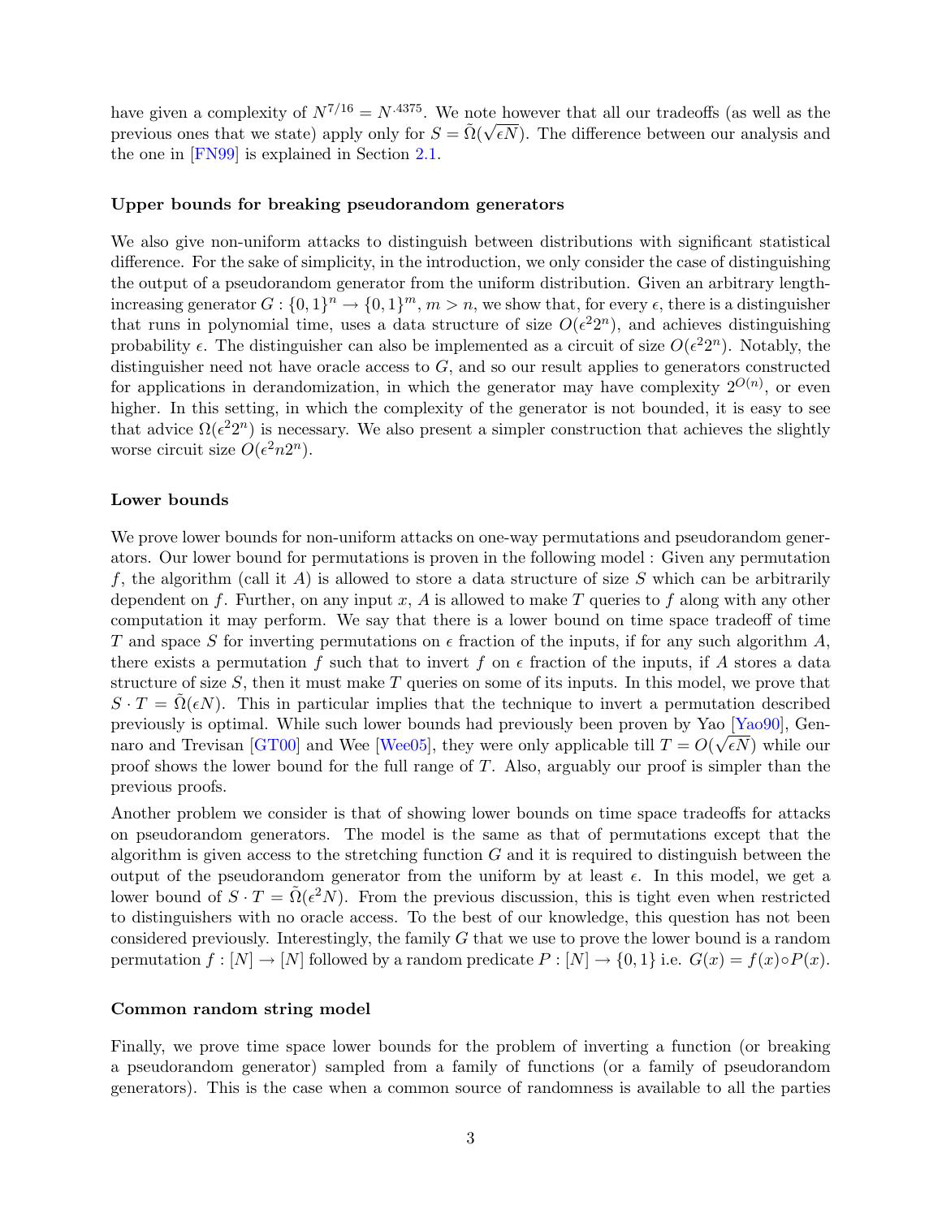have given a complexity of $N^{7/16} = N^{.4375}$. We note however that all our tradeoffs (as well as the previous ones that we state) apply only for $S = \tilde{\Omega}(\sqrt{\epsilon N})$. The difference between our analysis and the one in [FN99] is explained in Section 2.1.

#### Upper bounds for breaking pseudorandom generators

We also give non-uniform attacks to distinguish between distributions with significant statistical difference. For the sake of simplicity, in the introduction, we only consider the case of distinguishing the output of a pseudorandom generator from the uniform distribution. Given an arbitrary length-increasing generator $G : \{0,1\}^n \to \{0,1\}^m$, $m > n$, we show that, for every $\epsilon$, there is a distinguisher that runs in polynomial time, uses a data structure of size $O(\epsilon^2 2^n)$, and achieves distinguishing probability $\epsilon$. The distinguisher can also be implemented as a circuit of size $O(\epsilon^2 2^n)$. Notably, the distinguisher need not have oracle access to $G$, and so our result applies to generators constructed for applications in derandomization, in which the generator may have complexity $2^{O(n)}$, or even higher. In this setting, in which the complexity of the generator is not bounded, it is easy to see that advice $\Omega(\epsilon^2 2^n)$ is necessary. We also present a simpler construction that achieves the slightly worse circuit size $O(\epsilon^2 n 2^n)$.

#### Lower bounds

We prove lower bounds for non-uniform attacks on one-way permutations and pseudorandom generators. Our lower bound for permutations is proven in the following model : Given any permutation $f$, the algorithm (call it $A$) is allowed to store a data structure of size $S$ which can be arbitrarily dependent on $f$. Further, on any input $x$, $A$ is allowed to make $T$ queries to $f$ along with any other computation it may perform. We say that there is a lower bound on time space tradeoff of time $T$ and space $S$ for inverting permutations on $\epsilon$ fraction of the inputs, if for any such algorithm $A$, there exists a permutation $f$ such that to invert $f$ on $\epsilon$ fraction of the inputs, if $A$ stores a data structure of size $S$, then it must make $T$ queries on some of its inputs. In this model, we prove that $S \cdot T = \tilde{\Omega}(\epsilon N)$. This in particular implies that the technique to invert a permutation described previously is optimal. While such lower bounds had previously been proven by Yao [Yao90], Gennaro and Trevisan [GT00] and Wee [Wee05], they were only applicable till $T = O(\sqrt{\epsilon N})$ while our proof shows the lower bound for the full range of $T$. Also, arguably our proof is simpler than the previous proofs.

Another problem we consider is that of showing lower bounds on time space tradeoffs for attacks on pseudorandom generators. The model is the same as that of permutations except that the algorithm is given access to the stretching function $G$ and it is required to distinguish between the output of the pseudorandom generator from the uniform by at least $\epsilon$. In this model, we get a lower bound of $S \cdot T = \tilde{\Omega}(\epsilon^2 N)$. From the previous discussion, this is tight even when restricted to distinguishers with no oracle access. To the best of our knowledge, this question has not been considered previously. Interestingly, the family $G$ that we use to prove the lower bound is a random permutation $f : [N] \to [N]$ followed by a random predicate $P : [N] \to \{0,1\}$ i.e. $G(x) = f(x) \circ P(x)$.

#### Common random string model

Finally, we prove time space lower bounds for the problem of inverting a function (or breaking a pseudorandom generator) sampled from a family of functions (or a family of pseudorandom generators). This is the case when a common source of randomness is available to all the parties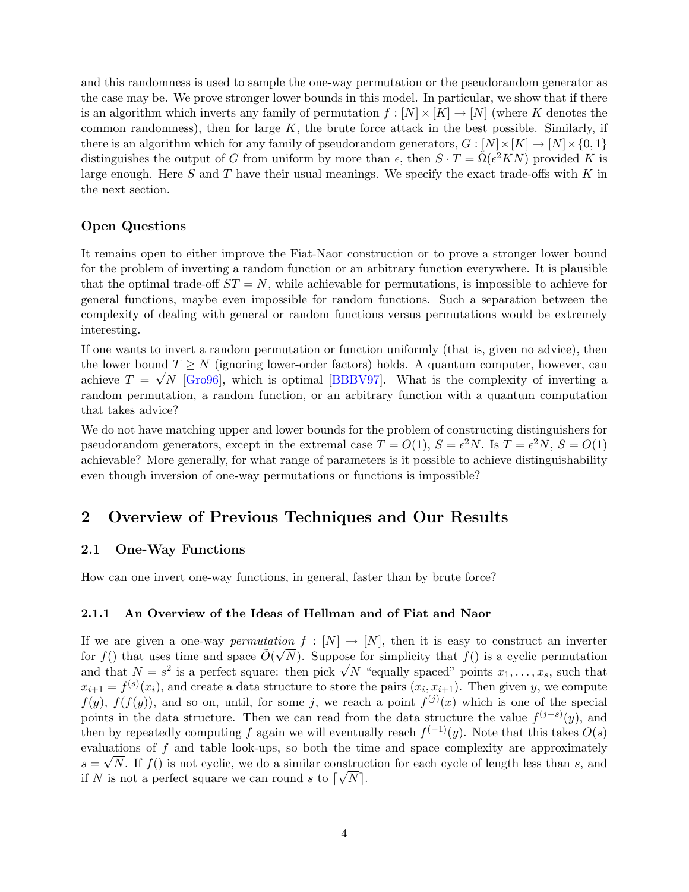and this randomness is used to sample the one-way permutation or the pseudorandom generator as the case may be. We prove stronger lower bounds in this model. In particular, we show that if there is an algorithm which inverts any family of permutation $f : [N] \times [K] \to [N]$ (where $K$ denotes the common randomness), then for large $K$, the brute force attack in the best possible. Similarly, if there is an algorithm which for any family of pseudorandom generators, $G : [N] \times [K] \to [N] \times \{0, 1\}$ distinguishes the output of $G$ from uniform by more than $\epsilon$, then $S \cdot T = \tilde{\Omega}(\epsilon^2 KN)$ provided $K$ is large enough. Here $S$ and $T$ have their usual meanings. We specify the exact trade-offs with $K$ in the next section.

### Open Questions

It remains open to either improve the Fiat-Naor construction or to prove a stronger lower bound for the problem of inverting a random function or an arbitrary function everywhere. It is plausible that the optimal trade-off $ST = N$, while achievable for permutations, is impossible to achieve for general functions, maybe even impossible for random functions. Such a separation between the complexity of dealing with general or random functions versus permutations would be extremely interesting.

If one wants to invert a random permutation or function uniformly (that is, given no advice), then the lower bound $T \geq N$ (ignoring lower-order factors) holds. A quantum computer, however, can achieve $T = \sqrt{N}$ [Gro96], which is optimal [BBBV97]. What is the complexity of inverting a random permutation, a random function, or an arbitrary function with a quantum computation that takes advice?

We do not have matching upper and lower bounds for the problem of constructing distinguishers for pseudorandom generators, except in the extremal case $T = O(1)$, $S = \epsilon^2 N$. Is $T = \epsilon^2 N$, $S = O(1)$ achievable? More generally, for what range of parameters is it possible to achieve distinguishability even though inversion of one-way permutations or functions is impossible?

## 2 Overview of Previous Techniques and Our Results

### 2.1 One-Way Functions

How can one invert one-way functions, in general, faster than by brute force?

#### 2.1.1 An Overview of the Ideas of Hellman and of Fiat and Naor

If we are given a one-way *permutation* $f : [N] \to [N]$, then it is easy to construct an inverter for $f()$ that uses time and space $\tilde{O}(\sqrt{N})$. Suppose for simplicity that $f()$ is a cyclic permutation and that $N = s^2$ is a perfect square: then pick $\sqrt{N}$ "equally spaced" points $x_1, \ldots, x_s$, such that $x_{i+1} = f^{(s)}(x_i)$, and create a data structure to store the pairs $(x_i, x_{i+1})$. Then given $y$, we compute $f(y)$, $f(f(y))$, and so on, until, for some $j$, we reach a point $f^{(j)}(x)$ which is one of the special points in the data structure. Then we can read from the data structure the value $f^{(j-s)}(y)$, and then by repeatedly computing $f$ again we will eventually reach $f^{(-1)}(y)$. Note that this takes $O(s)$ evaluations of $f$ and table look-ups, so both the time and space complexity are approximately $s = \sqrt{N}$. If $f()$ is not cyclic, we do a similar construction for each cycle of length less than $s$, and if $N$ is not a perfect square we can round $s$ to $\lceil \sqrt{N} \rceil$.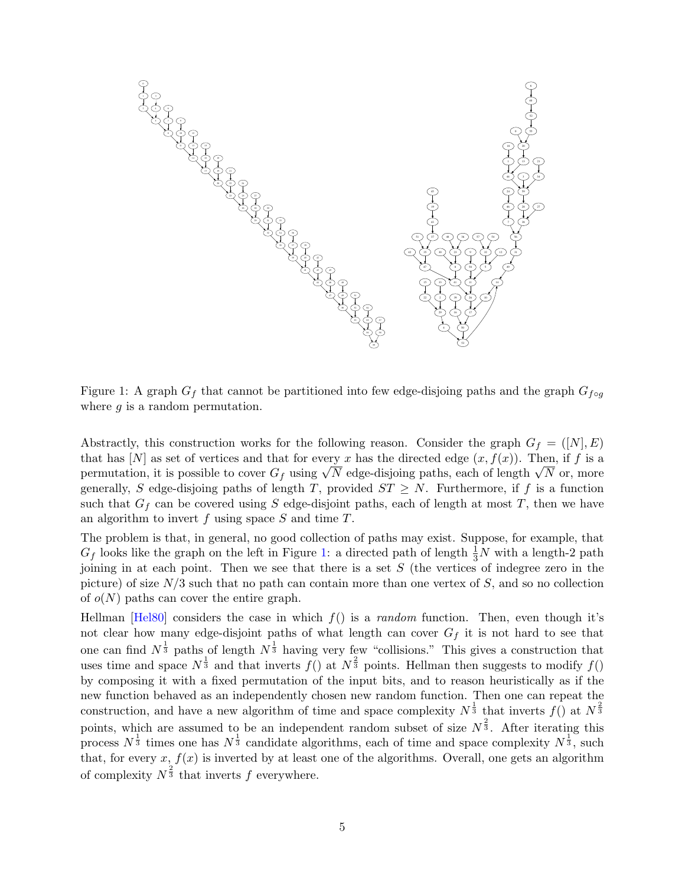Figure 1: A graph $G_f$ that cannot be partitioned into few edge-disjoing paths and the graph $G_{f\circ g}$ where $g$ is a random permutation.

Abstractly, this construction works for the following reason. Consider the graph $G_f = ([N], E)$ that has $[N]$ as set of vertices and that for every $x$ has the directed edge $(x, f(x))$. Then, if $f$ is a permutation, it is possible to cover $G_f$ using $\sqrt{N}$ edge-disjoing paths, each of length $\sqrt{N}$ or, more generally, $S$ edge-disjoing paths of length $T$, provided $ST \geq N$. Furthermore, if $f$ is a function such that $G_f$ can be covered using $S$ edge-disjoint paths, each of length at most $T$, then we have an algorithm to invert $f$ using space $S$ and time $T$.

The problem is that, in general, no good collection of paths may exist. Suppose, for example, that $G_f$ looks like the graph on the left in Figure 1: a directed path of length $\frac{1}{3}N$ with a length-2 path joining in at each point. Then we see that there is a set $S$ (the vertices of indegree zero in the picture) of size $N/3$ such that no path can contain more than one vertex of $S$, and so no collection of $o(N)$ paths can cover the entire graph.

Hellman [Hel80] considers the case in which $f()$ is a *random* function. Then, even though it's not clear how many edge-disjoint paths of what length can cover $G_f$ it is not hard to see that one can find $N^{\frac{1}{3}}$ paths of length $N^{\frac{1}{3}}$ having very few "collisions." This gives a construction that uses time and space $N^{\frac{1}{3}}$ and that inverts $f()$ at $N^{\frac{2}{3}}$ points. Hellman then suggests to modify $f()$ by composing it with a fixed permutation of the input bits, and to reason heuristically as if the new function behaved as an independently chosen new random function. Then one can repeat the construction, and have a new algorithm of time and space complexity $N^{\frac{1}{3}}$ that inverts $f()$ at $N^{\frac{2}{3}}$ points, which are assumed to be an independent random subset of size $N^{\frac{2}{3}}$. After iterating this process $N^{\frac{1}{3}}$ times one has $N^{\frac{1}{3}}$ candidate algorithms, each of time and space complexity $N^{\frac{1}{3}}$, such that, for every $x$, $f(x)$ is inverted by at least one of the algorithms. Overall, one gets an algorithm of complexity $N^{\frac{2}{3}}$ that inverts $f$ everywhere.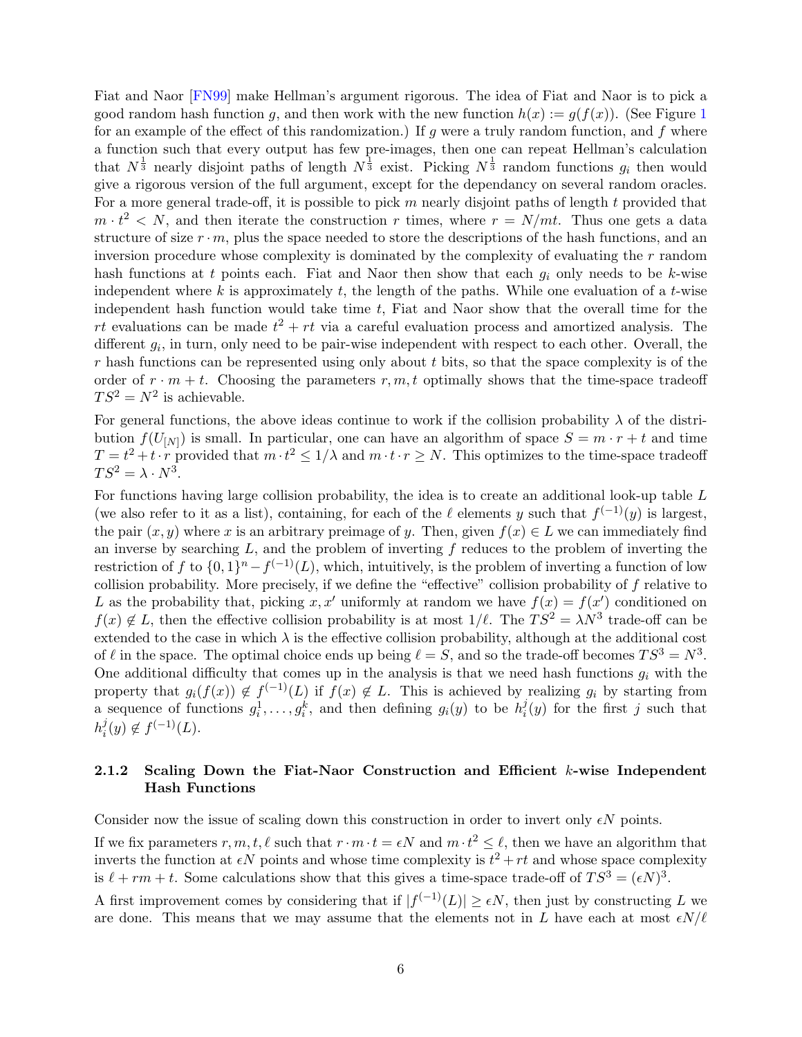Fiat and Naor [FN99] make Hellman's argument rigorous. The idea of Fiat and Naor is to pick a good random hash function $g$, and then work with the new function $h(x) := g(f(x))$. (See Figure 1 for an example of the effect of this randomization.) If $g$ were a truly random function, and $f$ where a function such that every output has few pre-images, then one can repeat Hellman's calculation that $N^{\frac{1}{3}}$ nearly disjoint paths of length $N^{\frac{1}{3}}$ exist. Picking $N^{\frac{1}{3}}$ random functions $g_i$ then would give a rigorous version of the full argument, except for the dependancy on several random oracles. For a more general trade-off, it is possible to pick $m$ nearly disjoint paths of length $t$ provided that $m \cdot t^2 < N$, and then iterate the construction $r$ times, where $r = N/mt$. Thus one gets a data structure of size $r \cdot m$, plus the space needed to store the descriptions of the hash functions, and an inversion procedure whose complexity is dominated by the complexity of evaluating the $r$ random hash functions at $t$ points each. Fiat and Naor then show that each $g_i$ only needs to be $k$-wise independent where $k$ is approximately $t$, the length of the paths. While one evaluation of a $t$-wise independent hash function would take time $t$, Fiat and Naor show that the overall time for the $rt$ evaluations can be made $t^2 + rt$ via a careful evaluation process and amortized analysis. The different $g_i$, in turn, only need to be pair-wise independent with respect to each other. Overall, the $r$ hash functions can be represented using only about $t$ bits, so that the space complexity is of the order of $r \cdot m + t$. Choosing the parameters $r, m, t$ optimally shows that the time-space tradeoff $TS^2 = N^2$ is achievable.

For general functions, the above ideas continue to work if the collision probability $\lambda$ of the distribution $f(U_{[N]})$ is small. In particular, one can have an algorithm of space $S = m \cdot r + t$ and time $T = t^2 + t \cdot r$ provided that $m \cdot t^2 \leq 1/\lambda$ and $m \cdot t \cdot r \geq N$. This optimizes to the time-space tradeoff $TS^2 = \lambda \cdot N^3$.

For functions having large collision probability, the idea is to create an additional look-up table $L$ (we also refer to it as a list), containing, for each of the $\ell$ elements $y$ such that $f^{(-1)}(y)$ is largest, the pair $(x, y)$ where $x$ is an arbitrary preimage of $y$. Then, given $f(x) \in L$ we can immediately find an inverse by searching $L$, and the problem of inverting $f$ reduces to the problem of inverting the restriction of $f$ to $\{0,1\}^n - f^{(-1)}(L)$, which, intuitively, is the problem of inverting a function of low collision probability. More precisely, if we define the "effective" collision probability of $f$ relative to $L$ as the probability that, picking $x, x'$ uniformly at random we have $f(x) = f(x')$ conditioned on $f(x) \notin L$, then the effective collision probability is at most $1/\ell$. The $TS^2 = \lambda N^3$ trade-off can be extended to the case in which $\lambda$ is the effective collision probability, although at the additional cost of $\ell$ in the space. The optimal choice ends up being $\ell = S$, and so the trade-off becomes $TS^3 = N^3$. One additional difficulty that comes up in the analysis is that we need hash functions $g_i$ with the property that $g_i(f(x)) \notin f^{(-1)}(L)$ if $f(x) \notin L$. This is achieved by realizing $g_i$ by starting from a sequence of functions $g_i^1, \ldots, g_i^k$, and then defining $g_i(y)$ to be $h_i^j(y)$ for the first $j$ such that $h_i^j(y) \notin f^{(-1)}(L)$.

### 2.1.2 Scaling Down the Fiat-Naor Construction and Efficient $k$-wise Independent Hash Functions

Consider now the issue of scaling down this construction in order to invert only $\epsilon N$ points.

If we fix parameters $r, m, t, \ell$ such that $r \cdot m \cdot t = \epsilon N$ and $m \cdot t^2 \leq \ell$, then we have an algorithm that inverts the function at $\epsilon N$ points and whose time complexity is $t^2 + rt$ and whose space complexity is $\ell + rm + t$. Some calculations show that this gives a time-space trade-off of $TS^3 = (\epsilon N)^3$.

A first improvement comes by considering that if $|f^{(-1)}(L)| \geq \epsilon N$, then just by constructing $L$ we are done. This means that we may assume that the elements not in $L$ have each at most $\epsilon N/\ell$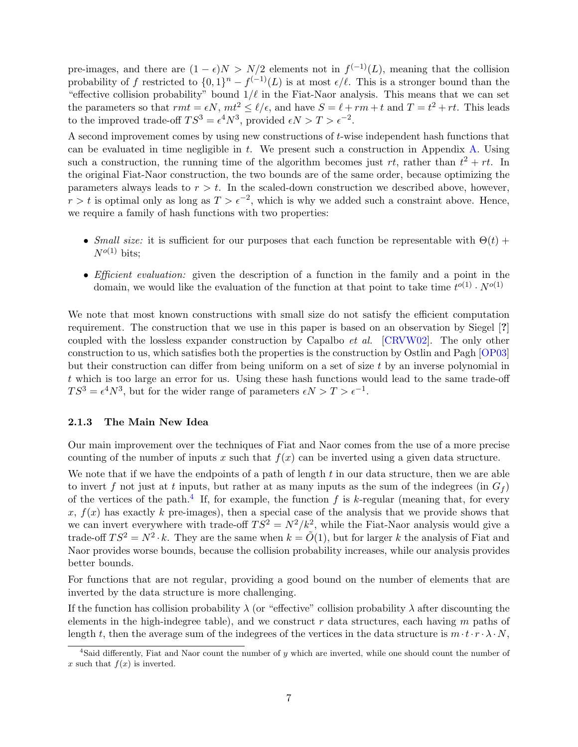pre-images, and there are $(1-\epsilon)N > N/2$ elements not in $f^{(-1)}(L)$, meaning that the collision probability of $f$ restricted to $\{0,1\}^n - f^{(-1)}(L)$ is at most $\epsilon/\ell$. This is a stronger bound than the "effective collision probability" bound $1/\ell$ in the Fiat-Naor analysis. This means that we can set the parameters so that $rmt = \epsilon N$, $mt^2 \leq \ell/\epsilon$, and have $S = \ell + rm + t$ and $T = t^2 + rt$. This leads to the improved trade-off $TS^3 = \epsilon^4 N^3$, provided $\epsilon N > T > \epsilon^{-2}$.

A second improvement comes by using new constructions of $t$-wise independent hash functions that can be evaluated in time negligible in $t$. We present such a construction in Appendix A. Using such a construction, the running time of the algorithm becomes just $rt$, rather than $t^2 + rt$. In the original Fiat-Naor construction, the two bounds are of the same order, because optimizing the parameters always leads to $r > t$. In the scaled-down construction we described above, however, $r > t$ is optimal only as long as $T > \epsilon^{-2}$, which is why we added such a constraint above. Hence, we require a family of hash functions with two properties:

- *Small size:* it is sufficient for our purposes that each function be representable with $\Theta(t) + N^{o(1)}$ bits;
- *Efficient evaluation:* given the description of a function in the family and a point in the domain, we would like the evaluation of the function at that point to take time $t^{o(1)} \cdot N^{o(1)}$

We note that most known constructions with small size do not satisfy the efficient computation requirement. The construction that we use in this paper is based on an observation by Siegel [**?**] coupled with the lossless expander construction by Capalbo *et al.* [CRVW02]. The only other construction to us, which satisfies both the properties is the construction by Ostlin and Pagh [OP03] but their construction can differ from being uniform on a set of size $t$ by an inverse polynomial in $t$ which is too large an error for us. Using these hash functions would lead to the same trade-off $TS^3 = \epsilon^4 N^3$, but for the wider range of parameters $\epsilon N > T > \epsilon^{-1}$.

### 2.1.3 The Main New Idea

Our main improvement over the techniques of Fiat and Naor comes from the use of a more precise counting of the number of inputs $x$ such that $f(x)$ can be inverted using a given data structure.

We note that if we have the endpoints of a path of length $t$ in our data structure, then we are able to invert $f$ not just at $t$ inputs, but rather at as many inputs as the sum of the indegrees (in $G_f$) of the vertices of the path.[4] If, for example, the function $f$ is $k$-regular (meaning that, for every $x$, $f(x)$ has exactly $k$ pre-images), then a special case of the analysis that we provide shows that we can invert everywhere with trade-off $TS^2 = N^2/k^2$, while the Fiat-Naor analysis would give a trade-off $TS^2 = N^2 \cdot k$. They are the same when $k = \tilde{O}(1)$, but for larger $k$ the analysis of Fiat and Naor provides worse bounds, because the collision probability increases, while our analysis provides better bounds.

For functions that are not regular, providing a good bound on the number of elements that are inverted by the data structure is more challenging.

If the function has collision probability $\lambda$ (or "effective" collision probability $\lambda$ after discounting the elements in the high-indegree table), and we construct $r$ data structures, each having $m$ paths of length $t$, then the average sum of the indegrees of the vertices in the data structure is $m \cdot t \cdot r \cdot \lambda \cdot N$,

[4] Said differently, Fiat and Naor count the number of $y$ which are inverted, while one should count the number of $x$ such that $f(x)$ is inverted.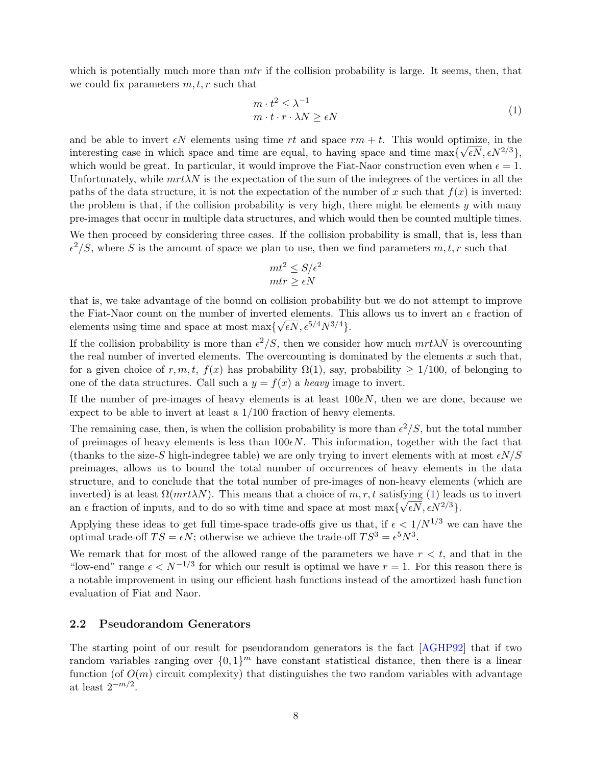which is potentially much more than $mtr$ if the collision probability is large. It seems, then, that we could fix parameters $m, t, r$ such that

$$
\begin{aligned}
m \cdot t^2 &\leq \lambda^{-1} \\
m \cdot t \cdot r \cdot \lambda N &\geq \epsilon N
\end{aligned}
\tag{1}
$$

and be able to invert $\epsilon N$ elements using time $rt$ and space $rm + t$. This would optimize, in the interesting case in which space and time are equal, to having space and time $\max\{\sqrt{\epsilon N}, \epsilon N^{2/3}\}$, which would be great. In particular, it would improve the Fiat-Naor construction even when $\epsilon = 1$. Unfortunately, while $mrt\lambda N$ is the expectation of the sum of the indegrees of the vertices in all the paths of the data structure, it is not the expectation of the number of $x$ such that $f(x)$ is inverted: the problem is that, if the collision probability is very high, there might be elements $y$ with many pre-images that occur in multiple data structures, and which would then be counted multiple times.

We then proceed by considering three cases. If the collision probability is small, that is, less than $\epsilon^2/S$, where $S$ is the amount of space we plan to use, then we find parameters $m, t, r$ such that

$$
\begin{aligned}
mt^2 &\leq S/\epsilon^2 \\
mtr &\geq \epsilon N
\end{aligned}
$$

that is, we take advantage of the bound on collision probability but we do not attempt to improve the Fiat-Naor count on the number of inverted elements. This allows us to invert an $\epsilon$ fraction of elements using time and space at most $\max\{\sqrt{\epsilon N}, \epsilon^{5/4} N^{3/4}\}$.

If the collision probability is more than $\epsilon^2/S$, then we consider how much $mrt\lambda N$ is overcounting the real number of inverted elements. The overcounting is dominated by the elements $x$ such that, for a given choice of $r, m, t$, $f(x)$ has probability $\Omega(1)$, say, probability $\geq 1/100$, of belonging to one of the data structures. Call such a $y = f(x)$ a *heavy* image to invert.

If the number of pre-images of heavy elements is at least $100\epsilon N$, then we are done, because we expect to be able to invert at least a $1/100$ fraction of heavy elements.

The remaining case, then, is when the collision probability is more than $\epsilon^2/S$, but the total number of preimages of heavy elements is less than $100\epsilon N$. This information, together with the fact that (thanks to the size-$S$ high-indegree table) we are only trying to invert elements with at most $\epsilon N/S$ preimages, allows us to bound the total number of occurrences of heavy elements in the data structure, and to conclude that the total number of pre-images of non-heavy elements (which are inverted) is at least $\Omega(mrt\lambda N)$. This means that a choice of $m, r, t$ satisfying (1) leads us to invert an $\epsilon$ fraction of inputs, and to do so with time and space at most $\max\{\sqrt{\epsilon N}, \epsilon N^{2/3}\}$.

Applying these ideas to get full time-space trade-offs give us that, if $\epsilon < 1/N^{1/3}$ we can have the optimal trade-off $TS = \epsilon N$; otherwise we achieve the trade-off $TS^3 = \epsilon^5 N^3$.

We remark that for most of the allowed range of the parameters we have $r < t$, and that in the "low-end" range $\epsilon < N^{-1/3}$ for which our result is optimal we have $r = 1$. For this reason there is a notable improvement in using our efficient hash functions instead of the amortized hash function evaluation of Fiat and Naor.

### 2.2 Pseudorandom Generators

The starting point of our result for pseudorandom generators is the fact [AGHP92] that if two random variables ranging over $\{0,1\}^m$ have constant statistical distance, then there is a linear function (of $O(m)$ circuit complexity) that distinguishes the two random variables with advantage at least $2^{-m/2}$.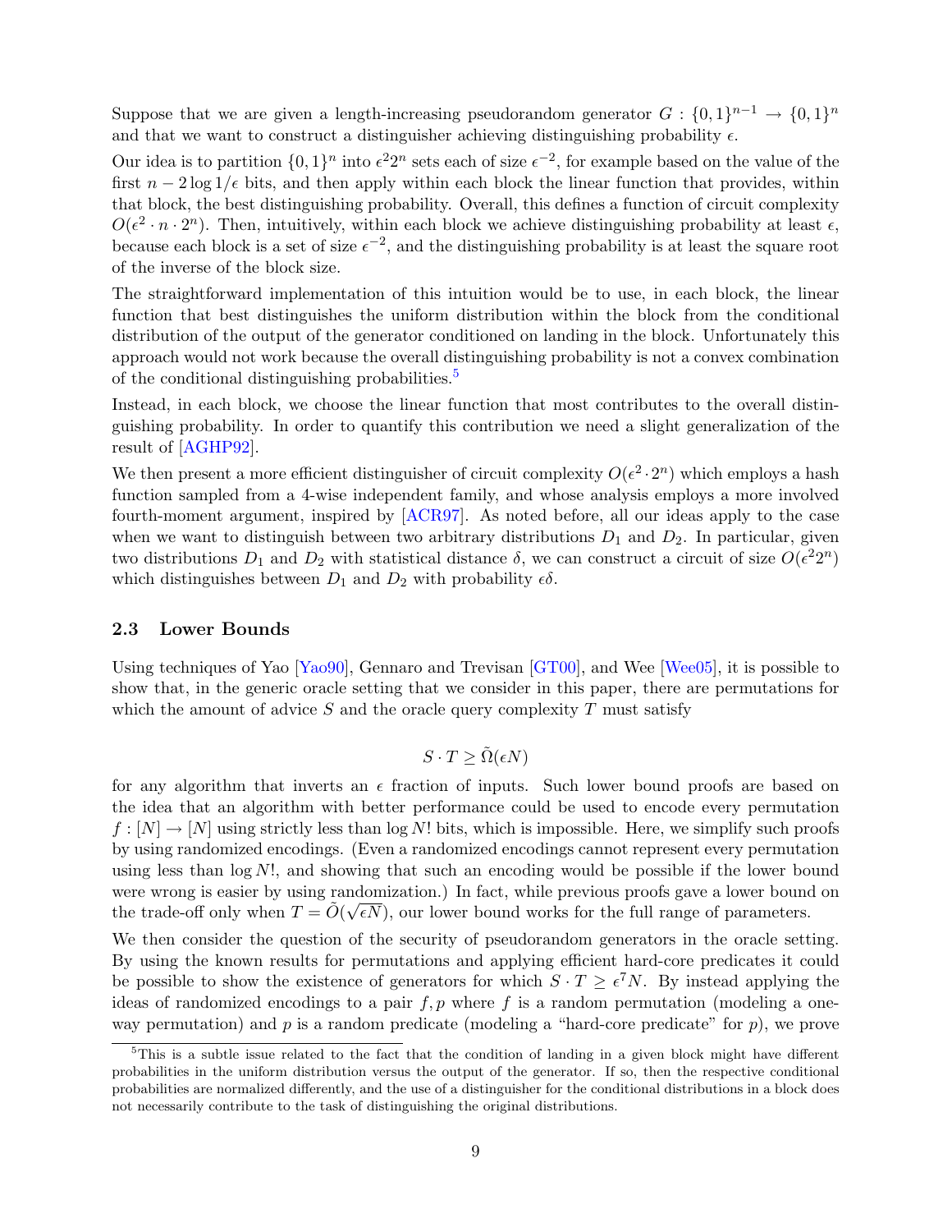Suppose that we are given a length-increasing pseudorandom generator $G : \{0,1\}^{n-1} \to \{0,1\}^n$ and that we want to construct a distinguisher achieving distinguishing probability $\epsilon$.

Our idea is to partition $\{0,1\}^n$ into $\epsilon^2 2^n$ sets each of size $\epsilon^{-2}$, for example based on the value of the first $n - 2\log 1/\epsilon$ bits, and then apply within each block the linear function that provides, within that block, the best distinguishing probability. Overall, this defines a function of circuit complexity $O(\epsilon^2 \cdot n \cdot 2^n)$. Then, intuitively, within each block we achieve distinguishing probability at least $\epsilon$, because each block is a set of size $\epsilon^{-2}$, and the distinguishing probability is at least the square root of the inverse of the block size.

The straightforward implementation of this intuition would be to use, in each block, the linear function that best distinguishes the uniform distribution within the block from the conditional distribution of the output of the generator conditioned on landing in the block. Unfortunately this approach would not work because the overall distinguishing probability is not a convex combination of the conditional distinguishing probabilities.[5]

Instead, in each block, we choose the linear function that most contributes to the overall distinguishing probability. In order to quantify this contribution we need a slight generalization of the result of [AGHP92].

We then present a more efficient distinguisher of circuit complexity $O(\epsilon^2 \cdot 2^n)$ which employs a hash function sampled from a 4-wise independent family, and whose analysis employs a more involved fourth-moment argument, inspired by [ACR97]. As noted before, all our ideas apply to the case when we want to distinguish between two arbitrary distributions $D_1$ and $D_2$. In particular, given two distributions $D_1$ and $D_2$ with statistical distance $\delta$, we can construct a circuit of size $O(\epsilon^2 2^n)$ which distinguishes between $D_1$ and $D_2$ with probability $\epsilon\delta$.

### 2.3 Lower Bounds

Using techniques of Yao [Yao90], Gennaro and Trevisan [GT00], and Wee [Wee05], it is possible to show that, in the generic oracle setting that we consider in this paper, there are permutations for which the amount of advice $S$ and the oracle query complexity $T$ must satisfy

$$S \cdot T \geq \tilde{\Omega}(\epsilon N)$$

for any algorithm that inverts an $\epsilon$ fraction of inputs. Such lower bound proofs are based on the idea that an algorithm with better performance could be used to encode every permutation $f : [N] \to [N]$ using strictly less than $\log N!$ bits, which is impossible. Here, we simplify such proofs by using randomized encodings. (Even a randomized encodings cannot represent every permutation using less than $\log N!$, and showing that such an encoding would be possible if the lower bound were wrong is easier by using randomization.) In fact, while previous proofs gave a lower bound on the trade-off only when $T = \tilde{O}(\sqrt{\epsilon N})$, our lower bound works for the full range of parameters.

We then consider the question of the security of pseudorandom generators in the oracle setting. By using the known results for permutations and applying efficient hard-core predicates it could be possible to show the existence of generators for which $S \cdot T \geq \epsilon^7 N$. By instead applying the ideas of randomized encodings to a pair $f, p$ where $f$ is a random permutation (modeling a one-way permutation) and $p$ is a random predicate (modeling a "hard-core predicate" for $p$), we prove

[5] This is a subtle issue related to the fact that the condition of landing in a given block might have different probabilities in the uniform distribution versus the output of the generator. If so, then the respective conditional probabilities are normalized differently, and the use of a distinguisher for the conditional distributions in a block does not necessarily contribute to the task of distinguishing the original distributions.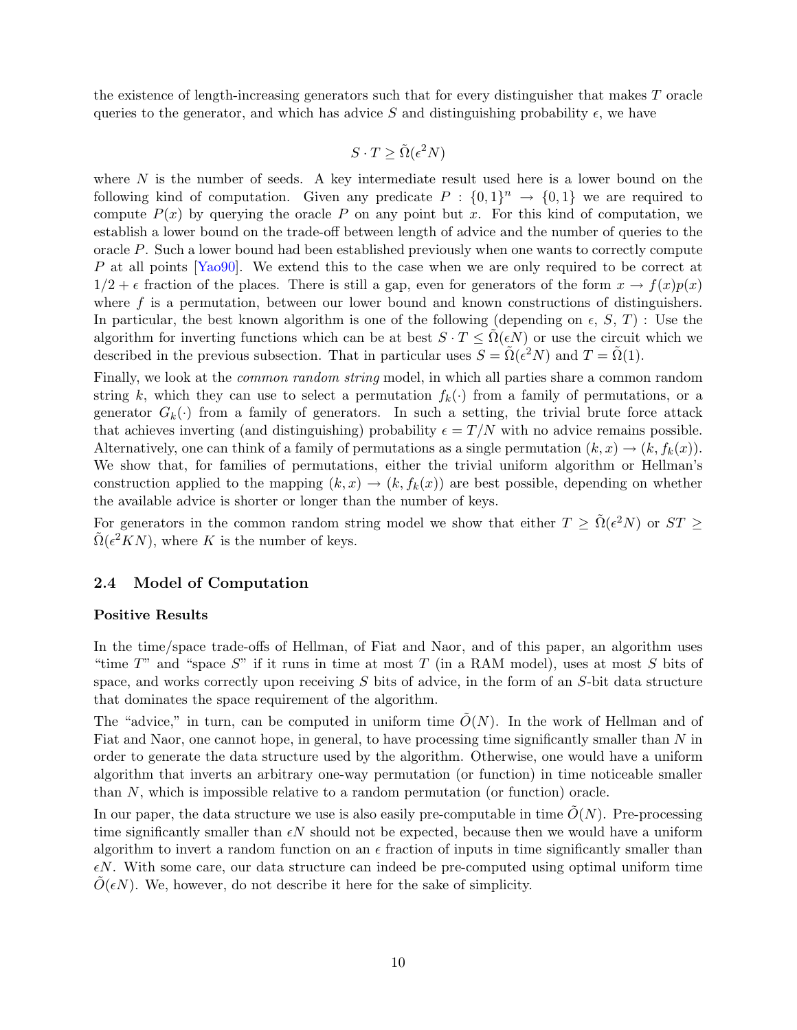the existence of length-increasing generators such that for every distinguisher that makes $T$ oracle queries to the generator, and which has advice $S$ and distinguishing probability $\epsilon$, we have

$$S \cdot T \geq \tilde{\Omega}(\epsilon^2 N)$$

where $N$ is the number of seeds. A key intermediate result used here is a lower bound on the following kind of computation. Given any predicate $P : \{0,1\}^n \to \{0,1\}$ we are required to compute $P(x)$ by querying the oracle $P$ on any point but $x$. For this kind of computation, we establish a lower bound on the trade-off between length of advice and the number of queries to the oracle $P$. Such a lower bound had been established previously when one wants to correctly compute $P$ at all points [Yao90]. We extend this to the case when we are only required to be correct at $1/2 + \epsilon$ fraction of the places. There is still a gap, even for generators of the form $x \to f(x)p(x)$ where $f$ is a permutation, between our lower bound and known constructions of distinguishers. In particular, the best known algorithm is one of the following (depending on $\epsilon$, $S$, $T$) : Use the algorithm for inverting functions which can be at best $S \cdot T \leq \tilde{\Omega}(\epsilon N)$ or use the circuit which we described in the previous subsection. That in particular uses $S = \tilde{\Omega}(\epsilon^2 N)$ and $T = \tilde{\Omega}(1)$.

Finally, we look at the *common random string* model, in which all parties share a common random string $k$, which they can use to select a permutation $f_k(\cdot)$ from a family of permutations, or a generator $G_k(\cdot)$ from a family of generators. In such a setting, the trivial brute force attack that achieves inverting (and distinguishing) probability $\epsilon = T/N$ with no advice remains possible. Alternatively, one can think of a family of permutations as a single permutation $(k, x) \to (k, f_k(x))$. We show that, for families of permutations, either the trivial uniform algorithm or Hellman's construction applied to the mapping $(k, x) \to (k, f_k(x))$ are best possible, depending on whether the available advice is shorter or longer than the number of keys.

For generators in the common random string model we show that either $T \geq \tilde{\Omega}(\epsilon^2 N)$ or $ST \geq \tilde{\Omega}(\epsilon^2 KN)$, where $K$ is the number of keys.

## 2.4 Model of Computation

**Positive Results**

In the time/space trade-offs of Hellman, of Fiat and Naor, and of this paper, an algorithm uses "time $T$" and "space $S$" if it runs in time at most $T$ (in a RAM model), uses at most $S$ bits of space, and works correctly upon receiving $S$ bits of advice, in the form of an $S$-bit data structure that dominates the space requirement of the algorithm.

The "advice," in turn, can be computed in uniform time $\tilde{O}(N)$. In the work of Hellman and of Fiat and Naor, one cannot hope, in general, to have processing time significantly smaller than $N$ in order to generate the data structure used by the algorithm. Otherwise, one would have a uniform algorithm that inverts an arbitrary one-way permutation (or function) in time noticeable smaller than $N$, which is impossible relative to a random permutation (or function) oracle.

In our paper, the data structure we use is also easily pre-computable in time $\tilde{O}(N)$. Pre-processing time significantly smaller than $\epsilon N$ should not be expected, because then we would have a uniform algorithm to invert a random function on an $\epsilon$ fraction of inputs in time significantly smaller than $\epsilon N$. With some care, our data structure can indeed be pre-computed using optimal uniform time $\tilde{O}(\epsilon N)$. We, however, do not describe it here for the sake of simplicity.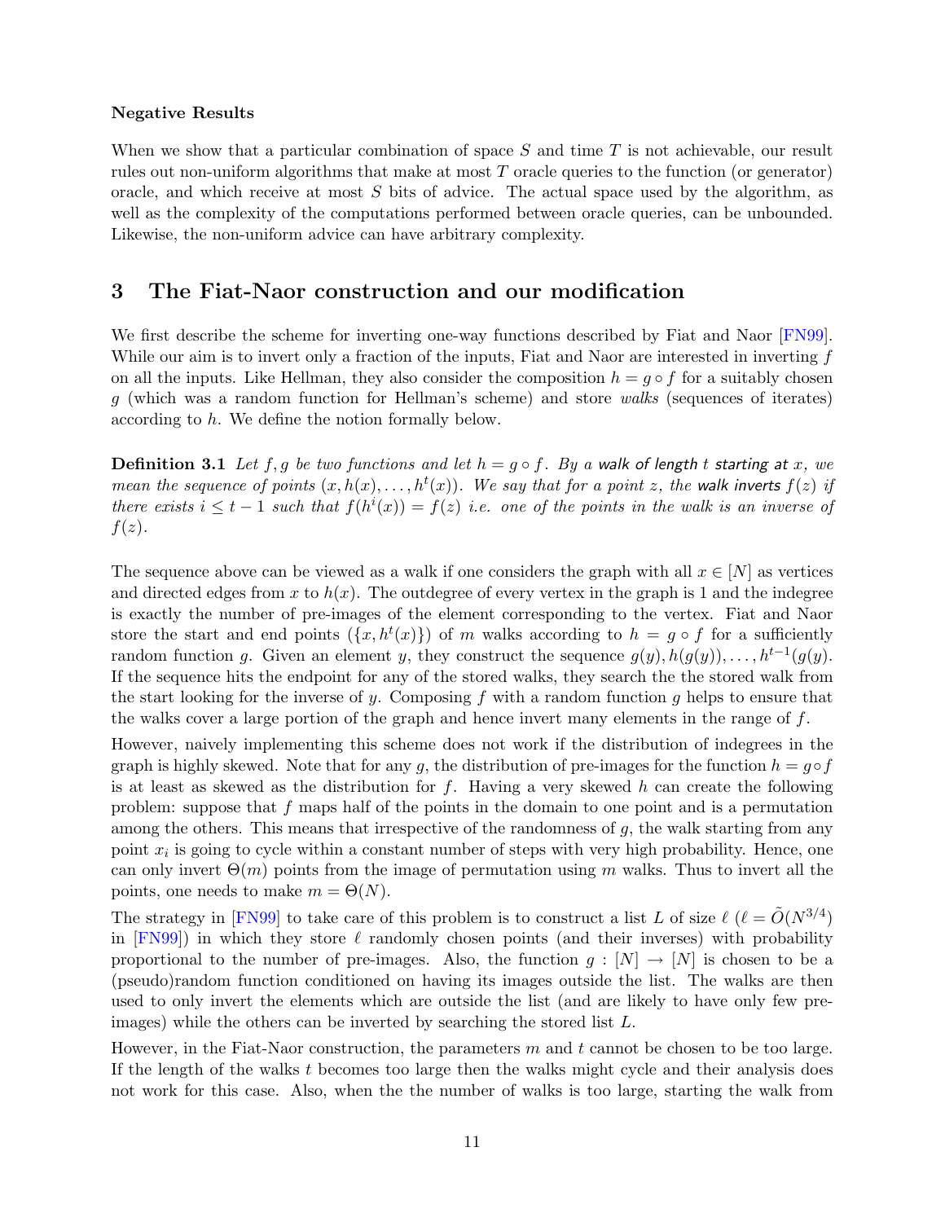**Negative Results**

When we show that a particular combination of space $S$ and time $T$ is not achievable, our result rules out non-uniform algorithms that make at most $T$ oracle queries to the function (or generator) oracle, and which receive at most $S$ bits of advice. The actual space used by the algorithm, as well as the complexity of the computations performed between oracle queries, can be unbounded. Likewise, the non-uniform advice can have arbitrary complexity.

## 3 The Fiat-Naor construction and our modification

We first describe the scheme for inverting one-way functions described by Fiat and Naor [FN99]. While our aim is to invert only a fraction of the inputs, Fiat and Naor are interested in inverting $f$ on all the inputs. Like Hellman, they also consider the composition $h = g \circ f$ for a suitably chosen $g$ (which was a random function for Hellman's scheme) and store *walks* (sequences of iterates) according to $h$. We define the notion formally below.

**Definition 3.1** *Let $f, g$ be two functions and let $h = g \circ f$. By a* walk of length $t$ starting at $x$, *we mean the sequence of points $(x, h(x), \ldots, h^t(x))$. We say that for a point $z$, the* walk inverts $f(z)$ *if there exists $i \leq t-1$ such that $f(h^i(x)) = f(z)$ i.e. one of the points in the walk is an inverse of $f(z)$.*

The sequence above can be viewed as a walk if one considers the graph with all $x \in [N]$ as vertices and directed edges from $x$ to $h(x)$. The outdegree of every vertex in the graph is 1 and the indegree is exactly the number of pre-images of the element corresponding to the vertex. Fiat and Naor store the start and end points $(\{x, h^t(x)\})$ of $m$ walks according to $h = g \circ f$ for a sufficiently random function $g$. Given an element $y$, they construct the sequence $g(y), h(g(y)), \ldots, h^{t-1}(g(y)$. If the sequence hits the endpoint for any of the stored walks, they search the the stored walk from the start looking for the inverse of $y$. Composing $f$ with a random function $g$ helps to ensure that the walks cover a large portion of the graph and hence invert many elements in the range of $f$.

However, naively implementing this scheme does not work if the distribution of indegrees in the graph is highly skewed. Note that for any $g$, the distribution of pre-images for the function $h = g \circ f$ is at least as skewed as the distribution for $f$. Having a very skewed $h$ can create the following problem: suppose that $f$ maps half of the points in the domain to one point and is a permutation among the others. This means that irrespective of the randomness of $g$, the walk starting from any point $x_i$ is going to cycle within a constant number of steps with very high probability. Hence, one can only invert $\Theta(m)$ points from the image of permutation using $m$ walks. Thus to invert all the points, one needs to make $m = \Theta(N)$.

The strategy in [FN99] to take care of this problem is to construct a list $L$ of size $\ell$ ($\ell = \tilde{O}(N^{3/4})$ in [FN99]) in which they store $\ell$ randomly chosen points (and their inverses) with probability proportional to the number of pre-images. Also, the function $g : [N] \to [N]$ is chosen to be a (pseudo)random function conditioned on having its images outside the list. The walks are then used to only invert the elements which are outside the list (and are likely to have only few pre-images) while the others can be inverted by searching the stored list $L$.

However, in the Fiat-Naor construction, the parameters $m$ and $t$ cannot be chosen to be too large. If the length of the walks $t$ becomes too large then the walks might cycle and their analysis does not work for this case. Also, when the the number of walks is too large, starting the walk from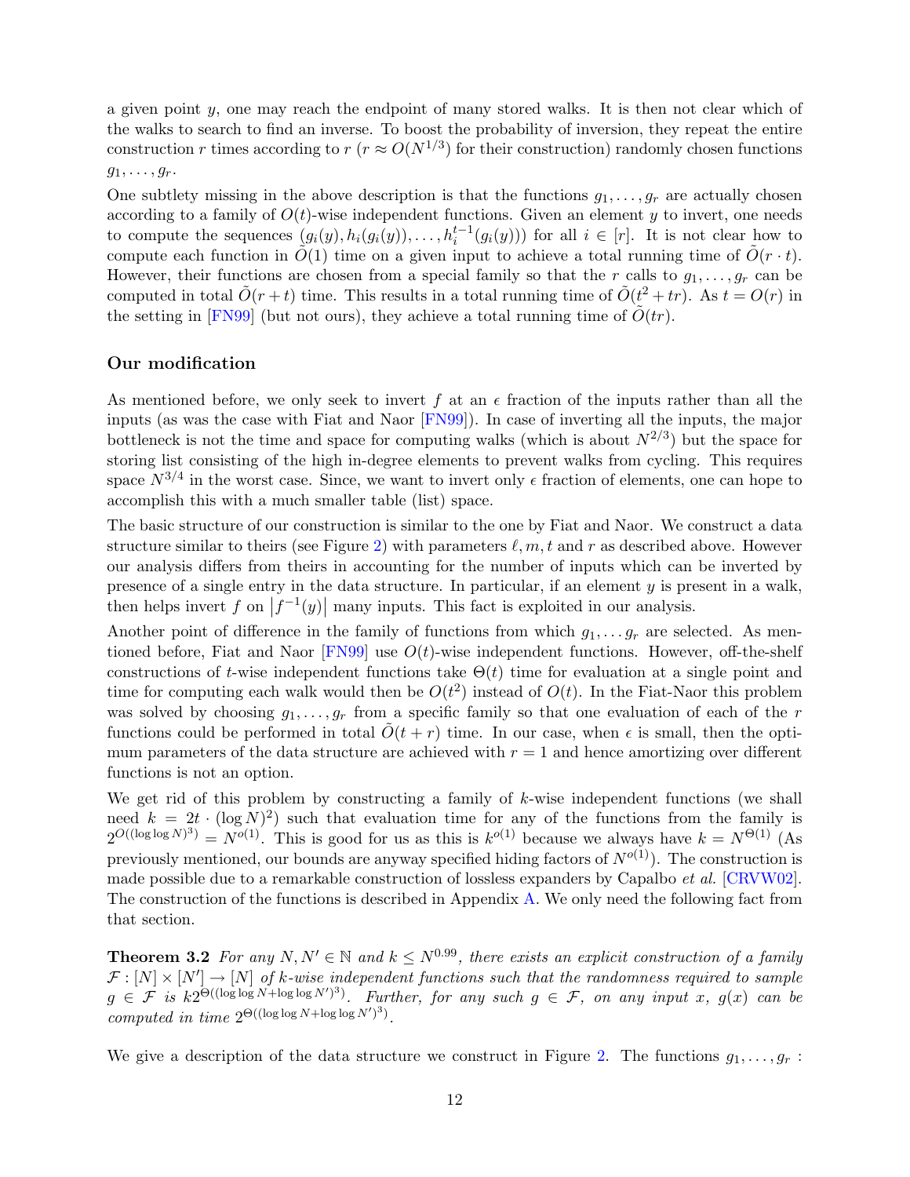a given point $y$, one may reach the endpoint of many stored walks. It is then not clear which of the walks to search to find an inverse. To boost the probability of inversion, they repeat the entire construction $r$ times according to $r$ ($r \approx O(N^{1/3})$ for their construction) randomly chosen functions $g_1, \ldots, g_r$.

One subtlety missing in the above description is that the functions $g_1, \ldots, g_r$ are actually chosen according to a family of $O(t)$-wise independent functions. Given an element $y$ to invert, one needs to compute the sequences $(g_i(y), h_i(g_i(y)), \ldots, h_i^{t-1}(g_i(y)))$ for all $i \in [r]$. It is not clear how to compute each function in $\tilde{O}(1)$ time on a given input to achieve a total running time of $\tilde{O}(r \cdot t)$. However, their functions are chosen from a special family so that the $r$ calls to $g_1, \ldots, g_r$ can be computed in total $\tilde{O}(r + t)$ time. This results in a total running time of $\tilde{O}(t^2 + tr)$. As $t = O(r)$ in the setting in [FN99] (but not ours), they achieve a total running time of $\tilde{O}(tr)$.

### Our modification

As mentioned before, we only seek to invert $f$ at an $\epsilon$ fraction of the inputs rather than all the inputs (as was the case with Fiat and Naor [FN99]). In case of inverting all the inputs, the major bottleneck is not the time and space for computing walks (which is about $N^{2/3}$) but the space for storing list consisting of the high in-degree elements to prevent walks from cycling. This requires space $N^{3/4}$ in the worst case. Since, we want to invert only $\epsilon$ fraction of elements, one can hope to accomplish this with a much smaller table (list) space.

The basic structure of our construction is similar to the one by Fiat and Naor. We construct a data structure similar to theirs (see Figure 2) with parameters $\ell, m, t$ and $r$ as described above. However our analysis differs from theirs in accounting for the number of inputs which can be inverted by presence of a single entry in the data structure. In particular, if an element $y$ is present in a walk, then helps invert $f$ on $|f^{-1}(y)|$ many inputs. This fact is exploited in our analysis.

Another point of difference in the family of functions from which $g_1, \ldots g_r$ are selected. As mentioned before, Fiat and Naor [FN99] use $O(t)$-wise independent functions. However, off-the-shelf constructions of $t$-wise independent functions take $\Theta(t)$ time for evaluation at a single point and time for computing each walk would then be $O(t^2)$ instead of $O(t)$. In the Fiat-Naor this problem was solved by choosing $g_1, \ldots, g_r$ from a specific family so that one evaluation of each of the $r$ functions could be performed in total $\tilde{O}(t + r)$ time. In our case, when $\epsilon$ is small, then the optimum parameters of the data structure are achieved with $r = 1$ and hence amortizing over different functions is not an option.

We get rid of this problem by constructing a family of $k$-wise independent functions (we shall need $k = 2t \cdot (\log N)^2$) such that evaluation time for any of the functions from the family is $2^{O((\log \log N)^3)} = N^{o(1)}$. This is good for us as this is $k^{o(1)}$ because we always have $k = N^{\Theta(1)}$ (As previously mentioned, our bounds are anyway specified hiding factors of $N^{o(1)}$). The construction is made possible due to a remarkable construction of lossless expanders by Capalbo *et al.* [CRVW02]. The construction of the functions is described in Appendix A. We only need the following fact from that section.

**Theorem 3.2** *For any $N, N' \in \mathbb{N}$ and $k \leq N^{0.99}$, there exists an explicit construction of a family $\mathcal{F} : [N] \times [N'] \to [N]$ of $k$-wise independent functions such that the randomness required to sample $g \in \mathcal{F}$ is $k2^{\Theta((\log \log N + \log \log N')^3)}$. Further, for any such $g \in \mathcal{F}$, on any input $x$, $g(x)$ can be computed in time $2^{\Theta((\log \log N + \log \log N')^3)}$.*

We give a description of the data structure we construct in Figure 2. The functions $g_1, \ldots, g_r$ :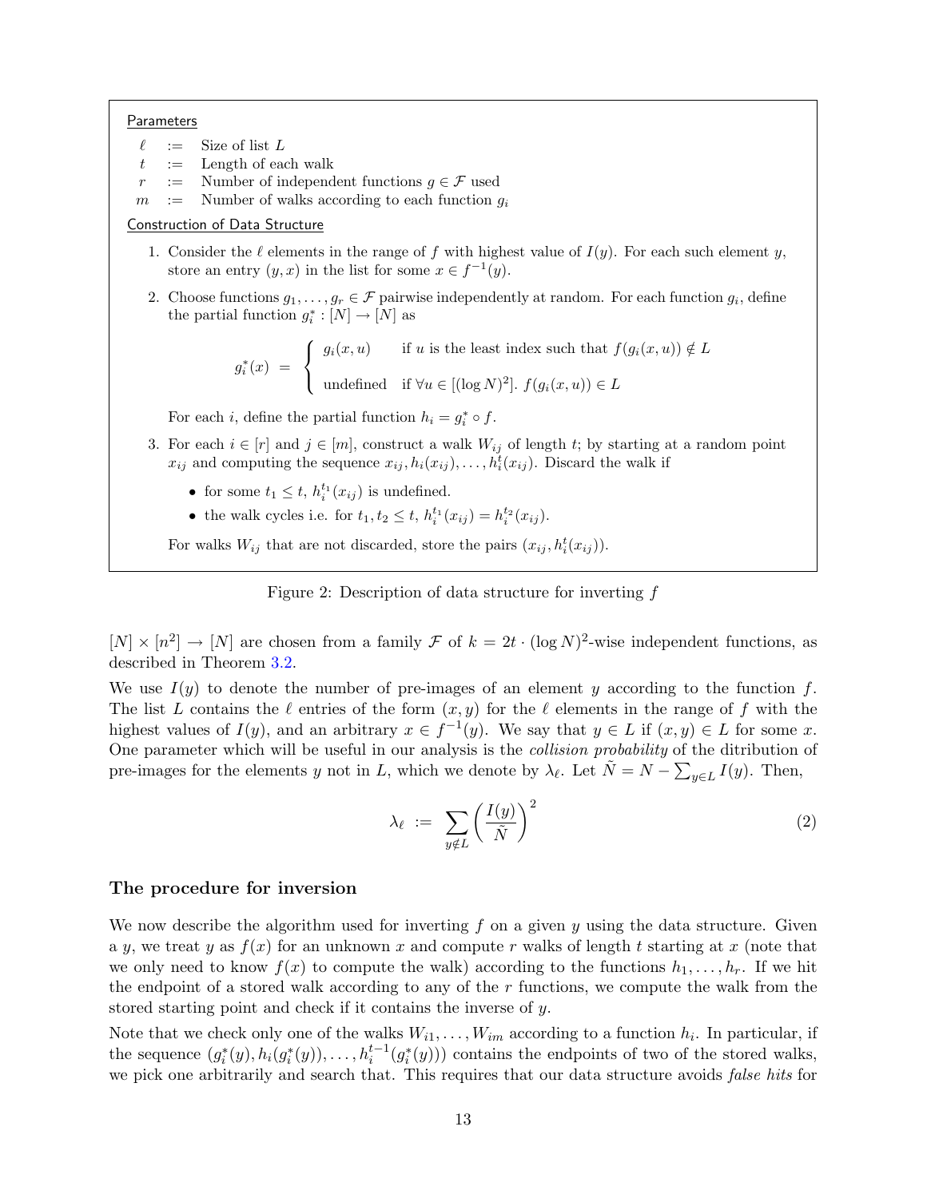Parameters

- $\ell$ := Size of list $L$
- $t$ := Length of each walk
- $r$ := Number of independent functions $g \in \mathcal{F}$ used
- $m$ := Number of walks according to each function $g_i$

Construction of Data Structure

1. Consider the $\ell$ elements in the range of $f$ with highest value of $I(y)$. For each such element $y$, store an entry $(y, x)$ in the list for some $x \in f^{-1}(y)$.

2. Choose functions $g_1, \ldots, g_r \in \mathcal{F}$ pairwise independently at random. For each function $g_i$, define the partial function $g_i^* : [N] \to [N]$ as

$$g_i^*(x) = \begin{cases} g_i(x, u) & \text{if } u \text{ is the least index such that } f(g_i(x, u)) \notin L \\ \text{undefined} & \text{if } \forall u \in [(\log N)^2].\ f(g_i(x, u)) \in L \end{cases}$$

   For each $i$, define the partial function $h_i = g_i^* \circ f$.

3. For each $i \in [r]$ and $j \in [m]$, construct a walk $W_{ij}$ of length $t$; by starting at a random point $x_{ij}$ and computing the sequence $x_{ij}, h_i(x_{ij}), \ldots, h_i^t(x_{ij})$. Discard the walk if

   - for some $t_1 \leq t$, $h_i^{t_1}(x_{ij})$ is undefined.
   - the walk cycles i.e. for $t_1, t_2 \leq t$, $h_i^{t_1}(x_{ij}) = h_i^{t_2}(x_{ij})$.

   For walks $W_{ij}$ that are not discarded, store the pairs $(x_{ij}, h_i^t(x_{ij}))$.

Figure 2: Description of data structure for inverting $f$

$[N] \times [n^2] \to [N]$ are chosen from a family $\mathcal{F}$ of $k = 2t \cdot (\log N)^2$-wise independent functions, as described in Theorem 3.2.

We use $I(y)$ to denote the number of pre-images of an element $y$ according to the function $f$. The list $L$ contains the $\ell$ entries of the form $(x, y)$ for the $\ell$ elements in the range of $f$ with the highest values of $I(y)$, and an arbitrary $x \in f^{-1}(y)$. We say that $y \in L$ if $(x, y) \in L$ for some $x$. One parameter which will be useful in our analysis is the *collision probability* of the ditribution of pre-images for the elements $y$ not in $L$, which we denote by $\lambda_\ell$. Let $\tilde{N} = N - \sum_{y \in L} I(y)$. Then,

$$\lambda_\ell := \sum_{y \notin L} \left( \frac{I(y)}{\tilde{N}} \right)^2 \tag{2}$$

### The procedure for inversion

We now describe the algorithm used for inverting $f$ on a given $y$ using the data structure. Given a $y$, we treat $y$ as $f(x)$ for an unknown $x$ and compute $r$ walks of length $t$ starting at $x$ (note that we only need to know $f(x)$ to compute the walk) according to the functions $h_1, \ldots, h_r$. If we hit the endpoint of a stored walk according to any of the $r$ functions, we compute the walk from the stored starting point and check if it contains the inverse of $y$.

Note that we check only one of the walks $W_{i1}, \ldots, W_{im}$ according to a function $h_i$. In particular, if the sequence $(g_i^*(y), h_i(g_i^*(y)), \ldots, h_i^{t-1}(g_i^*(y)))$ contains the endpoints of two of the stored walks, we pick one arbitrarily and search that. This requires that our data structure avoids *false hits* for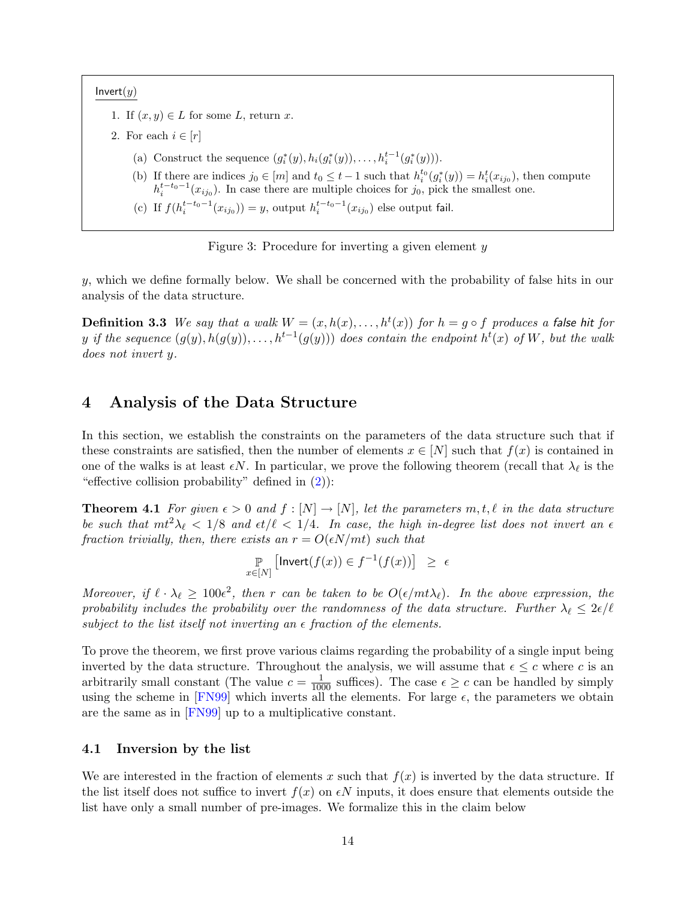> $\mathsf{Invert}(y)$
>
> 1. If $(x, y) \in L$ for some $L$, return $x$.
> 2. For each $i \in [r]$
>    (a) Construct the sequence $(g_i^*(y), h_i(g_i^*(y)), \ldots, h_i^{t-1}(g_i^*(y)))$.
>    (b) If there are indices $j_0 \in [m]$ and $t_0 \le t-1$ such that $h_i^{t_0}(g_i^*(y)) = h_i^t(x_{ij_0})$, then compute $h_i^{t-t_0-1}(x_{ij_0})$. In case there are multiple choices for $j_0$, pick the smallest one.
>    (c) If $f(h_i^{t-t_0-1}(x_{ij_0})) = y$, output $h_i^{t-t_0-1}(x_{ij_0})$ else output $\mathsf{fail}$.

Figure 3: Procedure for inverting a given element $y$

$y$, which we define formally below. We shall be concerned with the probability of false hits in our analysis of the data structure.

**Definition 3.3** *We say that a walk $W = (x, h(x), \ldots, h^t(x))$ for $h = g \circ f$ produces a false hit for $y$ if the sequence $(g(y), h(g(y)), \ldots, h^{t-1}(g(y)))$ does contain the endpoint $h^t(x)$ of $W$, but the walk does not invert $y$.*

# 4 Analysis of the Data Structure

In this section, we establish the constraints on the parameters of the data structure such that if these constraints are satisfied, then the number of elements $x \in [N]$ such that $f(x)$ is contained in one of the walks is at least $\epsilon N$. In particular, we prove the following theorem (recall that $\lambda_\ell$ is the "effective collision probability" defined in (2)):

**Theorem 4.1** *For given $\epsilon > 0$ and $f : [N] \to [N]$, let the parameters $m, t, \ell$ in the data structure be such that $mt^2\lambda_\ell < 1/8$ and $\epsilon t/\ell < 1/4$. In case, the high in-degree list does not invert an $\epsilon$ fraction trivially, then, there exists an $r = O(\epsilon N/mt)$ such that*

$$\mathbb{P}_{x \in [N]}\left[\mathsf{Invert}(f(x)) \in f^{-1}(f(x))\right] \;\ge\; \epsilon$$

*Moreover, if $\ell \cdot \lambda_\ell \ge 100\epsilon^2$, then $r$ can be taken to be $O(\epsilon/mt\lambda_\ell)$. In the above expression, the probability includes the probability over the randomness of the data structure. Further $\lambda_\ell \le 2\epsilon/\ell$ subject to the list itself not inverting an $\epsilon$ fraction of the elements.*

To prove the theorem, we first prove various claims regarding the probability of a single input being inverted by the data structure. Throughout the analysis, we will assume that $\epsilon \le c$ where $c$ is an arbitrarily small constant (The value $c = \frac{1}{1000}$ suffices). The case $\epsilon \ge c$ can be handled by simply using the scheme in [FN99] which inverts all the elements. For large $\epsilon$, the parameters we obtain are the same as in [FN99] up to a multiplicative constant.

## 4.1 Inversion by the list

We are interested in the fraction of elements $x$ such that $f(x)$ is inverted by the data structure. If the list itself does not suffice to invert $f(x)$ on $\epsilon N$ inputs, it does ensure that elements outside the list have only a small number of pre-images. We formalize this in the claim below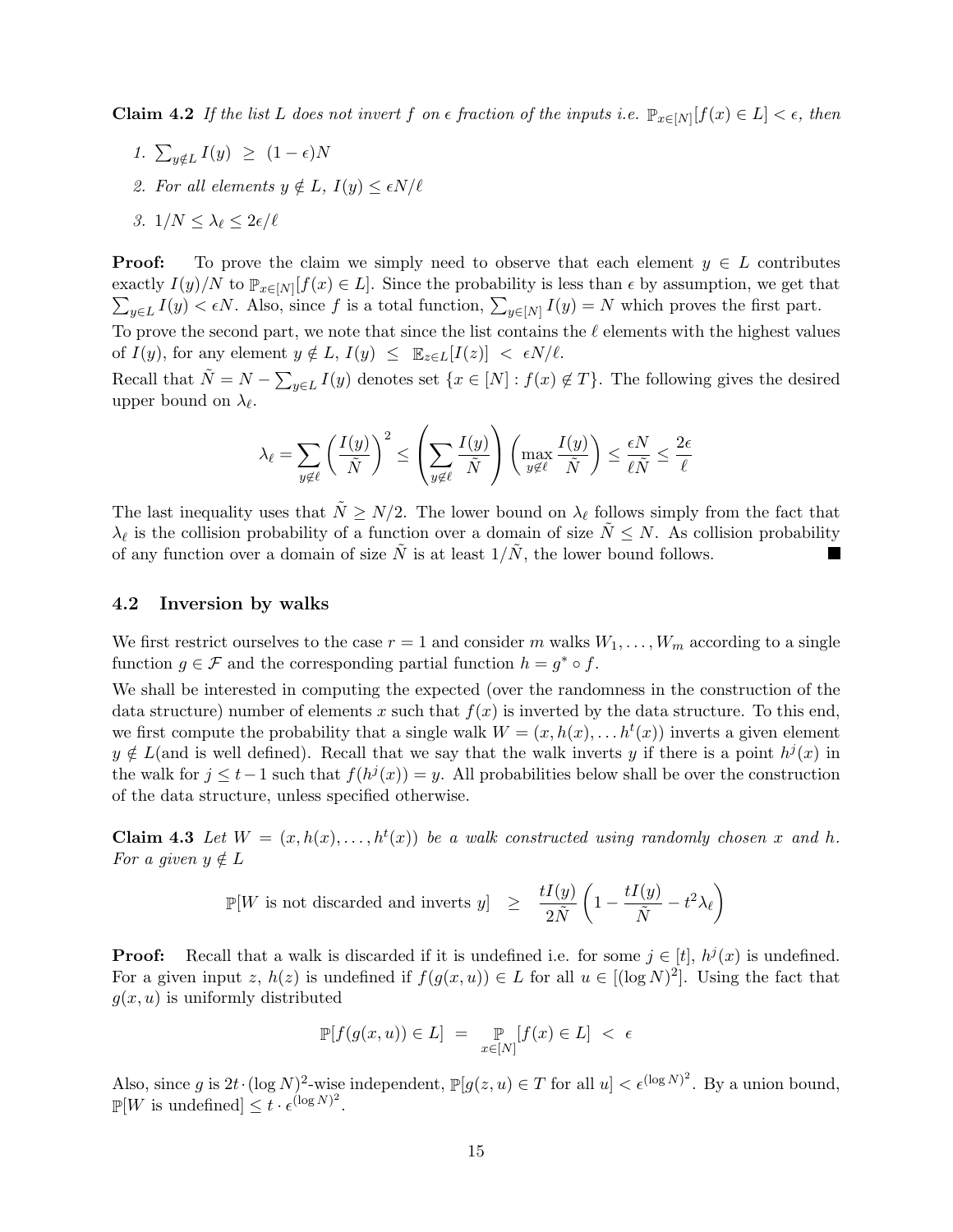**Claim 4.2** *If the list $L$ does not invert $f$ on $\epsilon$ fraction of the inputs i.e. $\mathbb{P}_{x\in[N]}[f(x) \in L] < \epsilon$, then*

1. $\sum_{y \notin L} I(y) \;\geq\; (1-\epsilon)N$
2. *For all elements $y \notin L$, $I(y) \leq \epsilon N/\ell$*
3. $1/N \leq \lambda_\ell \leq 2\epsilon/\ell$

**Proof:** To prove the claim we simply need to observe that each element $y \in L$ contributes exactly $I(y)/N$ to $\mathbb{P}_{x\in[N]}[f(x) \in L]$. Since the probability is less than $\epsilon$ by assumption, we get that $\sum_{y\in L} I(y) < \epsilon N$. Also, since $f$ is a total function, $\sum_{y\in[N]} I(y) = N$ which proves the first part.

To prove the second part, we note that since the list contains the $\ell$ elements with the highest values of $I(y)$, for any element $y \notin L$, $I(y) \;\leq\; \mathbb{E}_{z\in L}[I(z)] \;<\; \epsilon N/\ell$.

Recall that $\tilde{N} = N - \sum_{y\in L} I(y)$ denotes set $\{x \in [N] : f(x) \notin T\}$. The following gives the desired upper bound on $\lambda_\ell$.

$$\lambda_\ell = \sum_{y\notin\ell} \left(\frac{I(y)}{\tilde{N}}\right)^2 \leq \left(\sum_{y\notin\ell} \frac{I(y)}{\tilde{N}}\right)\left(\max_{y\notin\ell} \frac{I(y)}{\tilde{N}}\right) \leq \frac{\epsilon N}{\ell\tilde{N}} \leq \frac{2\epsilon}{\ell}$$

The last inequality uses that $\tilde{N} \geq N/2$. The lower bound on $\lambda_\ell$ follows simply from the fact that $\lambda_\ell$ is the collision probability of a function over a domain of size $\tilde{N} \leq N$. As collision probability of any function over a domain of size $\tilde{N}$ is at least $1/\tilde{N}$, the lower bound follows. ∎

### 4.2 Inversion by walks

We first restrict ourselves to the case $r = 1$ and consider $m$ walks $W_1, \ldots, W_m$ according to a single function $g \in \mathcal{F}$ and the corresponding partial function $h = g^* \circ f$.

We shall be interested in computing the expected (over the randomness in the construction of the data structure) number of elements $x$ such that $f(x)$ is inverted by the data structure. To this end, we first compute the probability that a single walk $W = (x, h(x), \ldots h^t(x))$ inverts a given element $y \notin L$(and is well defined). Recall that we say that the walk inverts $y$ if there is a point $h^j(x)$ in the walk for $j \leq t-1$ such that $f(h^j(x)) = y$. All probabilities below shall be over the construction of the data structure, unless specified otherwise.

**Claim 4.3** *Let $W = (x, h(x), \ldots, h^t(x))$ be a walk constructed using randomly chosen $x$ and $h$. For a given $y \notin L$*

$$\mathbb{P}[W \text{ is not discarded and inverts } y] \;\;\geq\;\; \frac{tI(y)}{2\tilde{N}}\left(1 - \frac{tI(y)}{\tilde{N}} - t^2\lambda_\ell\right)$$

**Proof:** Recall that a walk is discarded if it is undefined i.e. for some $j \in [t]$, $h^j(x)$ is undefined. For a given input $z$, $h(z)$ is undefined if $f(g(x,u)) \in L$ for all $u \in [(\log N)^2]$. Using the fact that $g(x,u)$ is uniformly distributed

$$\mathbb{P}[f(g(x,u)) \in L] \;\;=\;\; \mathbb{P}_{x\in[N]}[f(x) \in L] \;\;<\;\; \epsilon$$

Also, since $g$ is $2t \cdot (\log N)^2$-wise independent, $\mathbb{P}[g(z,u) \in T \text{ for all } u] < \epsilon^{(\log N)^2}$. By a union bound, $\mathbb{P}[W \text{ is undefined}] \leq t \cdot \epsilon^{(\log N)^2}$.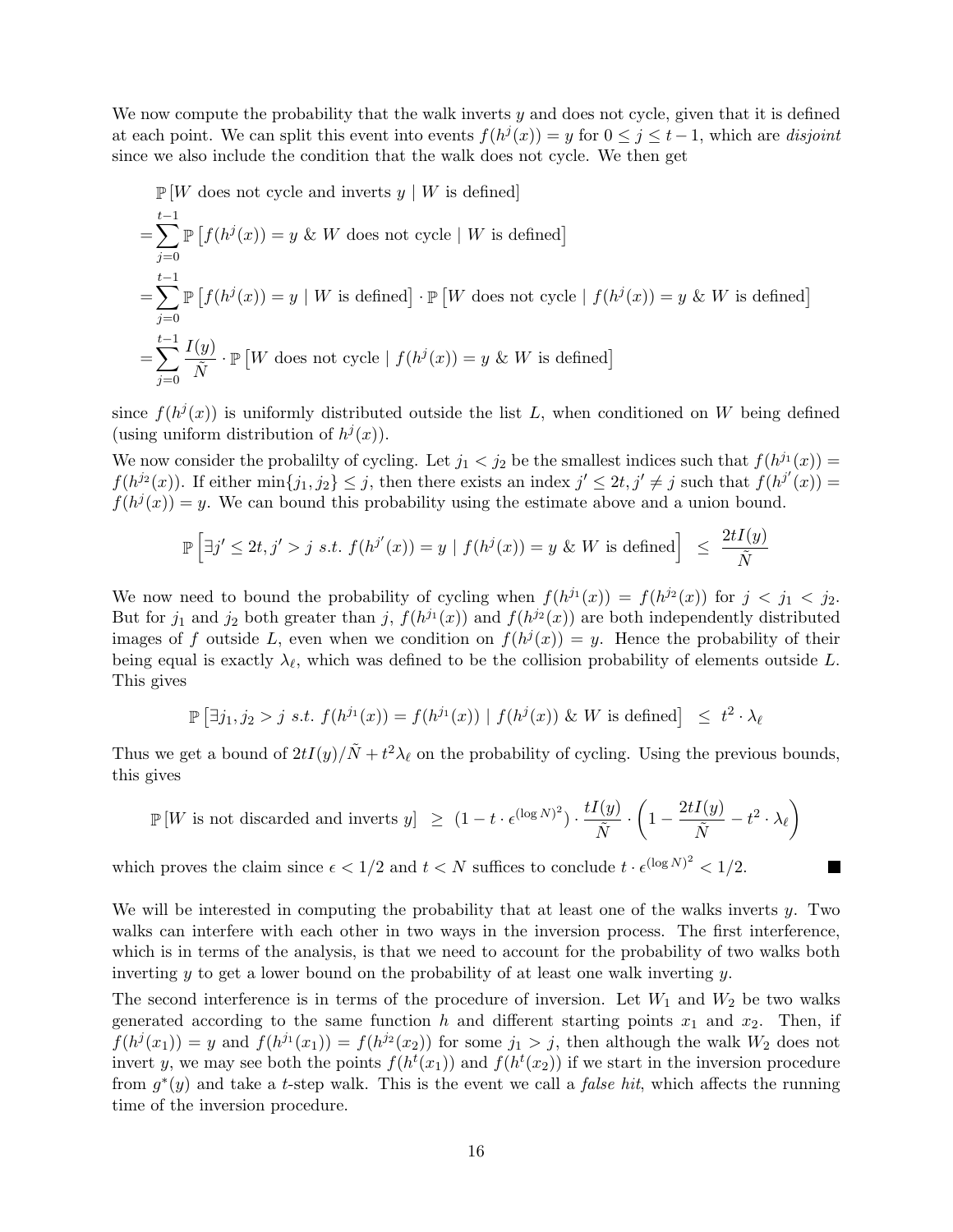We now compute the probability that the walk inverts $y$ and does not cycle, given that it is defined at each point. We can split this event into events $f(h^j(x)) = y$ for $0 \le j \le t-1$, which are *disjoint* since we also include the condition that the walk does not cycle. We then get

$$
\begin{aligned}
&\mathbb{P}\left[W \text{ does not cycle and inverts } y \mid W \text{ is defined}\right] \\
=&\sum_{j=0}^{t-1} \mathbb{P}\left[f(h^j(x)) = y \text{ \& } W \text{ does not cycle} \mid W \text{ is defined}\right] \\
=&\sum_{j=0}^{t-1} \mathbb{P}\left[f(h^j(x)) = y \mid W \text{ is defined}\right] \cdot \mathbb{P}\left[W \text{ does not cycle} \mid f(h^j(x)) = y \text{ \& } W \text{ is defined}\right] \\
=&\sum_{j=0}^{t-1} \frac{I(y)}{\tilde{N}} \cdot \mathbb{P}\left[W \text{ does not cycle} \mid f(h^j(x)) = y \text{ \& } W \text{ is defined}\right]
\end{aligned}
$$

since $f(h^j(x))$ is uniformly distributed outside the list $L$, when conditioned on $W$ being defined (using uniform distribution of $h^j(x)$).

We now consider the probabilty of cycling. Let $j_1 < j_2$ be the smallest indices such that $f(h^{j_1}(x)) = f(h^{j_2}(x))$. If either $\min\{j_1, j_2\} \le j$, then there exists an index $j' \le 2t, j' \ne j$ such that $f(h^{j'}(x)) = f(h^j(x)) = y$. We can bound this probability using the estimate above and a union bound.

$$
\mathbb{P}\left[\exists j' \le 2t, j' > j \text{ s.t. } f(h^{j'}(x)) = y \mid f(h^j(x)) = y \text{ \& } W \text{ is defined}\right] \;\le\; \frac{2tI(y)}{\tilde{N}}
$$

We now need to bound the probability of cycling when $f(h^{j_1}(x)) = f(h^{j_2}(x))$ for $j < j_1 < j_2$. But for $j_1$ and $j_2$ both greater than $j$, $f(h^{j_1}(x))$ and $f(h^{j_2}(x))$ are both independently distributed images of $f$ outside $L$, even when we condition on $f(h^j(x)) = y$. Hence the probability of their being equal is exactly $\lambda_\ell$, which was defined to be the collision probability of elements outside $L$. This gives

$$
\mathbb{P}\left[\exists j_1, j_2 > j \text{ s.t. } f(h^{j_1}(x)) = f(h^{j_1}(x)) \mid f(h^j(x)) \text{ \& } W \text{ is defined}\right] \;\le\; t^2 \cdot \lambda_\ell
$$

Thus we get a bound of $2tI(y)/\tilde{N} + t^2\lambda_\ell$ on the probability of cycling. Using the previous bounds, this gives

$$
\mathbb{P}\left[W \text{ is not discarded and inverts } y\right] \;\ge\; (1 - t \cdot \epsilon^{(\log N)^2}) \cdot \frac{tI(y)}{\tilde{N}} \cdot \left(1 - \frac{2tI(y)}{\tilde{N}} - t^2 \cdot \lambda_\ell\right)
$$

which proves the claim since $\epsilon < 1/2$ and $t < N$ suffices to conclude $t \cdot \epsilon^{(\log N)^2} < 1/2$. ■

We will be interested in computing the probability that at least one of the walks inverts $y$. Two walks can interfere with each other in two ways in the inversion process. The first interference, which is in terms of the analysis, is that we need to account for the probability of two walks both inverting $y$ to get a lower bound on the probability of at least one walk inverting $y$.

The second interference is in terms of the procedure of inversion. Let $W_1$ and $W_2$ be two walks generated according to the same function $h$ and different starting points $x_1$ and $x_2$. Then, if $f(h^j(x_1)) = y$ and $f(h^{j_1}(x_1)) = f(h^{j_2}(x_2))$ for some $j_1 > j$, then although the walk $W_2$ does not invert $y$, we may see both the points $f(h^t(x_1))$ and $f(h^t(x_2))$ if we start in the inversion procedure from $g^*(y)$ and take a $t$-step walk. This is the event we call a *false hit*, which affects the running time of the inversion procedure.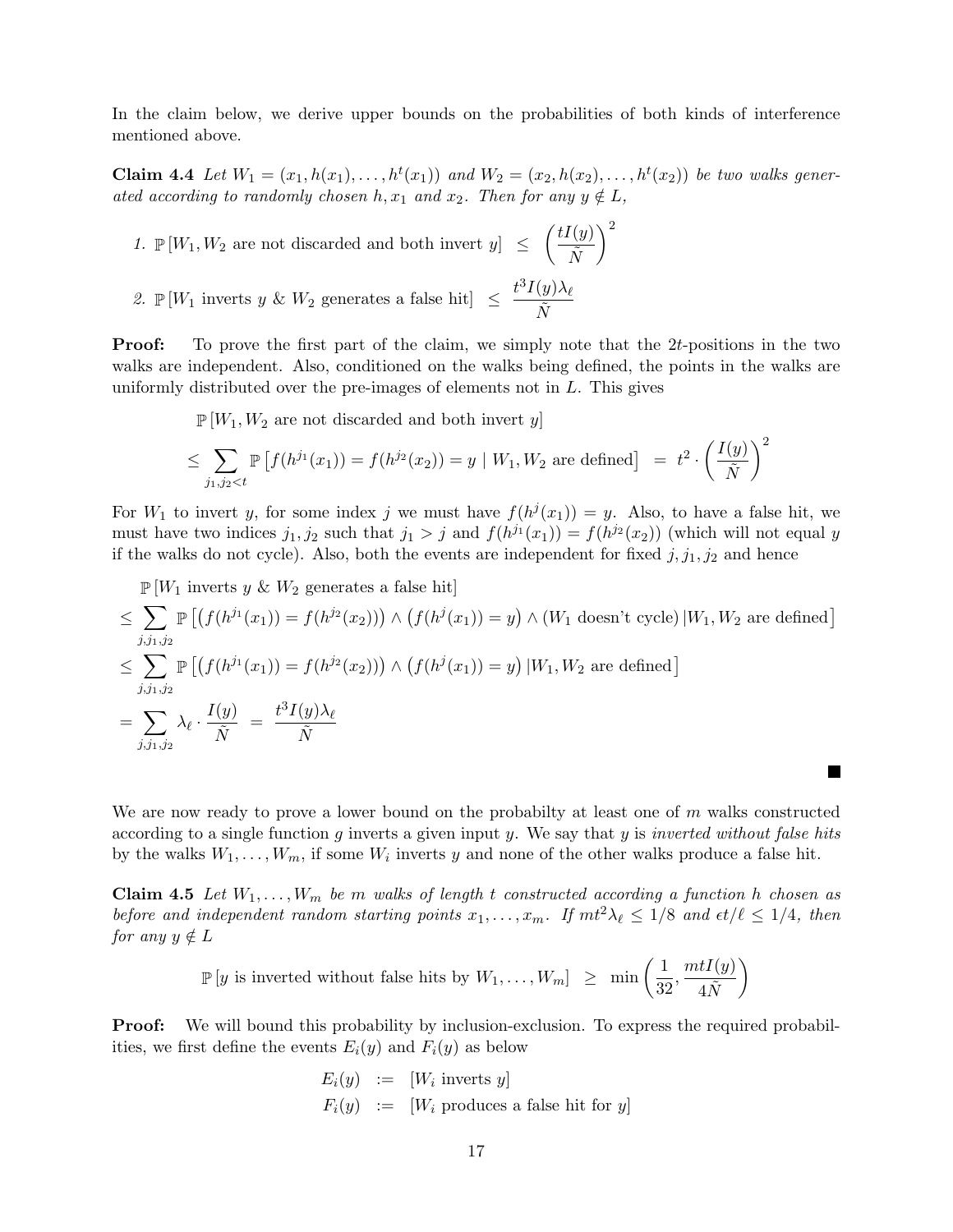In the claim below, we derive upper bounds on the probabilities of both kinds of interference mentioned above.

**Claim 4.4** *Let $W_1 = (x_1, h(x_1), \ldots, h^t(x_1))$ and $W_2 = (x_2, h(x_2), \ldots, h^t(x_2))$ be two walks generated according to randomly chosen $h, x_1$ and $x_2$. Then for any $y \notin L$,*

1. $\mathbb{P}\left[W_1, W_2 \text{ are not discarded and both invert } y\right] \;\leq\; \left(\dfrac{tI(y)}{\tilde{N}}\right)^2$
2. $\mathbb{P}\left[W_1 \text{ inverts } y \;\&\; W_2 \text{ generates a false hit}\right] \;\leq\; \dfrac{t^3 I(y)\lambda_\ell}{\tilde{N}}$

**Proof:** To prove the first part of the claim, we simply note that the $2t$-positions in the two walks are independent. Also, conditioned on the walks being defined, the points in the walks are uniformly distributed over the pre-images of elements not in $L$. This gives

$$
\begin{aligned}
&\mathbb{P}\left[W_1, W_2 \text{ are not discarded and both invert } y\right] \\
&\leq \sum_{j_1, j_2 < t} \mathbb{P}\left[f(h^{j_1}(x_1)) = f(h^{j_2}(x_2)) = y \mid W_1, W_2 \text{ are defined}\right] \;=\; t^2 \cdot \left(\frac{I(y)}{\tilde{N}}\right)^2
\end{aligned}
$$

For $W_1$ to invert $y$, for some index $j$ we must have $f(h^j(x_1)) = y$. Also, to have a false hit, we must have two indices $j_1, j_2$ such that $j_1 > j$ and $f(h^{j_1}(x_1)) = f(h^{j_2}(x_2))$ (which will not equal $y$ if the walks do not cycle). Also, both the events are independent for fixed $j, j_1, j_2$ and hence

$$
\begin{aligned}
&\mathbb{P}\left[W_1 \text{ inverts } y \;\&\; W_2 \text{ generates a false hit}\right] \\
&\leq \sum_{j, j_1, j_2} \mathbb{P}\left[\left(f(h^{j_1}(x_1)) = f(h^{j_2}(x_2))\right) \wedge \left(f(h^j(x_1)) = y\right) \wedge \left(W_1 \text{ doesn't cycle}\right) | W_1, W_2 \text{ are defined}\right] \\
&\leq \sum_{j, j_1, j_2} \mathbb{P}\left[\left(f(h^{j_1}(x_1)) = f(h^{j_2}(x_2))\right) \wedge \left(f(h^j(x_1)) = y\right) | W_1, W_2 \text{ are defined}\right] \\
&= \sum_{j, j_1, j_2} \lambda_\ell \cdot \frac{I(y)}{\tilde{N}} \;=\; \frac{t^3 I(y) \lambda_\ell}{\tilde{N}}
\end{aligned}
$$

■

We are now ready to prove a lower bound on the probabilty at least one of $m$ walks constructed according to a single function $g$ inverts a given input $y$. We say that $y$ is *inverted without false hits* by the walks $W_1, \ldots, W_m$, if some $W_i$ inverts $y$ and none of the other walks produce a false hit.

**Claim 4.5** *Let $W_1, \ldots, W_m$ be $m$ walks of length $t$ constructed according a function $h$ chosen as before and independent random starting points $x_1, \ldots, x_m$. If $mt^2\lambda_\ell \leq 1/8$ and $\epsilon t/\ell \leq 1/4$, then for any $y \notin L$*

$$
\mathbb{P}\left[y \text{ is inverted without false hits by } W_1, \ldots, W_m\right] \;\geq\; \min\left(\frac{1}{32}, \frac{mtI(y)}{4\tilde{N}}\right)
$$

**Proof:** We will bound this probability by inclusion-exclusion. To express the required probabilities, we first define the events $E_i(y)$ and $F_i(y)$ as below

$$
\begin{aligned}
E_i(y) &:= \left[W_i \text{ inverts } y\right] \\
F_i(y) &:= \left[W_i \text{ produces a false hit for } y\right]
\end{aligned}
$$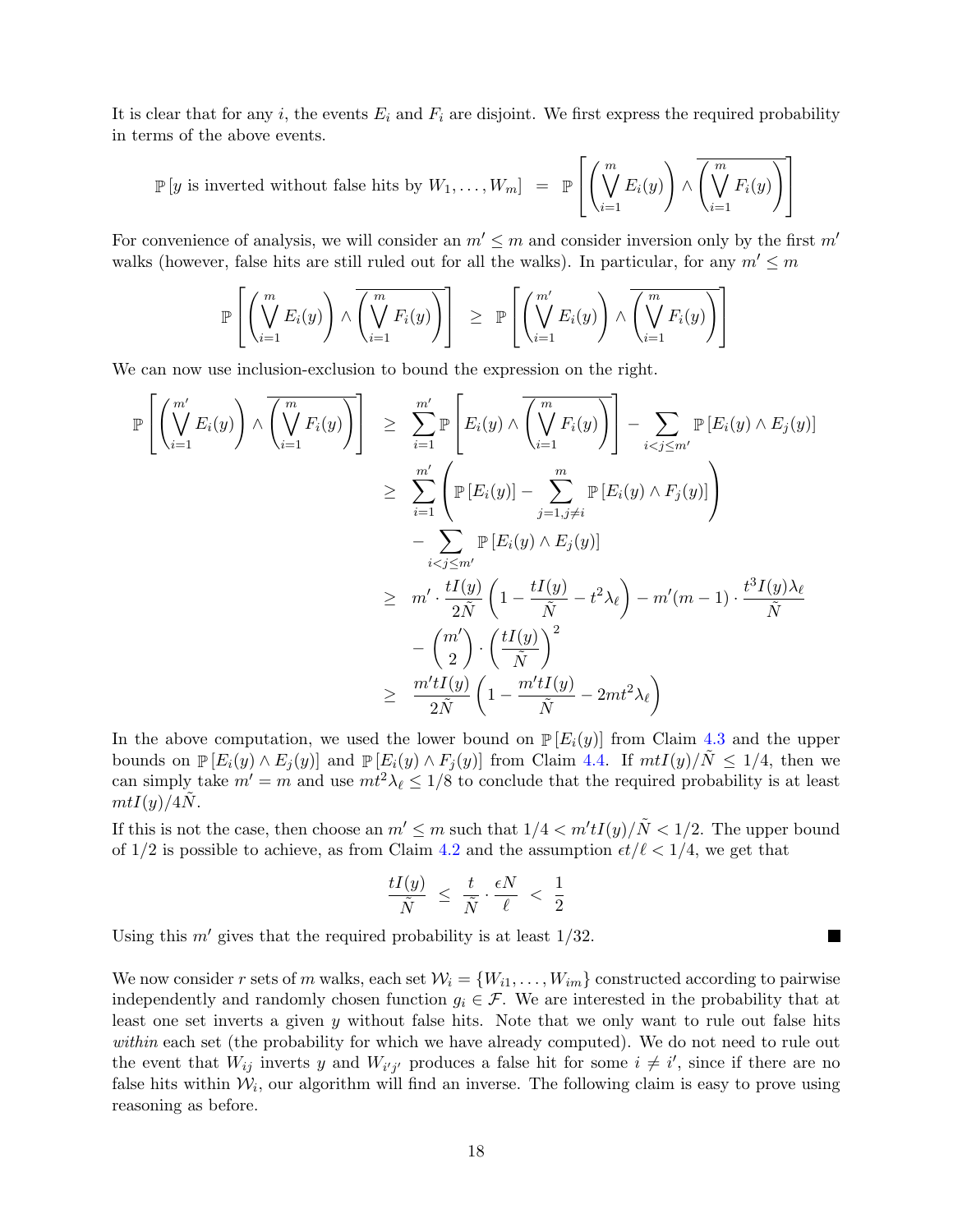It is clear that for any $i$, the events $E_i$ and $F_i$ are disjoint. We first express the required probability in terms of the above events.

$$\mathbb{P}\left[y \text{ is inverted without false hits by } W_1, \ldots, W_m\right] \;=\; \mathbb{P}\left[\left(\bigvee_{i=1}^{m} E_i(y)\right) \wedge \overline{\left(\bigvee_{i=1}^{m} F_i(y)\right)}\right]$$

For convenience of analysis, we will consider an $m' \leq m$ and consider inversion only by the first $m'$ walks (however, false hits are still ruled out for all the walks). In particular, for any $m' \leq m$

$$\mathbb{P}\left[\left(\bigvee_{i=1}^{m} E_i(y)\right) \wedge \overline{\left(\bigvee_{i=1}^{m} F_i(y)\right)}\right] \;\geq\; \mathbb{P}\left[\left(\bigvee_{i=1}^{m'} E_i(y)\right) \wedge \overline{\left(\bigvee_{i=1}^{m} F_i(y)\right)}\right]$$

We can now use inclusion-exclusion to bound the expression on the right.

$$\begin{aligned}
\mathbb{P}\left[\left(\bigvee_{i=1}^{m'} E_i(y)\right) \wedge \overline{\left(\bigvee_{i=1}^{m} F_i(y)\right)}\right] \;&\geq\; \sum_{i=1}^{m'} \mathbb{P}\left[E_i(y) \wedge \overline{\left(\bigvee_{i=1}^{m} F_i(y)\right)}\right] - \sum_{i<j\leq m'} \mathbb{P}\left[E_i(y) \wedge E_j(y)\right] \\
&\geq\; \sum_{i=1}^{m'} \left(\mathbb{P}\left[E_i(y)\right] - \sum_{j=1, j\neq i}^{m} \mathbb{P}\left[E_i(y) \wedge F_j(y)\right]\right) \\
&\quad - \sum_{i<j\leq m'} \mathbb{P}\left[E_i(y) \wedge E_j(y)\right] \\
&\geq\; m' \cdot \frac{tI(y)}{2\tilde{N}}\left(1 - \frac{tI(y)}{\tilde{N}} - t^2\lambda_\ell\right) - m'(m-1)\cdot\frac{t^3 I(y)\lambda_\ell}{\tilde{N}} \\
&\quad - \binom{m'}{2}\cdot\left(\frac{tI(y)}{\tilde{N}}\right)^2 \\
&\geq\; \frac{m' t I(y)}{2\tilde{N}}\left(1 - \frac{m' t I(y)}{\tilde{N}} - 2mt^2\lambda_\ell\right)
\end{aligned}$$

In the above computation, we used the lower bound on $\mathbb{P}\left[E_i(y)\right]$ from Claim 4.3 and the upper bounds on $\mathbb{P}\left[E_i(y) \wedge E_j(y)\right]$ and $\mathbb{P}\left[E_i(y) \wedge F_j(y)\right]$ from Claim 4.4. If $mtI(y)/\tilde{N} \leq 1/4$, then we can simply take $m' = m$ and use $mt^2\lambda_\ell \leq 1/8$ to conclude that the required probability is at least $mtI(y)/4\tilde{N}$.

If this is not the case, then choose an $m' \leq m$ such that $1/4 < m'tI(y)/\tilde{N} < 1/2$. The upper bound of $1/2$ is possible to achieve, as from Claim 4.2 and the assumption $\epsilon t/\ell < 1/4$, we get that

$$\frac{tI(y)}{\tilde{N}} \;\leq\; \frac{t}{\tilde{N}} \cdot \frac{\epsilon N}{\ell} \;<\; \frac{1}{2}$$

Using this $m'$ gives that the required probability is at least $1/32$. ■

We now consider $r$ sets of $m$ walks, each set $\mathcal{W}_i = \{W_{i1}, \ldots, W_{im}\}$ constructed according to pairwise independently and randomly chosen function $g_i \in \mathcal{F}$. We are interested in the probability that at least one set inverts a given $y$ without false hits. Note that we only want to rule out false hits *within* each set (the probability for which we have already computed). We do not need to rule out the event that $W_{ij}$ inverts $y$ and $W_{i'j'}$ produces a false hit for some $i \neq i'$, since if there are no false hits within $\mathcal{W}_i$, our algorithm will find an inverse. The following claim is easy to prove using reasoning as before.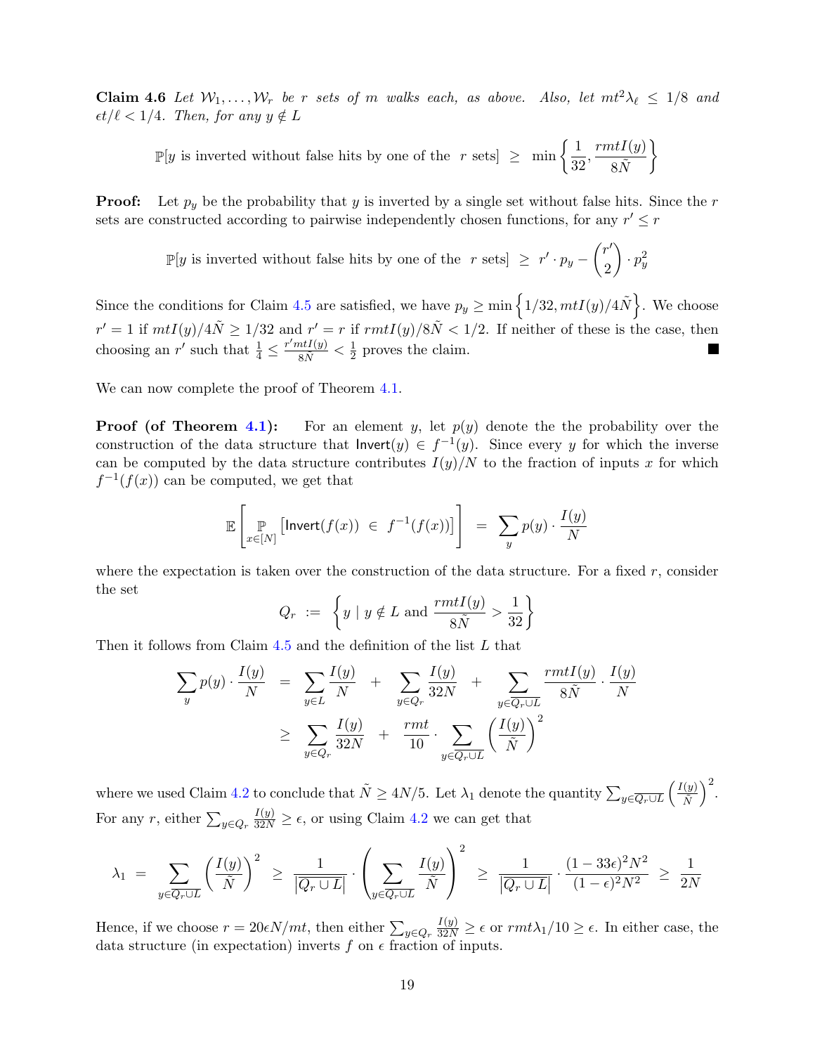**Claim 4.6** *Let $\mathcal{W}_1, \ldots, \mathcal{W}_r$ be $r$ sets of $m$ walks each, as above. Also, let $mt^2\lambda_\ell \leq 1/8$ and $\epsilon t/\ell < 1/4$. Then, for any $y \notin L$*

$$\mathbb{P}[y \text{ is inverted without false hits by one of the } r \text{ sets}] \;\geq\; \min\left\{\frac{1}{32}, \frac{rmtI(y)}{8\tilde{N}}\right\}$$

**Proof:** Let $p_y$ be the probability that $y$ is inverted by a single set without false hits. Since the $r$ sets are constructed according to pairwise independently chosen functions, for any $r' \leq r$

$$\mathbb{P}[y \text{ is inverted without false hits by one of the } r \text{ sets}] \;\geq\; r' \cdot p_y - \binom{r'}{2} \cdot p_y^2$$

Since the conditions for Claim 4.5 are satisfied, we have $p_y \geq \min\left\{1/32, mtI(y)/4\tilde{N}\right\}$. We choose $r' = 1$ if $mtI(y)/4\tilde{N} \geq 1/32$ and $r' = r$ if $rmtI(y)/8\tilde{N} < 1/2$. If neither of these is the case, then choosing an $r'$ such that $\frac{1}{4} \leq \frac{r'mtI(y)}{8\tilde{N}} < \frac{1}{2}$ proves the claim. ■

We can now complete the proof of Theorem 4.1.

**Proof (of Theorem 4.1):** For an element $y$, let $p(y)$ denote the the probability over the construction of the data structure that $\mathsf{Invert}(y) \in f^{-1}(y)$. Since every $y$ for which the inverse can be computed by the data structure contributes $I(y)/N$ to the fraction of inputs $x$ for which $f^{-1}(f(x))$ can be computed, we get that

$$\mathbb{E}\left[\mathbb{P}_{x \in [N]}\left[\mathsf{Invert}(f(x)) \;\in\; f^{-1}(f(x))\right]\right] \;=\; \sum_y p(y) \cdot \frac{I(y)}{N}$$

where the expectation is taken over the construction of the data structure. For a fixed $r$, consider the set

$$Q_r \;:=\; \left\{ y \mid y \notin L \text{ and } \frac{rmtI(y)}{8\tilde{N}} > \frac{1}{32}\right\}$$

Then it follows from Claim 4.5 and the definition of the list $L$ that

$$\begin{aligned}
\sum_y p(y) \cdot \frac{I(y)}{N} \;&=\; \sum_{y \in L} \frac{I(y)}{N} \;+\; \sum_{y \in Q_r} \frac{I(y)}{32N} \;+\; \sum_{y \in \overline{Q_r \cup L}} \frac{rmtI(y)}{8\tilde{N}} \cdot \frac{I(y)}{N} \\
&\geq\; \sum_{y \in Q_r} \frac{I(y)}{32N} \;+\; \frac{rmt}{10} \cdot \sum_{y \in \overline{Q_r \cup L}} \left(\frac{I(y)}{\tilde{N}}\right)^2
\end{aligned}$$

where we used Claim 4.2 to conclude that $\tilde{N} \geq 4N/5$. Let $\lambda_1$ denote the quantity $\sum_{y \in \overline{Q_r \cup L}} \left(\frac{I(y)}{\tilde{N}}\right)^2$. For any $r$, either $\sum_{y \in Q_r} \frac{I(y)}{32N} \geq \epsilon$, or using Claim 4.2 we can get that

$$\lambda_1 \;=\; \sum_{y \in \overline{Q_r \cup L}} \left(\frac{I(y)}{\tilde{N}}\right)^2 \;\geq\; \frac{1}{\left|\overline{Q_r \cup L}\right|} \cdot \left(\sum_{y \in \overline{Q_r \cup L}} \frac{I(y)}{\tilde{N}}\right)^2 \;\geq\; \frac{1}{\left|\overline{Q_r \cup L}\right|} \cdot \frac{(1 - 33\epsilon)^2 N^2}{(1-\epsilon)^2 N^2} \;\geq\; \frac{1}{2N}$$

Hence, if we choose $r = 20\epsilon N/mt$, then either $\sum_{y \in Q_r} \frac{I(y)}{32N} \geq \epsilon$ or $rmt\lambda_1/10 \geq \epsilon$. In either case, the data structure (in expectation) inverts $f$ on $\epsilon$ fraction of inputs.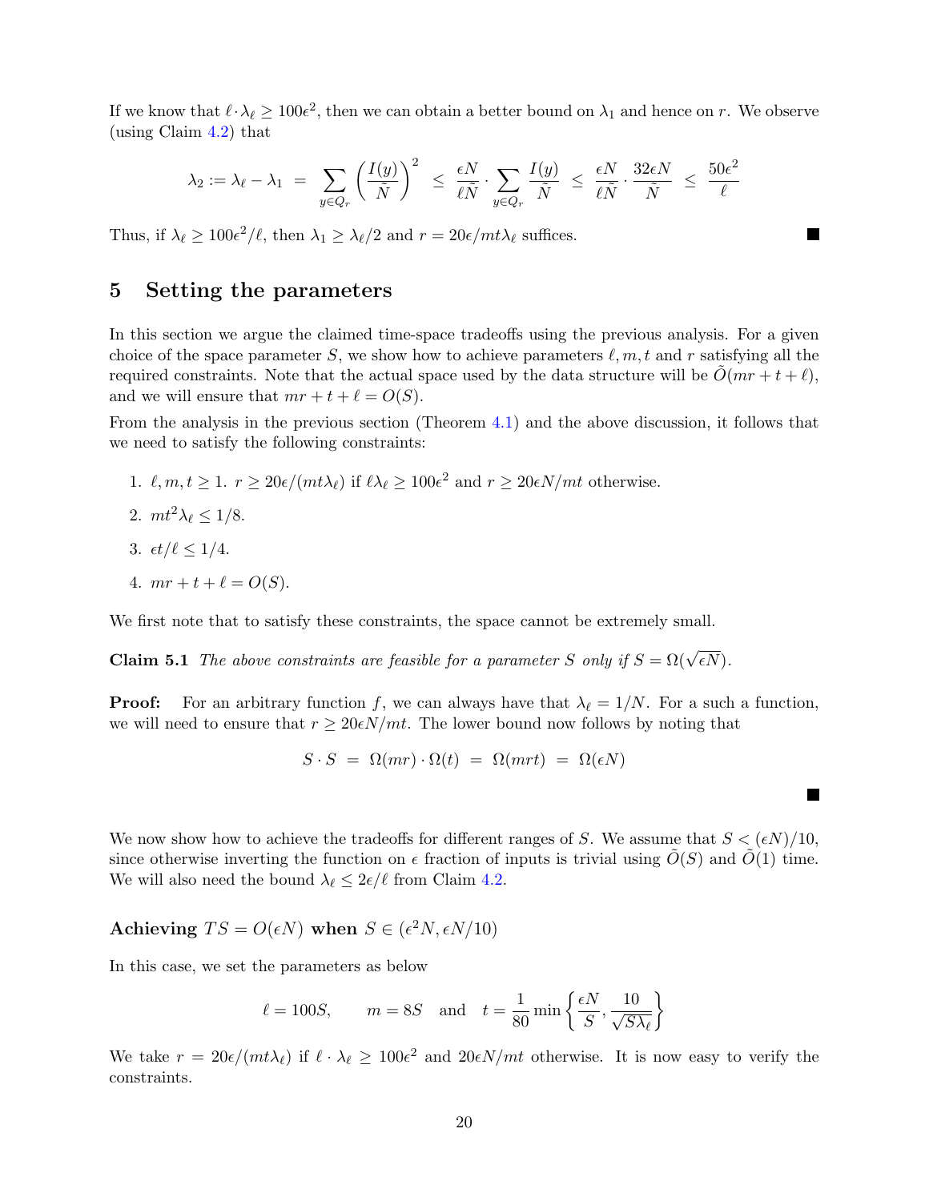If we know that $\ell \cdot \lambda_\ell \geq 100\epsilon^2$, then we can obtain a better bound on $\lambda_1$ and hence on $r$. We observe (using Claim 4.2) that

$$\lambda_2 := \lambda_\ell - \lambda_1 \;=\; \sum_{y \in Q_r} \left(\frac{I(y)}{\tilde{N}}\right)^2 \;\leq\; \frac{\epsilon N}{\ell \tilde{N}} \cdot \sum_{y \in Q_r} \frac{I(y)}{\tilde{N}} \;\leq\; \frac{\epsilon N}{\ell \tilde{N}} \cdot \frac{32\epsilon N}{\tilde{N}} \;\leq\; \frac{50\epsilon^2}{\ell}$$

Thus, if $\lambda_\ell \geq 100\epsilon^2/\ell$, then $\lambda_1 \geq \lambda_\ell/2$ and $r = 20\epsilon/mt\lambda_\ell$ suffices. ■

# 5 Setting the parameters

In this section we argue the claimed time-space tradeoffs using the previous analysis. For a given choice of the space parameter $S$, we show how to achieve parameters $\ell, m, t$ and $r$ satisfying all the required constraints. Note that the actual space used by the data structure will be $\tilde{O}(mr + t + \ell)$, and we will ensure that $mr + t + \ell = O(S)$.

From the analysis in the previous section (Theorem 4.1) and the above discussion, it follows that we need to satisfy the following constraints:

1. $\ell, m, t \geq 1$. $r \geq 20\epsilon/(mt\lambda_\ell)$ if $\ell\lambda_\ell \geq 100\epsilon^2$ and $r \geq 20\epsilon N/mt$ otherwise.
2. $mt^2\lambda_\ell \leq 1/8$.
3. $\epsilon t/\ell \leq 1/4$.
4. $mr + t + \ell = O(S)$.

We first note that to satisfy these constraints, the space cannot be extremely small.

**Claim 5.1** *The above constraints are feasible for a parameter $S$ only if $S = \Omega(\sqrt{\epsilon N})$.*

**Proof:** For an arbitrary function $f$, we can always have that $\lambda_\ell = 1/N$. For a such a function, we will need to ensure that $r \geq 20\epsilon N/mt$. The lower bound now follows by noting that

$$S \cdot S \;=\; \Omega(mr) \cdot \Omega(t) \;=\; \Omega(mrt) \;=\; \Omega(\epsilon N)$$

■

We now show how to achieve the tradeoffs for different ranges of $S$. We assume that $S < (\epsilon N)/10$, since otherwise inverting the function on $\epsilon$ fraction of inputs is trivial using $\tilde{O}(S)$ and $\tilde{O}(1)$ time. We will also need the bound $\lambda_\ell \leq 2\epsilon/\ell$ from Claim 4.2.

### Achieving $TS = O(\epsilon N)$ when $S \in (\epsilon^2 N, \epsilon N/10)$

In this case, we set the parameters as below

$$\ell = 100S, \qquad m = 8S \quad \text{and} \quad t = \frac{1}{80}\min\left\{\frac{\epsilon N}{S}, \frac{10}{\sqrt{S\lambda_\ell}}\right\}$$

We take $r = 20\epsilon/(mt\lambda_\ell)$ if $\ell \cdot \lambda_\ell \geq 100\epsilon^2$ and $20\epsilon N/mt$ otherwise. It is now easy to verify the constraints.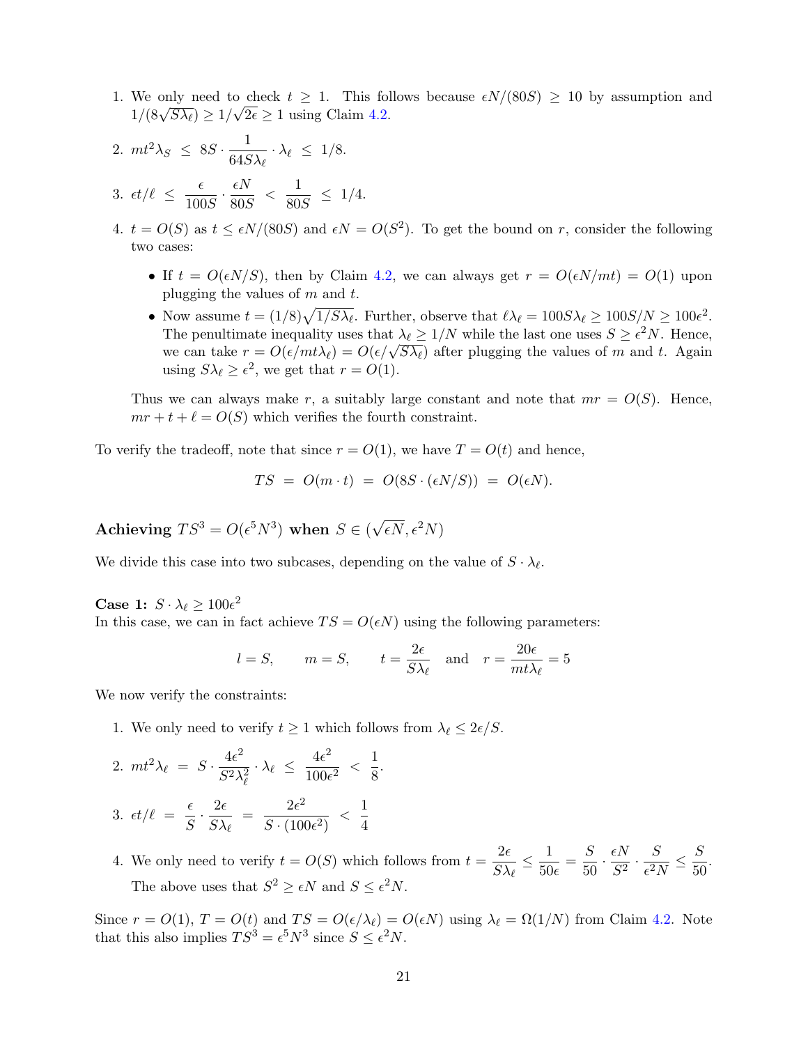1. We only need to check $t \geq 1$. This follows because $\epsilon N/(80S) \geq 10$ by assumption and $1/(8\sqrt{S\lambda_\ell}) \geq 1/\sqrt{2\epsilon} \geq 1$ using Claim 4.2.

2. $mt^2\lambda_S \;\leq\; 8S \cdot \dfrac{1}{64S\lambda_\ell} \cdot \lambda_\ell \;\leq\; 1/8.$

3. $\epsilon t/\ell \;\leq\; \dfrac{\epsilon}{100S} \cdot \dfrac{\epsilon N}{80S} \;<\; \dfrac{1}{80S} \;\leq\; 1/4.$

4. $t = O(S)$ as $t \leq \epsilon N/(80S)$ and $\epsilon N = O(S^2)$. To get the bound on $r$, consider the following two cases:

   - If $t = O(\epsilon N/S)$, then by Claim 4.2, we can always get $r = O(\epsilon N/mt) = O(1)$ upon plugging the values of $m$ and $t$.
   - Now assume $t = (1/8)\sqrt{1/S\lambda_\ell}$. Further, observe that $\ell\lambda_\ell = 100S\lambda_\ell \geq 100S/N \geq 100\epsilon^2$. The penultimate inequality uses that $\lambda_\ell \geq 1/N$ while the last one uses $S \geq \epsilon^2 N$. Hence, we can take $r = O(\epsilon/mt\lambda_\ell) = O(\epsilon/\sqrt{S\lambda_\ell})$ after plugging the values of $m$ and $t$. Again using $S\lambda_\ell \geq \epsilon^2$, we get that $r = O(1)$.

   Thus we can always make $r$, a suitably large constant and note that $mr = O(S)$. Hence, $mr + t + \ell = O(S)$ which verifies the fourth constraint.

To verify the tradeoff, note that since $r = O(1)$, we have $T = O(t)$ and hence,

$$TS \;=\; O(m \cdot t) \;=\; O(8S \cdot (\epsilon N/S)) \;=\; O(\epsilon N).$$

**Achieving $TS^3 = O(\epsilon^5 N^3)$ when $S \in (\sqrt{\epsilon N}, \epsilon^2 N)$**

We divide this case into two subcases, depending on the value of $S \cdot \lambda_\ell$.

**Case 1:** $S \cdot \lambda_\ell \geq 100\epsilon^2$
In this case, we can in fact achieve $TS = O(\epsilon N)$ using the following parameters:

$$l = S, \qquad m = S, \qquad t = \frac{2\epsilon}{S\lambda_\ell} \quad \text{and} \quad r = \frac{20\epsilon}{mt\lambda_\ell} = 5$$

We now verify the constraints:

1. We only need to verify $t \geq 1$ which follows from $\lambda_\ell \leq 2\epsilon/S$.

2. $mt^2\lambda_\ell \;=\; S \cdot \dfrac{4\epsilon^2}{S^2\lambda_\ell^2} \cdot \lambda_\ell \;\leq\; \dfrac{4\epsilon^2}{100\epsilon^2} \;<\; \dfrac{1}{8}.$

3. $\epsilon t/\ell \;=\; \dfrac{\epsilon}{S} \cdot \dfrac{2\epsilon}{S\lambda_\ell} \;=\; \dfrac{2\epsilon^2}{S \cdot (100\epsilon^2)} \;<\; \dfrac{1}{4}$

4. We only need to verify $t = O(S)$ which follows from $t = \dfrac{2\epsilon}{S\lambda_\ell} \leq \dfrac{1}{50\epsilon} = \dfrac{S}{50} \cdot \dfrac{\epsilon N}{S^2} \cdot \dfrac{S}{\epsilon^2 N} \leq \dfrac{S}{50}$. The above uses that $S^2 \geq \epsilon N$ and $S \leq \epsilon^2 N$.

Since $r = O(1)$, $T = O(t)$ and $TS = O(\epsilon/\lambda_\ell) = O(\epsilon N)$ using $\lambda_\ell = \Omega(1/N)$ from Claim 4.2. Note that this also implies $TS^3 = \epsilon^5 N^3$ since $S \leq \epsilon^2 N$.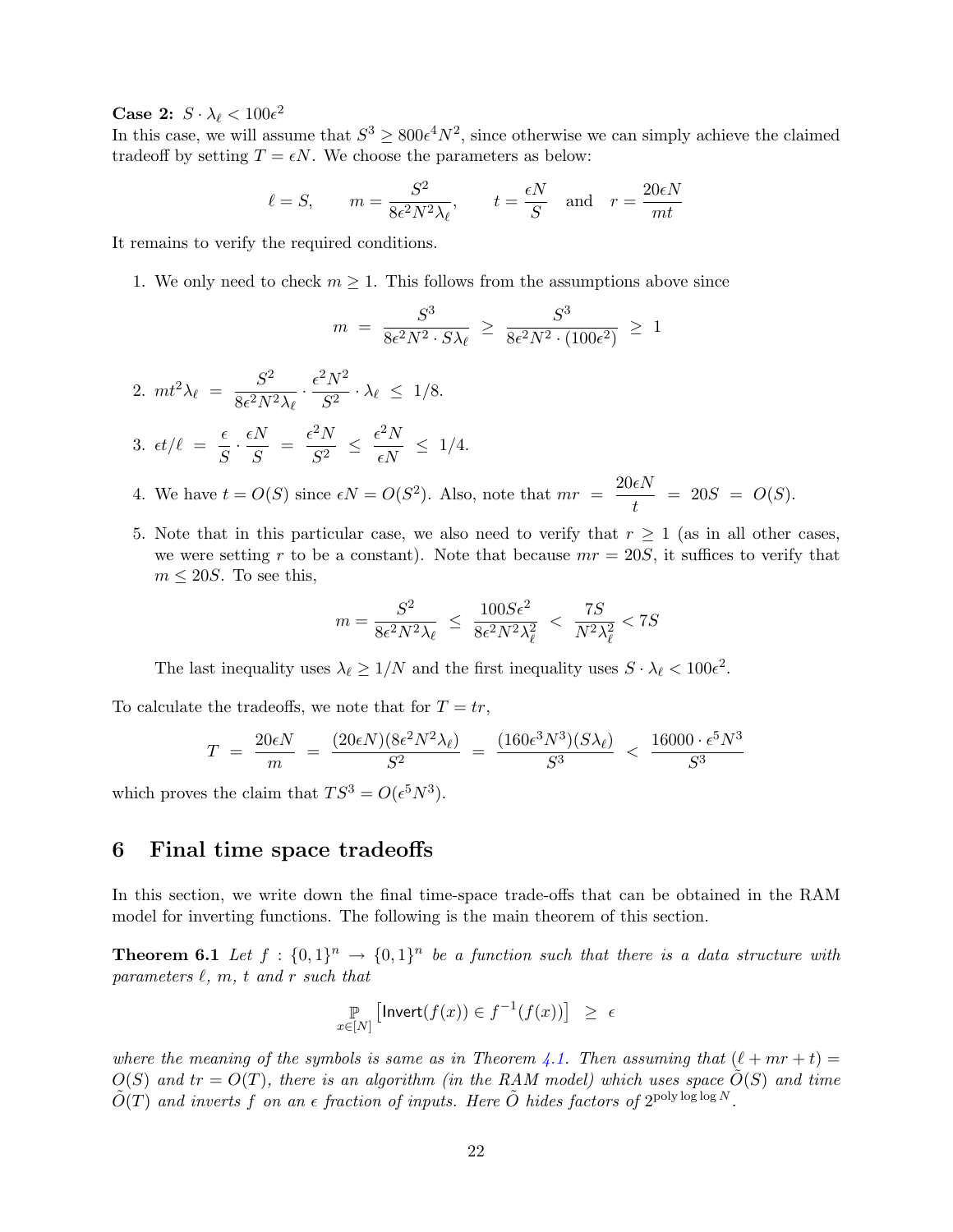**Case 2:** $S \cdot \lambda_\ell < 100\epsilon^2$

In this case, we will assume that $S^3 \geq 800\epsilon^4 N^2$, since otherwise we can simply achieve the claimed tradeoff by setting $T = \epsilon N$. We choose the parameters as below:

$$\ell = S, \qquad m = \frac{S^2}{8\epsilon^2 N^2 \lambda_\ell}, \qquad t = \frac{\epsilon N}{S} \quad \text{and} \quad r = \frac{20\epsilon N}{mt}$$

It remains to verify the required conditions.

1. We only need to check $m \geq 1$. This follows from the assumptions above since
$$m \;=\; \frac{S^3}{8\epsilon^2 N^2 \cdot S\lambda_\ell} \;\geq\; \frac{S^3}{8\epsilon^2 N^2 \cdot (100\epsilon^2)} \;\geq\; 1$$

2. $mt^2\lambda_\ell \;=\; \dfrac{S^2}{8\epsilon^2 N^2 \lambda_\ell} \cdot \dfrac{\epsilon^2 N^2}{S^2} \cdot \lambda_\ell \;\leq\; 1/8.$

3. $\epsilon t/\ell \;=\; \dfrac{\epsilon}{S} \cdot \dfrac{\epsilon N}{S} \;=\; \dfrac{\epsilon^2 N}{S^2} \;\leq\; \dfrac{\epsilon^2 N}{\epsilon N} \;\leq\; 1/4.$

4. We have $t = O(S)$ since $\epsilon N = O(S^2)$. Also, note that $mr \;=\; \dfrac{20\epsilon N}{t} \;=\; 20S \;=\; O(S)$.

5. Note that in this particular case, we also need to verify that $r \geq 1$ (as in all other cases, we were setting $r$ to be a constant). Note that because $mr = 20S$, it suffices to verify that $m \leq 20S$. To see this,
$$m = \frac{S^2}{8\epsilon^2 N^2 \lambda_\ell} \;\leq\; \frac{100 S\epsilon^2}{8\epsilon^2 N^2 \lambda_\ell^2} \;<\; \frac{7S}{N^2\lambda_\ell^2} < 7S$$
The last inequality uses $\lambda_\ell \geq 1/N$ and the first inequality uses $S \cdot \lambda_\ell < 100\epsilon^2$.

To calculate the tradeoffs, we note that for $T = tr$,

$$T \;=\; \frac{20\epsilon N}{m} \;=\; \frac{(20\epsilon N)(8\epsilon^2 N^2 \lambda_\ell)}{S^2} \;=\; \frac{(160\epsilon^3 N^3)(S\lambda_\ell)}{S^3} \;<\; \frac{16000 \cdot \epsilon^5 N^3}{S^3}$$

which proves the claim that $TS^3 = O(\epsilon^5 N^3)$.

# 6 Final time space tradeoffs

In this section, we write down the final time-space trade-offs that can be obtained in the RAM model for inverting functions. The following is the main theorem of this section.

**Theorem 6.1** *Let $f : \{0,1\}^n \to \{0,1\}^n$ be a function such that there is a data structure with parameters $\ell$, $m$, $t$ and $r$ such that*

$$\mathop{\mathbb{P}}_{x\in[N]}\left[\mathsf{Invert}(f(x)) \in f^{-1}(f(x))\right] \;\geq\; \epsilon$$

*where the meaning of the symbols is same as in Theorem 4.1. Then assuming that $(\ell + mr + t) = O(S)$ and $tr = O(T)$, there is an algorithm (in the RAM model) which uses space $\tilde{O}(S)$ and time $\tilde{O}(T)$ and inverts $f$ on an $\epsilon$ fraction of inputs. Here $\tilde{O}$ hides factors of $2^{\text{poly}\log\log N}$.*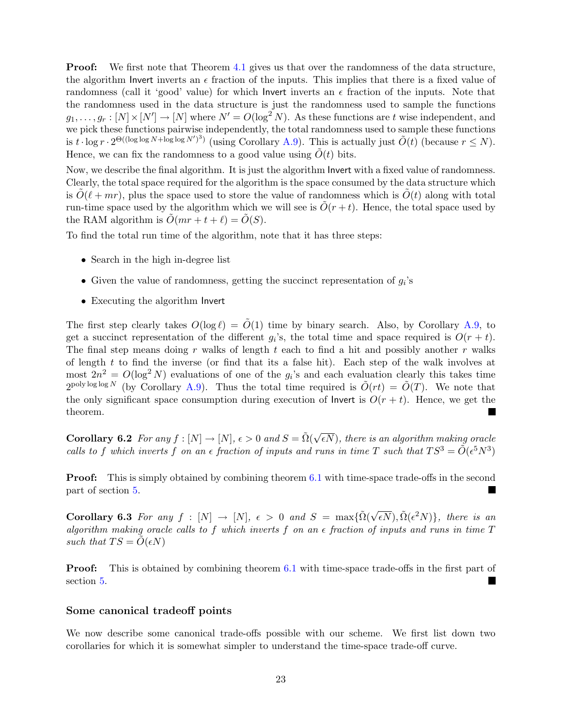**Proof:** We first note that Theorem 4.1 gives us that over the randomness of the data structure, the algorithm Invert inverts an $\epsilon$ fraction of the inputs. This implies that there is a fixed value of randomness (call it 'good' value) for which Invert inverts an $\epsilon$ fraction of the inputs. Note that the randomness used in the data structure is just the randomness used to sample the functions $g_1, \ldots, g_r : [N] \times [N'] \to [N]$ where $N' = O(\log^2 N)$. As these functions are $t$ wise independent, and we pick these functions pairwise independently, the total randomness used to sample these functions is $t \cdot \log r \cdot 2^{\Theta((\log \log N + \log \log N')^3)}$ (using Corollary A.9). This is actually just $\tilde{O}(t)$ (because $r \leq N$). Hence, we can fix the randomness to a good value using $\tilde{O}(t)$ bits.

Now, we describe the final algorithm. It is just the algorithm Invert with a fixed value of randomness. Clearly, the total space required for the algorithm is the space consumed by the data structure which is $\tilde{O}(\ell + mr)$, plus the space used to store the value of randomness which is $\tilde{O}(t)$ along with total run-time space used by the algorithm which we will see is $\tilde{O}(r + t)$. Hence, the total space used by the RAM algorithm is $\tilde{O}(mr + t + \ell) = \tilde{O}(S)$.

To find the total run time of the algorithm, note that it has three steps:

- Search in the high in-degree list
- Given the value of randomness, getting the succinct representation of $g_i$'s
- Executing the algorithm Invert

The first step clearly takes $O(\log \ell) = \tilde{O}(1)$ time by binary search. Also, by Corollary A.9, to get a succinct representation of the different $g_i$'s, the total time and space required is $O(r + t)$. The final step means doing $r$ walks of length $t$ each to find a hit and possibly another $r$ walks of length $t$ to find the inverse (or find that its a false hit). Each step of the walk involves at most $2n^2 = O(\log^2 N)$ evaluations of one of the $g_i$'s and each evaluation clearly this takes time $2^{\text{poly} \log \log N}$ (by Corollary A.9). Thus the total time required is $\tilde{O}(rt) = \tilde{O}(T)$. We note that the only significant space consumption during execution of Invert is $O(r + t)$. Hence, we get the theorem. ∎

**Corollary 6.2** *For any $f : [N] \to [N]$, $\epsilon > 0$ and $S = \tilde{\Omega}(\sqrt{\epsilon N})$, there is an algorithm making oracle calls to $f$ which inverts $f$ on an $\epsilon$ fraction of inputs and runs in time $T$ such that $TS^3 = \tilde{O}(\epsilon^5 N^3)$*

**Proof:** This is simply obtained by combining theorem 6.1 with time-space trade-offs in the second part of section 5. ∎

**Corollary 6.3** *For any $f : [N] \to [N]$, $\epsilon > 0$ and $S = \max\{\tilde{\Omega}(\sqrt{\epsilon N}), \tilde{\Omega}(\epsilon^2 N)\}$, there is an algorithm making oracle calls to $f$ which inverts $f$ on an $\epsilon$ fraction of inputs and runs in time $T$ such that $TS = \tilde{O}(\epsilon N)$*

**Proof:** This is obtained by combining theorem 6.1 with time-space trade-offs in the first part of section 5. ∎

### Some canonical tradeoff points

We now describe some canonical trade-offs possible with our scheme. We first list down two corollaries for which it is somewhat simpler to understand the time-space trade-off curve.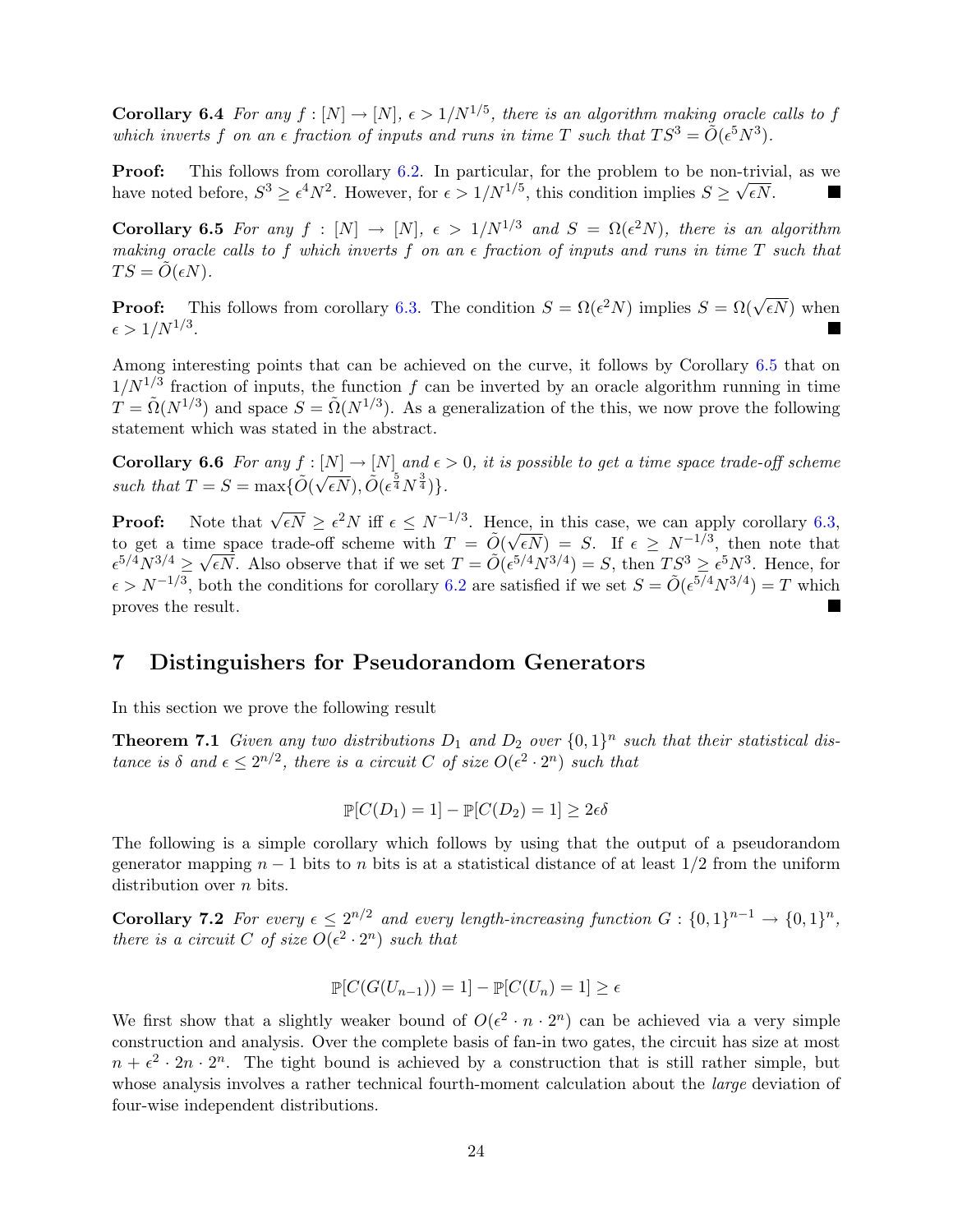**Corollary 6.4** *For any $f : [N] \to [N]$, $\epsilon > 1/N^{1/5}$, there is an algorithm making oracle calls to $f$ which inverts $f$ on an $\epsilon$ fraction of inputs and runs in time $T$ such that $TS^3 = \tilde{O}(\epsilon^5 N^3)$.*

**Proof:** This follows from corollary 6.2. In particular, for the problem to be non-trivial, as we have noted before, $S^3 \geq \epsilon^4 N^2$. However, for $\epsilon > 1/N^{1/5}$, this condition implies $S \geq \sqrt{\epsilon N}$. ■

**Corollary 6.5** *For any $f : [N] \to [N]$, $\epsilon > 1/N^{1/3}$ and $S = \Omega(\epsilon^2 N)$, there is an algorithm making oracle calls to $f$ which inverts $f$ on an $\epsilon$ fraction of inputs and runs in time $T$ such that $TS = \tilde{O}(\epsilon N)$.*

**Proof:** This follows from corollary 6.3. The condition $S = \Omega(\epsilon^2 N)$ implies $S = \Omega(\sqrt{\epsilon N})$ when $\epsilon > 1/N^{1/3}$. ■

Among interesting points that can be achieved on the curve, it follows by Corollary 6.5 that on $1/N^{1/3}$ fraction of inputs, the function $f$ can be inverted by an oracle algorithm running in time $T = \tilde{\Omega}(N^{1/3})$ and space $S = \tilde{\Omega}(N^{1/3})$. As a generalization of the this, we now prove the following statement which was stated in the abstract.

**Corollary 6.6** *For any $f : [N] \to [N]$ and $\epsilon > 0$, it is possible to get a time space trade-off scheme such that $T = S = \max\{\tilde{O}(\sqrt{\epsilon N}), \tilde{O}(\epsilon^{\frac{5}{4}} N^{\frac{3}{4}})\}$.*

**Proof:** Note that $\sqrt{\epsilon N} \geq \epsilon^2 N$ iff $\epsilon \leq N^{-1/3}$. Hence, in this case, we can apply corollary 6.3, to get a time space trade-off scheme with $T = \tilde{O}(\sqrt{\epsilon N}) = S$. If $\epsilon \geq N^{-1/3}$, then note that $\epsilon^{5/4} N^{3/4} \geq \sqrt{\epsilon N}$. Also observe that if we set $T = \tilde{O}(\epsilon^{5/4} N^{3/4}) = S$, then $TS^3 \geq \epsilon^5 N^3$. Hence, for $\epsilon > N^{-1/3}$, both the conditions for corollary 6.2 are satisfied if we set $S = \tilde{O}(\epsilon^{5/4} N^{3/4}) = T$ which proves the result. ■

## 7 Distinguishers for Pseudorandom Generators

In this section we prove the following result

**Theorem 7.1** *Given any two distributions $D_1$ and $D_2$ over $\{0,1\}^n$ such that their statistical distance is $\delta$ and $\epsilon \leq 2^{n/2}$, there is a circuit $C$ of size $O(\epsilon^2 \cdot 2^n)$ such that*

$$\mathbb{P}[C(D_1) = 1] - \mathbb{P}[C(D_2) = 1] \geq 2\epsilon\delta$$

The following is a simple corollary which follows by using that the output of a pseudorandom generator mapping $n-1$ bits to $n$ bits is at a statistical distance of at least $1/2$ from the uniform distribution over $n$ bits.

**Corollary 7.2** *For every $\epsilon \leq 2^{n/2}$ and every length-increasing function $G : \{0,1\}^{n-1} \to \{0,1\}^n$, there is a circuit $C$ of size $O(\epsilon^2 \cdot 2^n)$ such that*

$$\mathbb{P}[C(G(U_{n-1})) = 1] - \mathbb{P}[C(U_n) = 1] \geq \epsilon$$

We first show that a slightly weaker bound of $O(\epsilon^2 \cdot n \cdot 2^n)$ can be achieved via a very simple construction and analysis. Over the complete basis of fan-in two gates, the circuit has size at most $n + \epsilon^2 \cdot 2n \cdot 2^n$. The tight bound is achieved by a construction that is still rather simple, but whose analysis involves a rather technical fourth-moment calculation about the *large* deviation of four-wise independent distributions.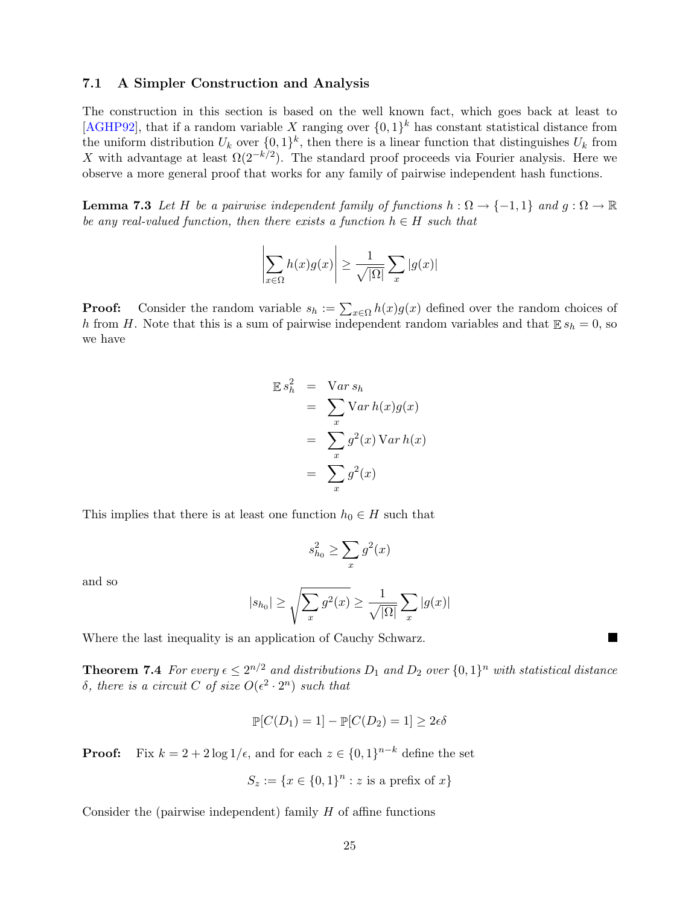### 7.1 A Simpler Construction and Analysis

The construction in this section is based on the well known fact, which goes back at least to [AGHP92], that if a random variable $X$ ranging over $\{0,1\}^k$ has constant statistical distance from the uniform distribution $U_k$ over $\{0,1\}^k$, then there is a linear function that distinguishes $U_k$ from $X$ with advantage at least $\Omega(2^{-k/2})$. The standard proof proceeds via Fourier analysis. Here we observe a more general proof that works for any family of pairwise independent hash functions.

**Lemma 7.3** *Let $H$ be a pairwise independent family of functions $h : \Omega \to \{-1,1\}$ and $g : \Omega \to \mathbb{R}$ be any real-valued function, then there exists a function $h \in H$ such that*

$$\left|\sum_{x\in\Omega} h(x)g(x)\right| \geq \frac{1}{\sqrt{|\Omega|}}\sum_x |g(x)|$$

**Proof:** Consider the random variable $s_h := \sum_{x\in\Omega} h(x)g(x)$ defined over the random choices of $h$ from $H$. Note that this is a sum of pairwise independent random variables and that $\mathbb{E}\, s_h = 0$, so we have

$$\begin{aligned}
\mathbb{E}\, s_h^2 &= \mathrm{Var}\, s_h \\
&= \sum_x \mathrm{Var}\, h(x)g(x) \\
&= \sum_x g^2(x)\,\mathrm{Var}\, h(x) \\
&= \sum_x g^2(x)
\end{aligned}$$

This implies that there is at least one function $h_0 \in H$ such that

$$s_{h_0}^2 \geq \sum_x g^2(x)$$

and so

$$|s_{h_0}| \geq \sqrt{\sum_x g^2(x)} \geq \frac{1}{\sqrt{|\Omega|}}\sum_x |g(x)|$$

Where the last inequality is an application of Cauchy Schwarz. ■

**Theorem 7.4** *For every $\epsilon \leq 2^{n/2}$ and distributions $D_1$ and $D_2$ over $\{0,1\}^n$ with statistical distance $\delta$, there is a circuit $C$ of size $O(\epsilon^2 \cdot 2^n)$ such that*

$$\mathbb{P}[C(D_1) = 1] - \mathbb{P}[C(D_2) = 1] \geq 2\epsilon\delta$$

**Proof:** Fix $k = 2 + 2\log 1/\epsilon$, and for each $z \in \{0,1\}^{n-k}$ define the set

$$S_z := \{x \in \{0,1\}^n : z \text{ is a prefix of } x\}$$

Consider the (pairwise independent) family $H$ of affine functions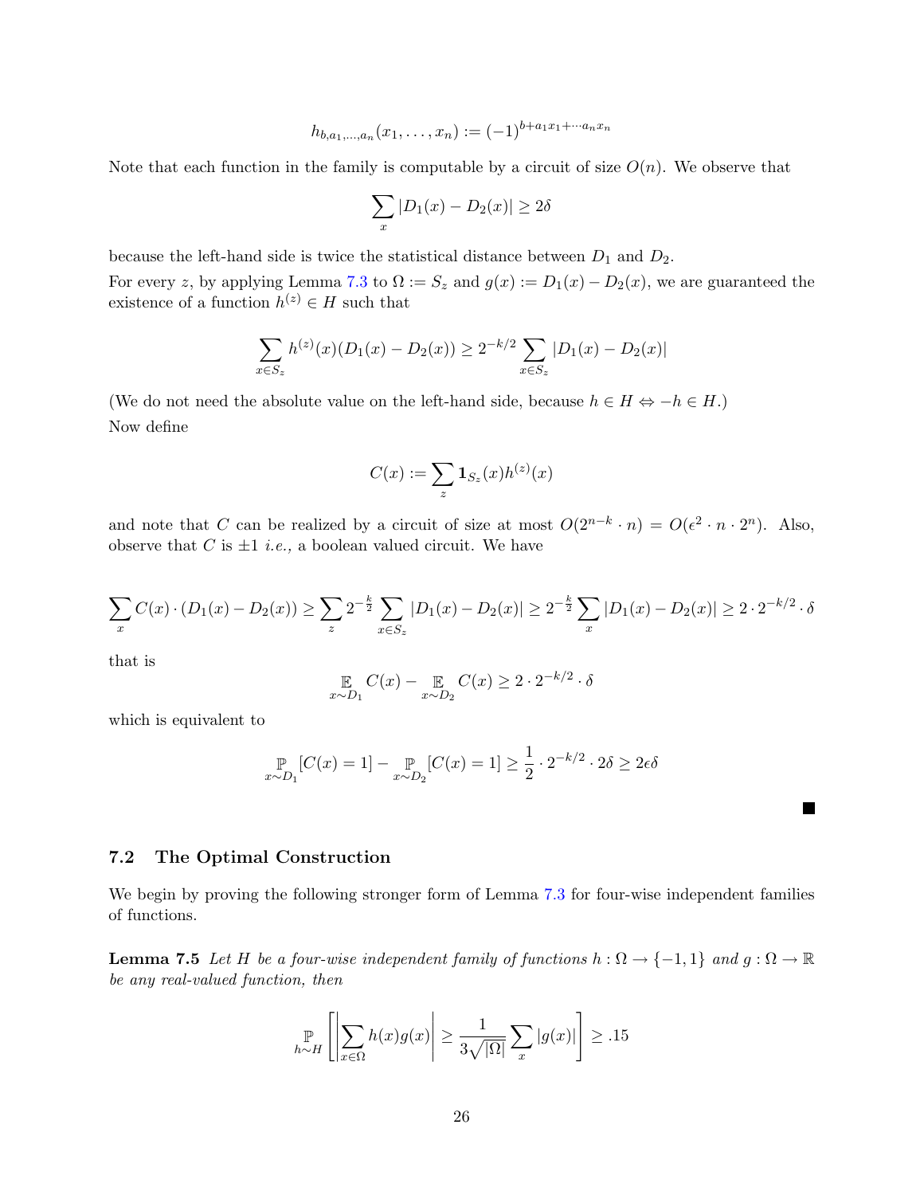$$h_{b,a_1,\ldots,a_n}(x_1,\ldots,x_n) := (-1)^{b+a_1x_1+\cdots a_nx_n}$$

Note that each function in the family is computable by a circuit of size $O(n)$. We observe that

$$\sum_x |D_1(x) - D_2(x)| \geq 2\delta$$

because the left-hand side is twice the statistical distance between $D_1$ and $D_2$.

For every $z$, by applying Lemma 7.3 to $\Omega := S_z$ and $g(x) := D_1(x) - D_2(x)$, we are guaranteed the existence of a function $h^{(z)} \in H$ such that

$$\sum_{x \in S_z} h^{(z)}(x)(D_1(x) - D_2(x)) \geq 2^{-k/2} \sum_{x \in S_z} |D_1(x) - D_2(x)|$$

(We do not need the absolute value on the left-hand side, because $h \in H \Leftrightarrow -h \in H$.)

Now define

$$C(x) := \sum_z \mathbf{1}_{S_z}(x) h^{(z)}(x)$$

and note that $C$ can be realized by a circuit of size at most $O(2^{n-k} \cdot n) = O(\epsilon^2 \cdot n \cdot 2^n)$. Also, observe that $C$ is $\pm 1$ *i.e.,* a boolean valued circuit. We have

$$\sum_x C(x) \cdot (D_1(x) - D_2(x)) \geq \sum_z 2^{-\frac{k}{2}} \sum_{x \in S_z} |D_1(x) - D_2(x)| \geq 2^{-\frac{k}{2}} \sum_x |D_1(x) - D_2(x)| \geq 2 \cdot 2^{-k/2} \cdot \delta$$

that is

$$\mathop{\mathbb{E}}_{x \sim D_1} C(x) - \mathop{\mathbb{E}}_{x \sim D_2} C(x) \geq 2 \cdot 2^{-k/2} \cdot \delta$$

which is equivalent to

$$\mathop{\mathbb{P}}_{x \sim D_1}[C(x) = 1] - \mathop{\mathbb{P}}_{x \sim D_2}[C(x) = 1] \geq \frac{1}{2} \cdot 2^{-k/2} \cdot 2\delta \geq 2\epsilon\delta$$

■

### 7.2 The Optimal Construction

We begin by proving the following stronger form of Lemma 7.3 for four-wise independent families of functions.

**Lemma 7.5** *Let $H$ be a four-wise independent family of functions $h : \Omega \to \{-1, 1\}$ and $g : \Omega \to \mathbb{R}$ be any real-valued function, then*

$$\mathop{\mathbb{P}}_{h \sim H}\left[\left|\sum_{x \in \Omega} h(x)g(x)\right| \geq \frac{1}{3\sqrt{|\Omega|}} \sum_x |g(x)|\right] \geq .15$$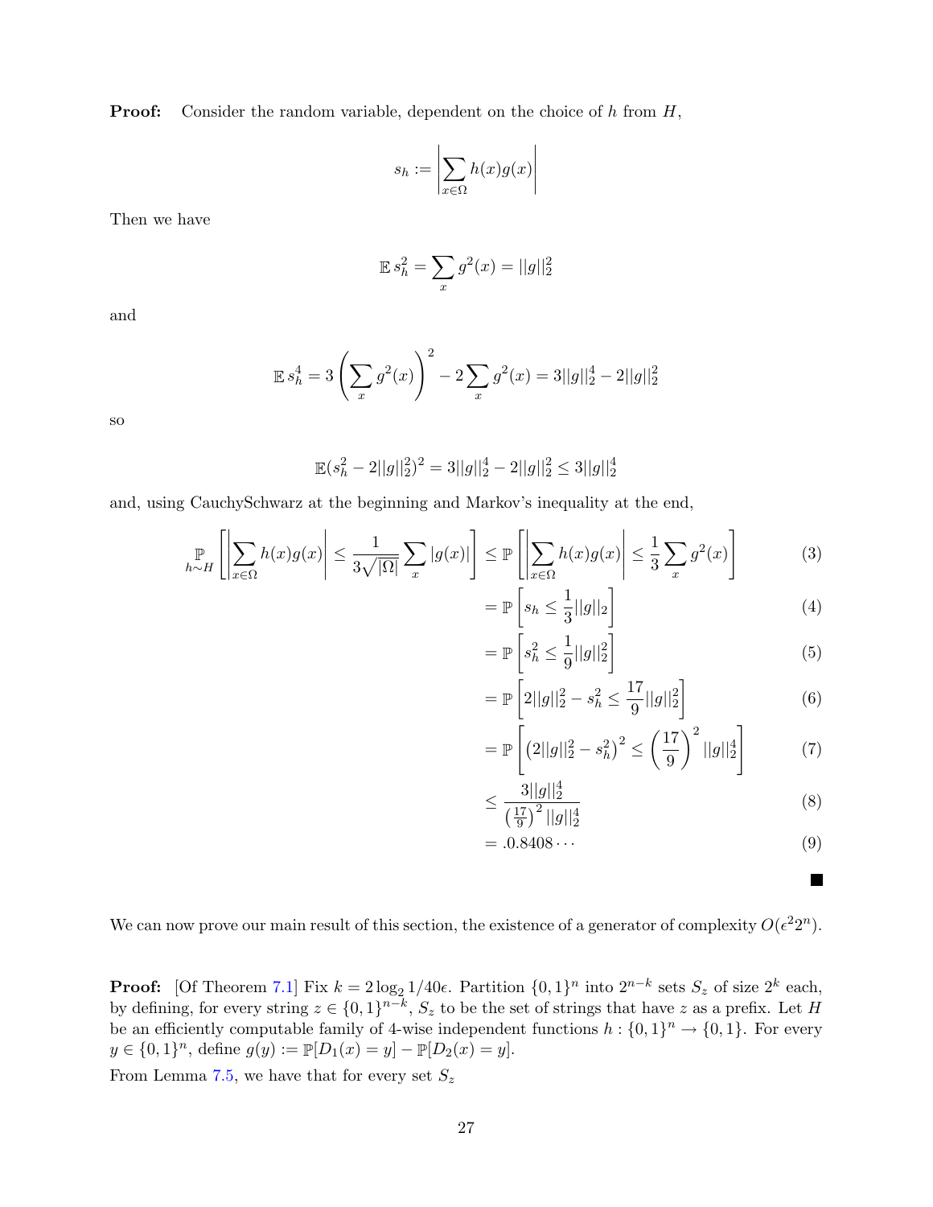**Proof:** Consider the random variable, dependent on the choice of $h$ from $H$,

$$s_h := \left| \sum_{x \in \Omega} h(x) g(x) \right|$$

Then we have

$$\mathbb{E}\, s_h^2 = \sum_x g^2(x) = ||g||_2^2$$

and

$$\mathbb{E}\, s_h^4 = 3 \left( \sum_x g^2(x) \right)^2 - 2 \sum_x g^2(x) = 3||g||_2^4 - 2||g||_2^2$$

so

$$\mathbb{E}(s_h^2 - 2||g||_2^2)^2 = 3||g||_2^4 - 2||g||_2^2 \leq 3||g||_2^4$$

and, using CauchySchwarz at the beginning and Markov's inequality at the end,

$$\begin{aligned}
\mathop{\mathbb{P}}_{h \sim H} \left[ \left| \sum_{x \in \Omega} h(x) g(x) \right| \leq \frac{1}{3\sqrt{|\Omega|}} \sum_x |g(x)| \right] &\leq \mathbb{P} \left[ \left| \sum_{x \in \Omega} h(x) g(x) \right| \leq \frac{1}{3} \sum_x g^2(x) \right] && (3)\\
&= \mathbb{P} \left[ s_h \leq \frac{1}{3} ||g||_2 \right] && (4)\\
&= \mathbb{P} \left[ s_h^2 \leq \frac{1}{9} ||g||_2^2 \right] && (5)\\
&= \mathbb{P} \left[ 2||g||_2^2 - s_h^2 \leq \frac{17}{9} ||g||_2^2 \right] && (6)\\
&= \mathbb{P} \left[ \left( 2||g||_2^2 - s_h^2 \right)^2 \leq \left( \frac{17}{9} \right)^2 ||g||_2^4 \right] && (7)\\
&\leq \frac{3||g||_2^4}{\left( \frac{17}{9} \right)^2 ||g||_2^4} && (8)\\
&= .0.8408 \cdots && (9)
\end{aligned}$$

■

We can now prove our main result of this section, the existence of a generator of complexity $O(\epsilon^2 2^n)$.

**Proof:** [Of Theorem 7.1] Fix $k = 2 \log_2 1/40\epsilon$. Partition $\{0,1\}^n$ into $2^{n-k}$ sets $S_z$ of size $2^k$ each, by defining, for every string $z \in \{0,1\}^{n-k}$, $S_z$ to be the set of strings that have $z$ as a prefix. Let $H$ be an efficiently computable family of 4-wise independent functions $h : \{0,1\}^n \to \{0,1\}$. For every $y \in \{0,1\}^n$, define $g(y) := \mathbb{P}[D_1(x) = y] - \mathbb{P}[D_2(x) = y]$.

From Lemma 7.5, we have that for every set $S_z$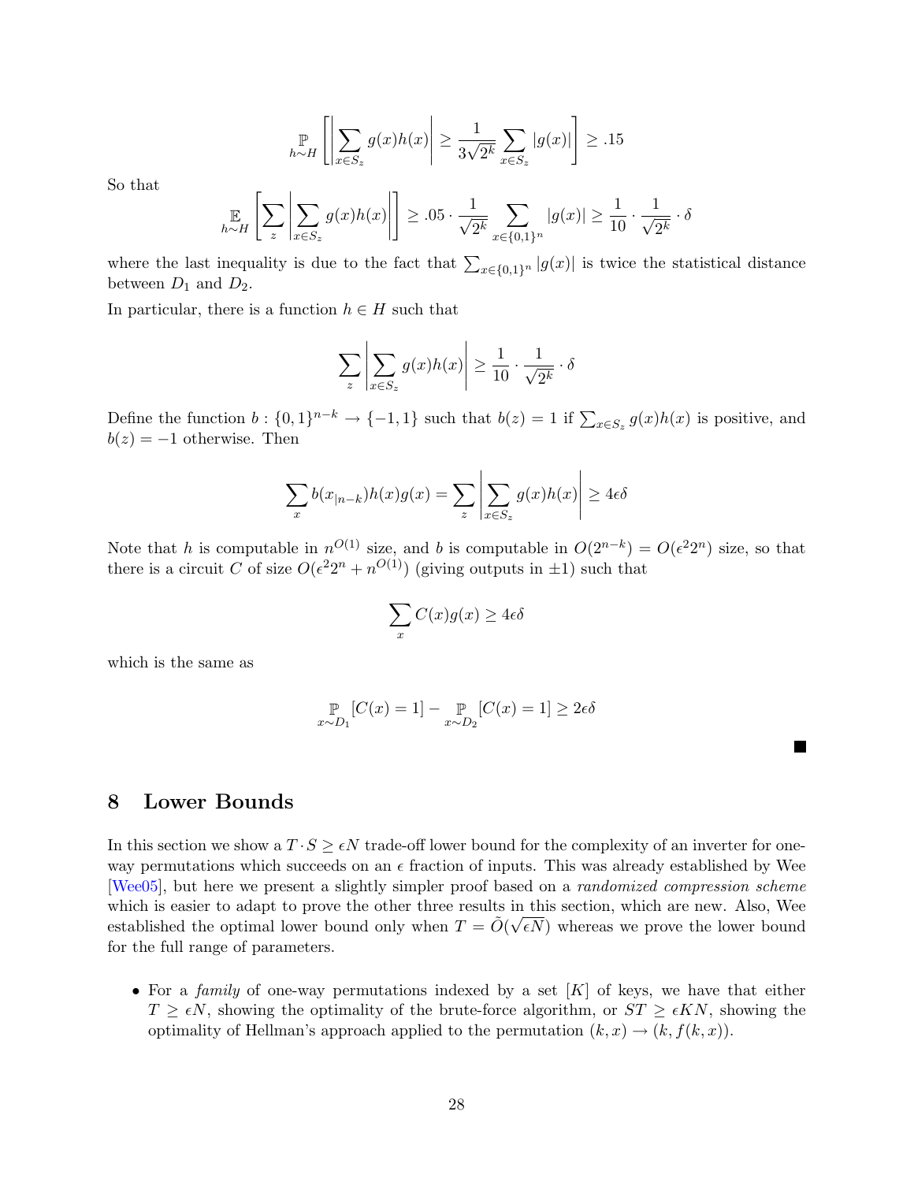$$\mathop{\mathbb{P}}_{h \sim H}\left[\left|\sum_{x \in S_z} g(x)h(x)\right| \geq \frac{1}{3\sqrt{2^k}} \sum_{x \in S_z} |g(x)|\right] \geq .15$$

So that

$$\mathop{\mathbb{E}}_{h \sim H}\left[\sum_z \left|\sum_{x \in S_z} g(x)h(x)\right|\right] \geq .05 \cdot \frac{1}{\sqrt{2^k}} \sum_{x \in \{0,1\}^n} |g(x)| \geq \frac{1}{10} \cdot \frac{1}{\sqrt{2^k}} \cdot \delta$$

where the last inequality is due to the fact that $\sum_{x \in \{0,1\}^n} |g(x)|$ is twice the statistical distance between $D_1$ and $D_2$.

In particular, there is a function $h \in H$ such that

$$\sum_z \left|\sum_{x \in S_z} g(x)h(x)\right| \geq \frac{1}{10} \cdot \frac{1}{\sqrt{2^k}} \cdot \delta$$

Define the function $b : \{0,1\}^{n-k} \to \{-1,1\}$ such that $b(z) = 1$ if $\sum_{x \in S_z} g(x)h(x)$ is positive, and $b(z) = -1$ otherwise. Then

$$\sum_x b(x_{|n-k})h(x)g(x) = \sum_z \left|\sum_{x \in S_z} g(x)h(x)\right| \geq 4\epsilon\delta$$

Note that $h$ is computable in $n^{O(1)}$ size, and $b$ is computable in $O(2^{n-k}) = O(\epsilon^2 2^n)$ size, so that there is a circuit $C$ of size $O(\epsilon^2 2^n + n^{O(1)})$ (giving outputs in $\pm 1$) such that

$$\sum_x C(x)g(x) \geq 4\epsilon\delta$$

which is the same as

$$\mathop{\mathbb{P}}_{x \sim D_1}[C(x) = 1] - \mathop{\mathbb{P}}_{x \sim D_2}[C(x) = 1] \geq 2\epsilon\delta$$

■

# 8 Lower Bounds

In this section we show a $T \cdot S \geq \epsilon N$ trade-off lower bound for the complexity of an inverter for one-way permutations which succeeds on an $\epsilon$ fraction of inputs. This was already established by Wee [Wee05], but here we present a slightly simpler proof based on a *randomized compression scheme* which is easier to adapt to prove the other three results in this section, which are new. Also, Wee established the optimal lower bound only when $T = \tilde{O}(\sqrt{\epsilon N})$ whereas we prove the lower bound for the full range of parameters.

- For a *family* of one-way permutations indexed by a set $[K]$ of keys, we have that either $T \geq \epsilon N$, showing the optimality of the brute-force algorithm, or $ST \geq \epsilon KN$, showing the optimality of Hellman's approach applied to the permutation $(k, x) \to (k, f(k, x))$.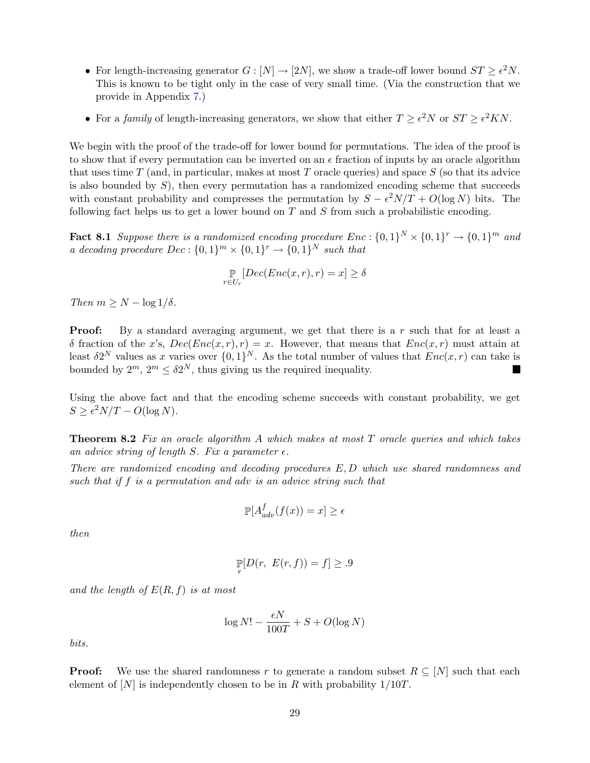- For length-increasing generator $G : [N] \to [2N]$, we show a trade-off lower bound $ST \geq \epsilon^2 N$. This is known to be tight only in the case of very small time. (Via the construction that we provide in Appendix 7.)
- For a *family* of length-increasing generators, we show that either $T \geq \epsilon^2 N$ or $ST \geq \epsilon^2 KN$.

We begin with the proof of the trade-off for lower bound for permutations. The idea of the proof is to show that if every permutation can be inverted on an $\epsilon$ fraction of inputs by an oracle algorithm that uses time $T$ (and, in particular, makes at most $T$ oracle queries) and space $S$ (so that its advice is also bounded by $S$), then every permutation has a randomized encoding scheme that succeeds with constant probability and compresses the permutation by $S - \epsilon^2 N/T + O(\log N)$ bits. The following fact helps us to get a lower bound on $T$ and $S$ from such a probabilistic encoding.

**Fact 8.1** *Suppose there is a randomized encoding procedure $Enc : \{0,1\}^N \times \{0,1\}^r \to \{0,1\}^m$ and a decoding procedure $Dec : \{0,1\}^m \times \{0,1\}^r \to \{0,1\}^N$ such that*

$$\mathop{\mathbb{P}}_{r \in U_r}[Dec(Enc(x,r),r) = x] \geq \delta$$

*Then $m \geq N - \log 1/\delta$.*

**Proof:** By a standard averaging argument, we get that there is a $r$ such that for at least a $\delta$ fraction of the $x$'s, $Dec(Enc(x,r),r) = x$. However, that means that $Enc(x,r)$ must attain at least $\delta 2^N$ values as $x$ varies over $\{0,1\}^N$. As the total number of values that $Enc(x,r)$ can take is bounded by $2^m$, $2^m \leq \delta 2^N$, thus giving us the required inequality. ■

Using the above fact and that the encoding scheme succeeds with constant probability, we get $S \geq \epsilon^2 N/T - O(\log N)$.

**Theorem 8.2** *Fix an oracle algorithm $A$ which makes at most $T$ oracle queries and which takes an advice string of length $S$. Fix a parameter $\epsilon$.*

*There are randomized encoding and decoding procedures $E, D$ which use shared randomness and such that if $f$ is a permutation and adv is an advice string such that*

$$\mathbb{P}[A^f_{adv}(f(x)) = x] \geq \epsilon$$

*then*

$$\mathop{\mathbb{P}}_{r}[D(r,\ E(r,f)) = f] \geq .9$$

*and the length of $E(R,f)$ is at most*

$$\log N! - \frac{\epsilon N}{100T} + S + O(\log N)$$

*bits.*

**Proof:** We use the shared randomness $r$ to generate a random subset $R \subseteq [N]$ such that each element of $[N]$ is independently chosen to be in $R$ with probability $1/10T$.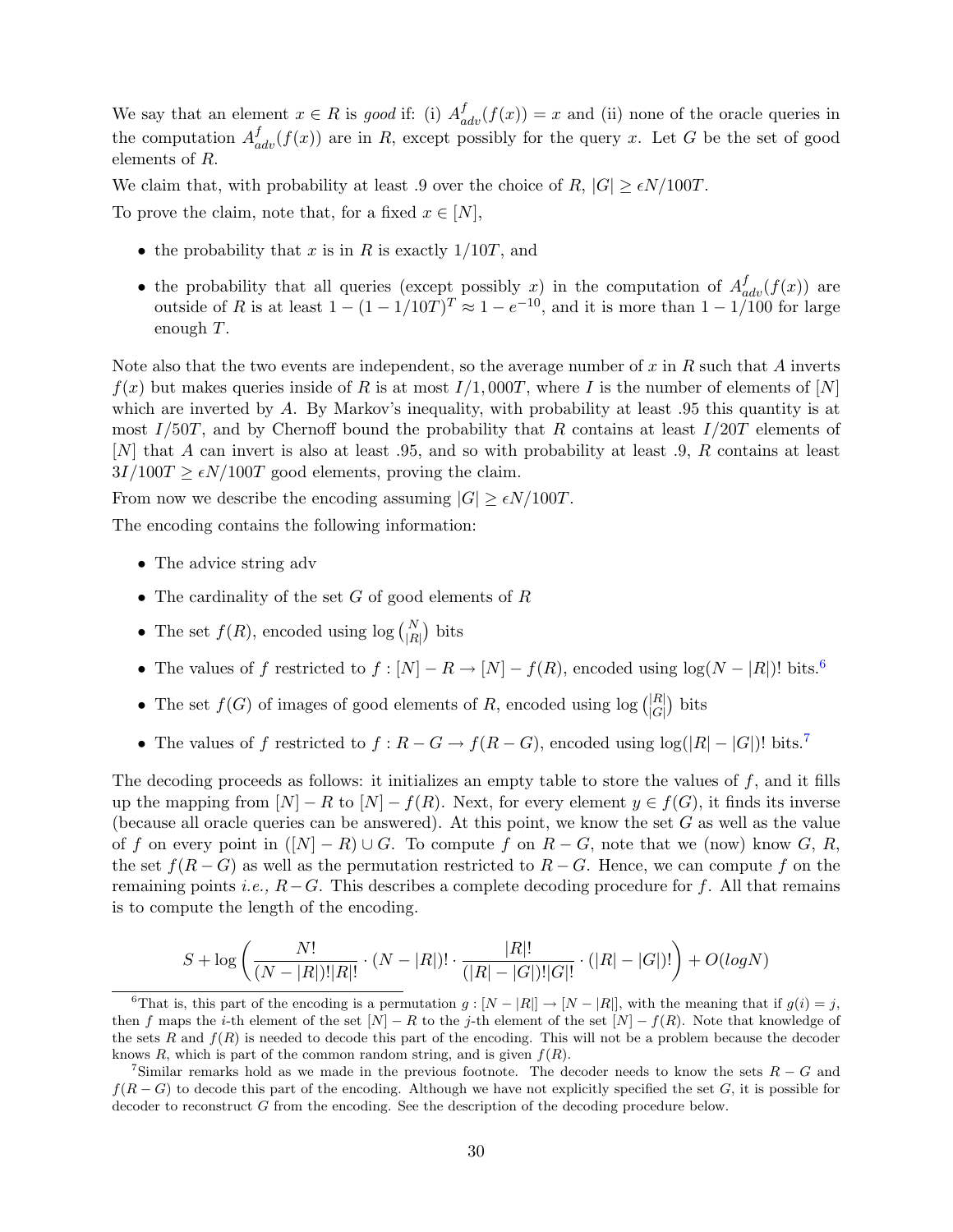We say that an element $x \in R$ is *good* if: (i) $A^f_{adv}(f(x)) = x$ and (ii) none of the oracle queries in the computation $A^f_{adv}(f(x))$ are in $R$, except possibly for the query $x$. Let $G$ be the set of good elements of $R$.

We claim that, with probability at least .9 over the choice of $R$, $|G| \geq \epsilon N/100T$.

To prove the claim, note that, for a fixed $x \in [N]$,

- the probability that $x$ is in $R$ is exactly $1/10T$, and
- the probability that all queries (except possibly $x$) in the computation of $A^f_{adv}(f(x))$ are outside of $R$ is at least $1 - (1 - 1/10T)^T \approx 1 - e^{-10}$, and it is more than $1 - 1/100$ for large enough $T$.

Note also that the two events are independent, so the average number of $x$ in $R$ such that $A$ inverts $f(x)$ but makes queries inside of $R$ is at most $I/1,000T$, where $I$ is the number of elements of $[N]$ which are inverted by $A$. By Markov's inequality, with probability at least .95 this quantity is at most $I/50T$, and by Chernoff bound the probability that $R$ contains at least $I/20T$ elements of $[N]$ that $A$ can invert is also at least .95, and so with probability at least .9, $R$ contains at least $3I/100T \geq \epsilon N/100T$ good elements, proving the claim.

From now we describe the encoding assuming $|G| \geq \epsilon N/100T$.

The encoding contains the following information:

- The advice string adv
- The cardinality of the set $G$ of good elements of $R$
- The set $f(R)$, encoded using $\log \binom{N}{|R|}$ bits
- The values of $f$ restricted to $f : [N] - R \to [N] - f(R)$, encoded using $\log(N - |R|)!$ bits.[6]
- The set $f(G)$ of images of good elements of $R$, encoded using $\log \binom{|R|}{|G|}$ bits
- The values of $f$ restricted to $f : R - G \to f(R - G)$, encoded using $\log(|R| - |G|)!$ bits.[7]

The decoding proceeds as follows: it initializes an empty table to store the values of $f$, and it fills up the mapping from $[N] - R$ to $[N] - f(R)$. Next, for every element $y \in f(G)$, it finds its inverse (because all oracle queries can be answered). At this point, we know the set $G$ as well as the value of $f$ on every point in $([N] - R) \cup G$. To compute $f$ on $R - G$, note that we (now) know $G$, $R$, the set $f(R - G)$ as well as the permutation restricted to $R - G$. Hence, we can compute $f$ on the remaining points *i.e.,* $R - G$. This describes a complete decoding procedure for $f$. All that remains is to compute the length of the encoding.

$$S + \log\left(\frac{N!}{(N - |R|)!|R|!} \cdot (N - |R|)! \cdot \frac{|R|!}{(|R| - |G|)!|G|!} \cdot (|R| - |G|)!\right) + O(logN)$$

[6] That is, this part of the encoding is a permutation $g : [N - |R|] \to [N - |R|]$, with the meaning that if $g(i) = j$, then $f$ maps the $i$-th element of the set $[N] - R$ to the $j$-th element of the set $[N] - f(R)$. Note that knowledge of the sets $R$ and $f(R)$ is needed to decode this part of the encoding. This will not be a problem because the decoder knows $R$, which is part of the common random string, and is given $f(R)$.

[7] Similar remarks hold as we made in the previous footnote. The decoder needs to know the sets $R - G$ and $f(R - G)$ to decode this part of the encoding. Although we have not explicitly specified the set $G$, it is possible for decoder to reconstruct $G$ from the encoding. See the description of the decoding procedure below.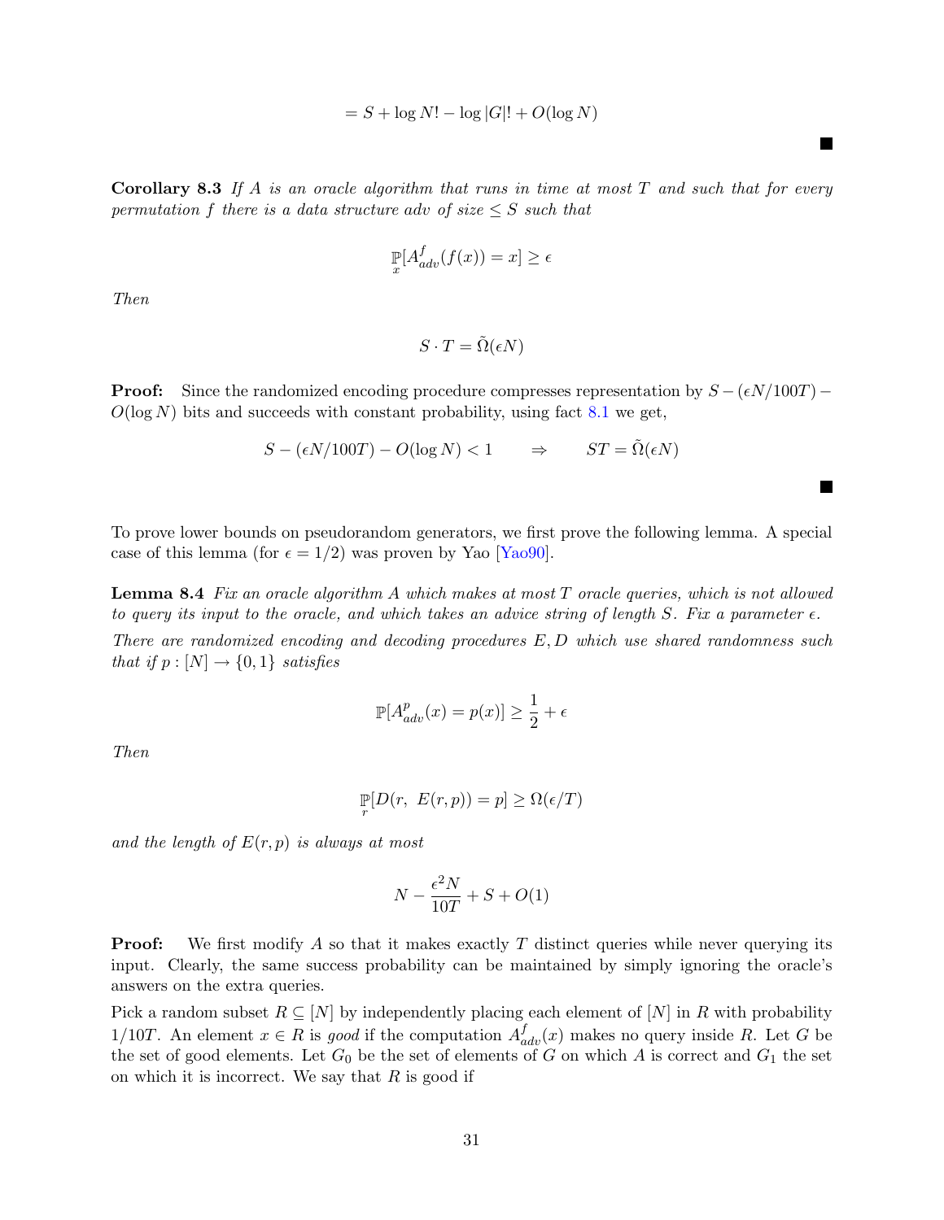$$= S + \log N! - \log |G|! + O(\log N)$$

■

**Corollary 8.3** *If $A$ is an oracle algorithm that runs in time at most $T$ and such that for every permutation $f$ there is a data structure adv of size $\leq S$ such that*

$$\mathbb{P}_x[A^f_{adv}(f(x)) = x] \geq \epsilon$$

*Then*

$$S \cdot T = \tilde{\Omega}(\epsilon N)$$

**Proof:** Since the randomized encoding procedure compresses representation by $S - (\epsilon N/100T) - O(\log N)$ bits and succeeds with constant probability, using fact 8.1 we get,

$$S - (\epsilon N/100T) - O(\log N) < 1 \qquad \Rightarrow \qquad ST = \tilde{\Omega}(\epsilon N)$$

■

To prove lower bounds on pseudorandom generators, we first prove the following lemma. A special case of this lemma (for $\epsilon = 1/2$) was proven by Yao [Yao90].

**Lemma 8.4** *Fix an oracle algorithm $A$ which makes at most $T$ oracle queries, which is not allowed to query its input to the oracle, and which takes an advice string of length $S$. Fix a parameter $\epsilon$.*

*There are randomized encoding and decoding procedures $E, D$ which use shared randomness such that if $p : [N] \to \{0,1\}$ satisfies*

$$\mathbb{P}[A^p_{adv}(x) = p(x)] \geq \frac{1}{2} + \epsilon$$

*Then*

$$\mathbb{P}_r[D(r,\ E(r,p)) = p] \geq \Omega(\epsilon/T)$$

*and the length of $E(r,p)$ is always at most*

$$N - \frac{\epsilon^2 N}{10T} + S + O(1)$$

**Proof:** We first modify $A$ so that it makes exactly $T$ distinct queries while never querying its input. Clearly, the same success probability can be maintained by simply ignoring the oracle's answers on the extra queries.

Pick a random subset $R \subseteq [N]$ by independently placing each element of $[N]$ in $R$ with probability $1/10T$. An element $x \in R$ is *good* if the computation $A^f_{adv}(x)$ makes no query inside $R$. Let $G$ be the set of good elements. Let $G_0$ be the set of elements of $G$ on which $A$ is correct and $G_1$ the set on which it is incorrect. We say that $R$ is good if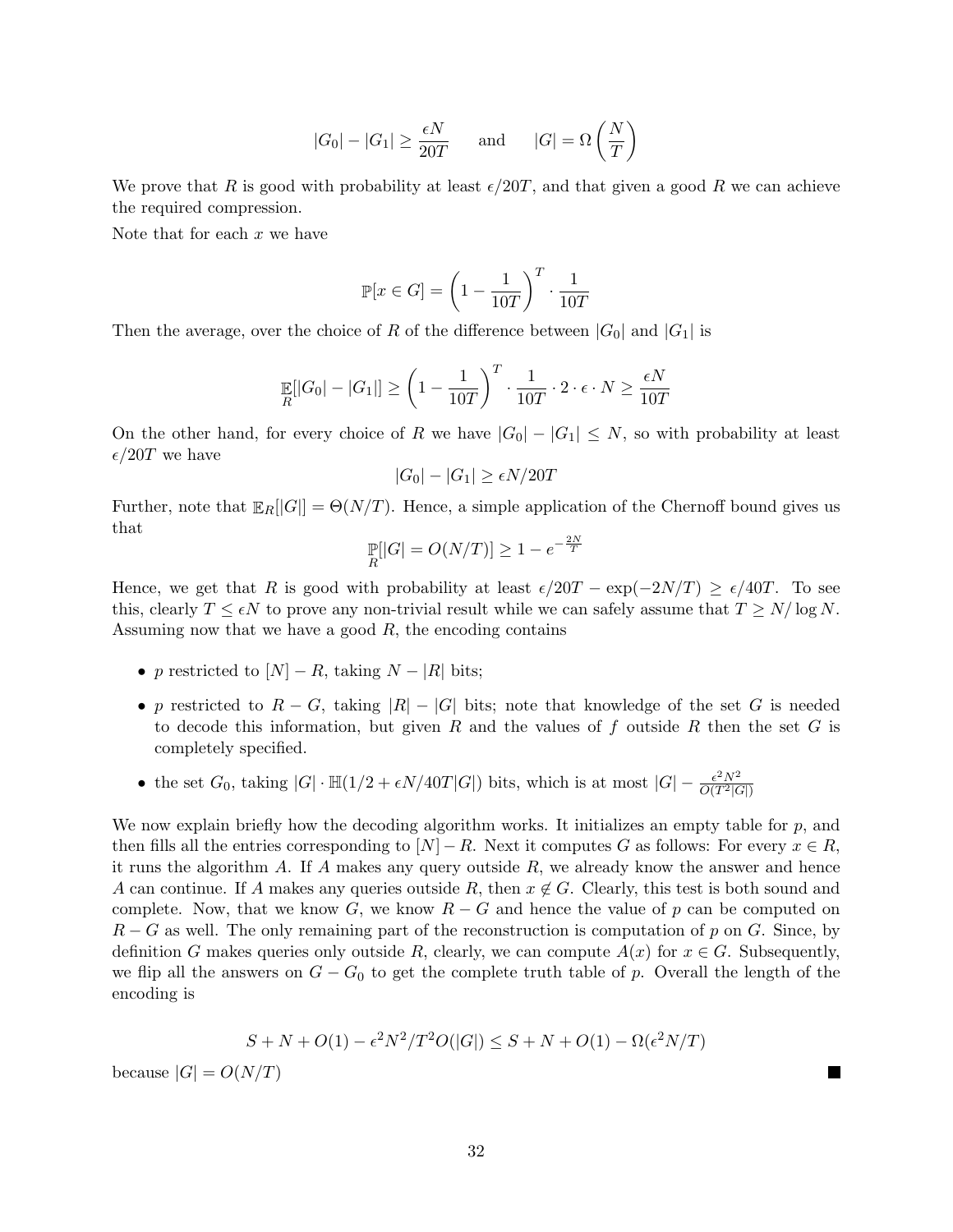$$|G_0| - |G_1| \geq \frac{\epsilon N}{20T} \qquad \text{and} \qquad |G| = \Omega\left(\frac{N}{T}\right)$$

We prove that $R$ is good with probability at least $\epsilon/20T$, and that given a good $R$ we can achieve the required compression.

Note that for each $x$ we have

$$\mathbb{P}[x \in G] = \left(1 - \frac{1}{10T}\right)^T \cdot \frac{1}{10T}$$

Then the average, over the choice of $R$ of the difference between $|G_0|$ and $|G_1|$ is

$$\mathop{\mathbb{E}}_R[|G_0| - |G_1|] \geq \left(1 - \frac{1}{10T}\right)^T \cdot \frac{1}{10T} \cdot 2 \cdot \epsilon \cdot N \geq \frac{\epsilon N}{10T}$$

On the other hand, for every choice of $R$ we have $|G_0| - |G_1| \leq N$, so with probability at least $\epsilon/20T$ we have

$$|G_0| - |G_1| \geq \epsilon N/20T$$

Further, note that $\mathbb{E}_R[|G|] = \Theta(N/T)$. Hence, a simple application of the Chernoff bound gives us that

$$\mathop{\mathbb{P}}_R[|G| = O(N/T)] \geq 1 - e^{-\frac{2N}{T}}$$

Hence, we get that $R$ is good with probability at least $\epsilon/20T - \exp(-2N/T) \geq \epsilon/40T$. To see this, clearly $T \leq \epsilon N$ to prove any non-trivial result while we can safely assume that $T \geq N/\log N$. Assuming now that we have a good $R$, the encoding contains

- $p$ restricted to $[N] - R$, taking $N - |R|$ bits;
- $p$ restricted to $R - G$, taking $|R| - |G|$ bits; note that knowledge of the set $G$ is needed to decode this information, but given $R$ and the values of $f$ outside $R$ then the set $G$ is completely specified.
- the set $G_0$, taking $|G| \cdot \mathbb{H}(1/2 + \epsilon N/40T|G|)$ bits, which is at most $|G| - \frac{\epsilon^2 N^2}{O(T^2|G|)}$

We now explain briefly how the decoding algorithm works. It initializes an empty table for $p$, and then fills all the entries corresponding to $[N] - R$. Next it computes $G$ as follows: For every $x \in R$, it runs the algorithm $A$. If $A$ makes any query outside $R$, we already know the answer and hence $A$ can continue. If $A$ makes any queries outside $R$, then $x \notin G$. Clearly, this test is both sound and complete. Now, that we know $G$, we know $R - G$ and hence the value of $p$ can be computed on $R - G$ as well. The only remaining part of the reconstruction is computation of $p$ on $G$. Since, by definition $G$ makes queries only outside $R$, clearly, we can compute $A(x)$ for $x \in G$. Subsequently, we flip all the answers on $G - G_0$ to get the complete truth table of $p$. Overall the length of the encoding is

$$S + N + O(1) - \epsilon^2 N^2/T^2 O(|G|) \leq S + N + O(1) - \Omega(\epsilon^2 N/T)$$

because $|G| = O(N/T)$ ∎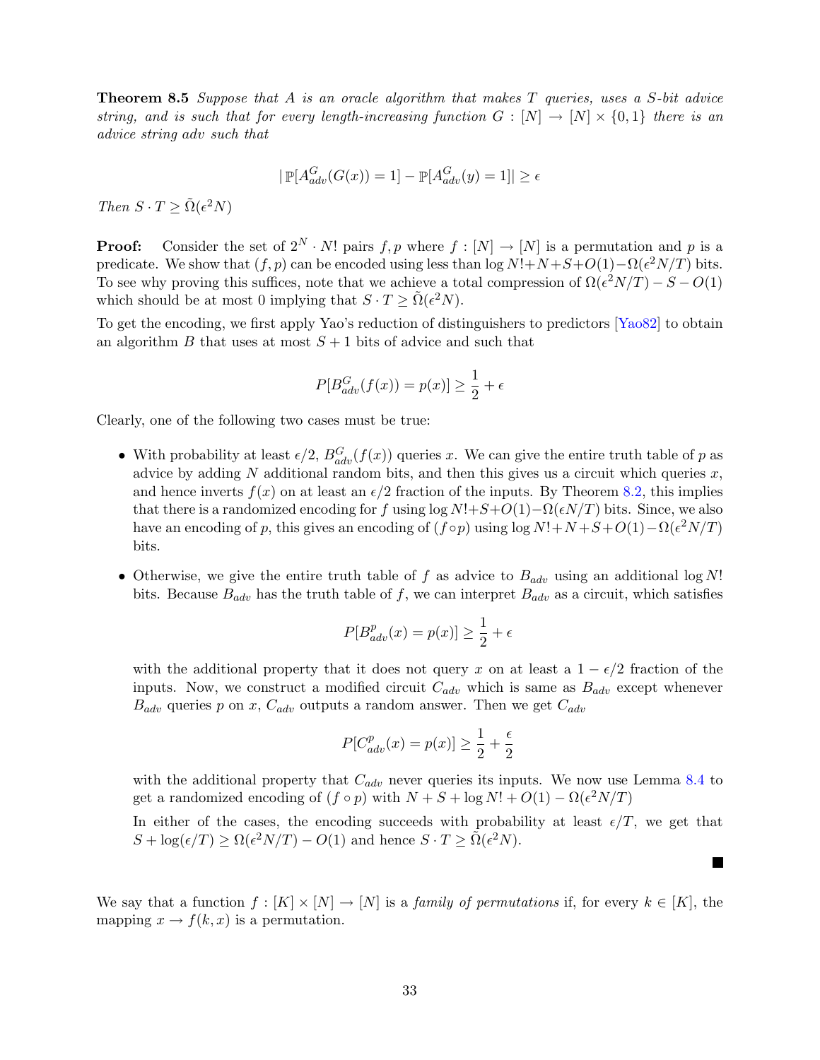**Theorem 8.5** *Suppose that $A$ is an oracle algorithm that makes $T$ queries, uses a $S$-bit advice string, and is such that for every length-increasing function $G : [N] \to [N] \times \{0,1\}$ there is an advice string adv such that*

$$|\,\mathbb{P}[A^G_{adv}(G(x)) = 1] - \mathbb{P}[A^G_{adv}(y) = 1]| \geq \epsilon$$

*Then $S \cdot T \geq \tilde{\Omega}(\epsilon^2 N)$*

**Proof:** Consider the set of $2^N \cdot N!$ pairs $f, p$ where $f : [N] \to [N]$ is a permutation and $p$ is a predicate. We show that $(f, p)$ can be encoded using less than $\log N! + N + S + O(1) - \Omega(\epsilon^2 N/T)$ bits. To see why proving this suffices, note that we achieve a total compression of $\Omega(\epsilon^2 N/T) - S - O(1)$ which should be at most 0 implying that $S \cdot T \geq \tilde{\Omega}(\epsilon^2 N)$.

To get the encoding, we first apply Yao's reduction of distinguishers to predictors [Yao82] to obtain an algorithm $B$ that uses at most $S+1$ bits of advice and such that

$$P[B^G_{adv}(f(x)) = p(x)] \geq \frac{1}{2} + \epsilon$$

Clearly, one of the following two cases must be true:

- With probability at least $\epsilon/2$, $B^G_{adv}(f(x))$ queries $x$. We can give the entire truth table of $p$ as advice by adding $N$ additional random bits, and then this gives us a circuit which queries $x$, and hence inverts $f(x)$ on at least an $\epsilon/2$ fraction of the inputs. By Theorem 8.2, this implies that there is a randomized encoding for $f$ using $\log N! + S + O(1) - \Omega(\epsilon N/T)$ bits. Since, we also have an encoding of $p$, this gives an encoding of $(f \circ p)$ using $\log N! + N + S + O(1) - \Omega(\epsilon^2 N/T)$ bits.

- Otherwise, we give the entire truth table of $f$ as advice to $B_{adv}$ using an additional $\log N!$ bits. Because $B_{adv}$ has the truth table of $f$, we can interpret $B_{adv}$ as a circuit, which satisfies

  $$P[B^p_{adv}(x) = p(x)] \geq \frac{1}{2} + \epsilon$$

  with the additional property that it does not query $x$ on at least a $1 - \epsilon/2$ fraction of the inputs. Now, we construct a modified circuit $C_{adv}$ which is same as $B_{adv}$ except whenever $B_{adv}$ queries $p$ on $x$, $C_{adv}$ outputs a random answer. Then we get $C_{adv}$

  $$P[C^p_{adv}(x) = p(x)] \geq \frac{1}{2} + \frac{\epsilon}{2}$$

  with the additional property that $C_{adv}$ never queries its inputs. We now use Lemma 8.4 to get a randomized encoding of $(f \circ p)$ with $N + S + \log N! + O(1) - \Omega(\epsilon^2 N/T)$

  In either of the cases, the encoding succeeds with probability at least $\epsilon/T$, we get that $S + \log(\epsilon/T) \geq \Omega(\epsilon^2 N/T) - O(1)$ and hence $S \cdot T \geq \tilde{\Omega}(\epsilon^2 N)$.

∎

We say that a function $f : [K] \times [N] \to [N]$ is a *family of permutations* if, for every $k \in [K]$, the mapping $x \to f(k, x)$ is a permutation.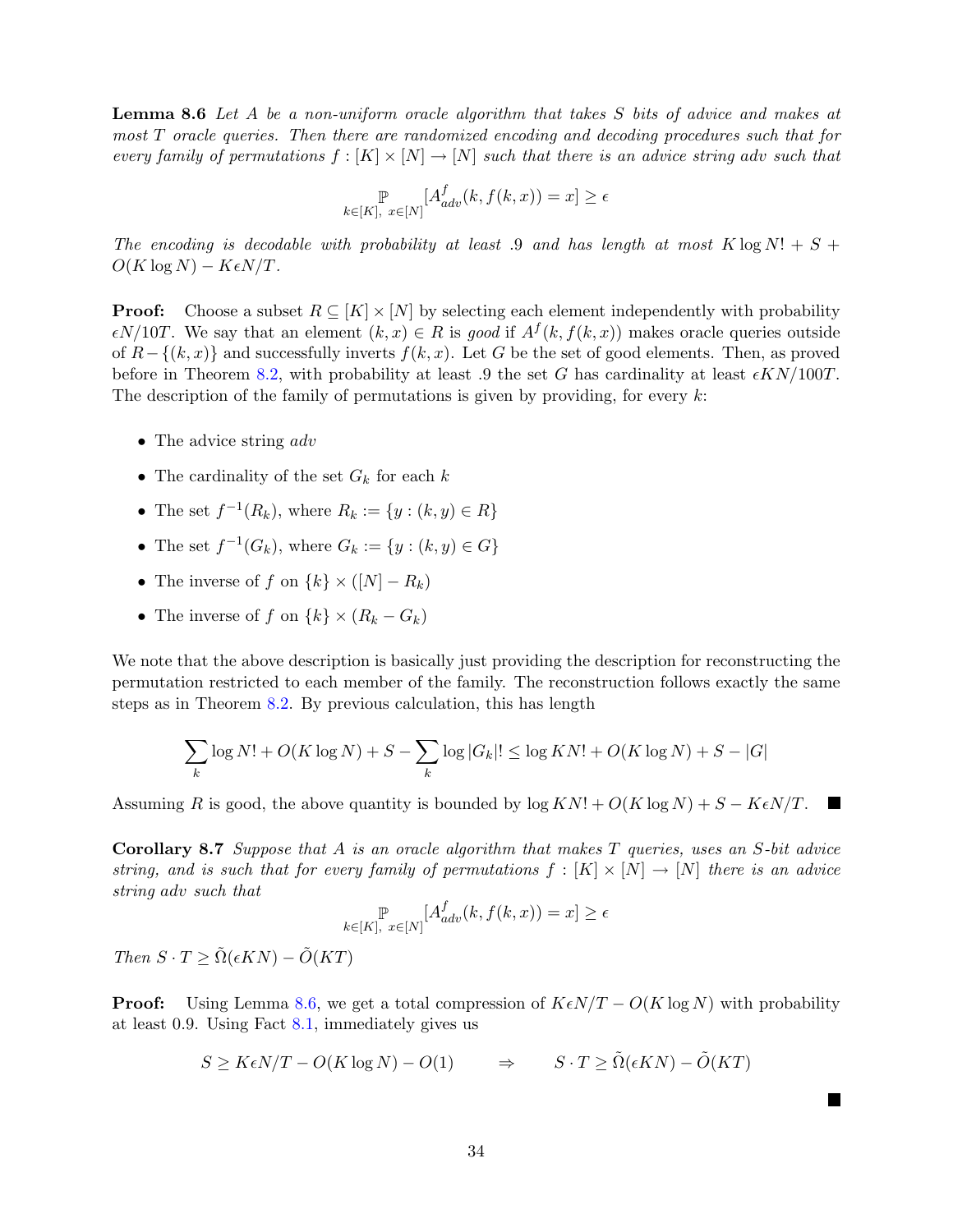**Lemma 8.6** *Let $A$ be a non-uniform oracle algorithm that takes $S$ bits of advice and makes at most $T$ oracle queries. Then there are randomized encoding and decoding procedures such that for every family of permutations $f : [K] \times [N] \to [N]$ such that there is an advice string adv such that*

$$\mathop{\mathbb{P}}_{k \in [K],\ x \in [N]}[A^f_{adv}(k, f(k,x)) = x] \geq \epsilon$$

*The encoding is decodable with probability at least .9 and has length at most $K \log N! + S + O(K \log N) - K\epsilon N/T$.*

**Proof:** Choose a subset $R \subseteq [K] \times [N]$ by selecting each element independently with probability $\epsilon N/10T$. We say that an element $(k,x) \in R$ is *good* if $A^f(k, f(k,x))$ makes oracle queries outside of $R - \{(k,x)\}$ and successfully inverts $f(k,x)$. Let $G$ be the set of good elements. Then, as proved before in Theorem 8.2, with probability at least .9 the set $G$ has cardinality at least $\epsilon KN/100T$. The description of the family of permutations is given by providing, for every $k$:

- The advice string $adv$
- The cardinality of the set $G_k$ for each $k$
- The set $f^{-1}(R_k)$, where $R_k := \{y : (k,y) \in R\}$
- The set $f^{-1}(G_k)$, where $G_k := \{y : (k,y) \in G\}$
- The inverse of $f$ on $\{k\} \times ([N] - R_k)$
- The inverse of $f$ on $\{k\} \times (R_k - G_k)$

We note that the above description is basically just providing the description for reconstructing the permutation restricted to each member of the family. The reconstruction follows exactly the same steps as in Theorem 8.2. By previous calculation, this has length

$$\sum_k \log N! + O(K \log N) + S - \sum_k \log |G_k|! \leq \log KN! + O(K \log N) + S - |G|$$

Assuming $R$ is good, the above quantity is bounded by $\log KN! + O(K \log N) + S - K\epsilon N/T$. ■

**Corollary 8.7** *Suppose that $A$ is an oracle algorithm that makes $T$ queries, uses an $S$-bit advice string, and is such that for every family of permutations $f : [K] \times [N] \to [N]$ there is an advice string adv such that*

$$\mathop{\mathbb{P}}_{k \in [K],\ x \in [N]}[A^f_{adv}(k, f(k,x)) = x] \geq \epsilon$$

*Then $S \cdot T \geq \tilde{\Omega}(\epsilon KN) - \tilde{O}(KT)$*

**Proof:** Using Lemma 8.6, we get a total compression of $K\epsilon N/T - O(K \log N)$ with probability at least 0.9. Using Fact 8.1, immediately gives us

$$S \geq K\epsilon N/T - O(K \log N) - O(1) \qquad \Rightarrow \qquad S \cdot T \geq \tilde{\Omega}(\epsilon KN) - \tilde{O}(KT)$$

■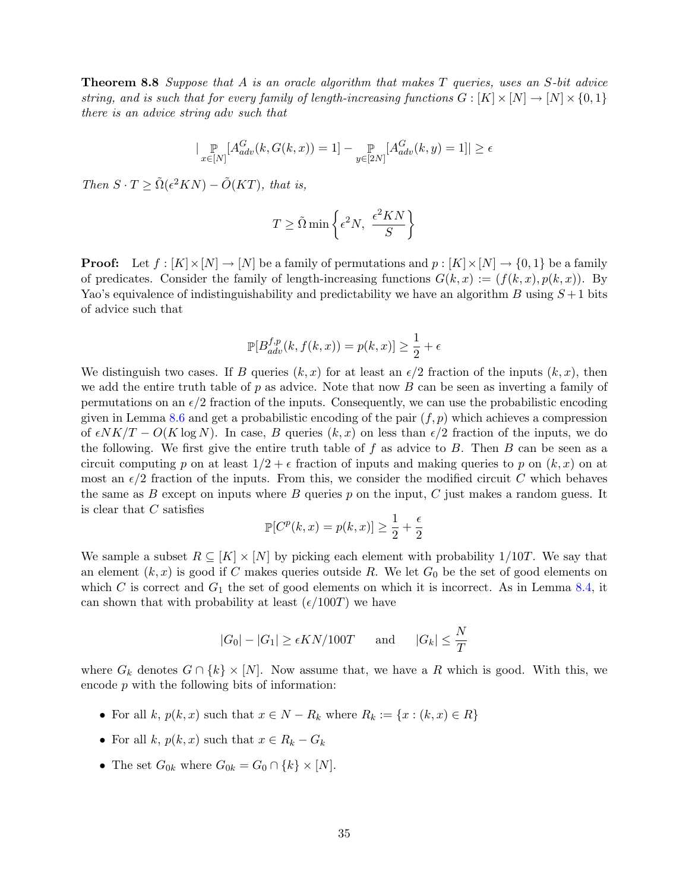**Theorem 8.8** *Suppose that $A$ is an oracle algorithm that makes $T$ queries, uses an $S$-bit advice string, and is such that for every family of length-increasing functions $G : [K] \times [N] \to [N] \times \{0,1\}$ there is an advice string adv such that*

$$|\mathop{\mathbb{P}}_{x \in [N]}[A^G_{adv}(k, G(k,x)) = 1] - \mathop{\mathbb{P}}_{y \in [2N]}[A^G_{adv}(k, y) = 1]| \geq \epsilon$$

*Then $S \cdot T \geq \tilde{\Omega}(\epsilon^2 KN) - \tilde{O}(KT)$, that is,*

$$T \geq \tilde{\Omega} \min\left\{\epsilon^2 N,\ \frac{\epsilon^2 KN}{S}\right\}$$

**Proof:** Let $f : [K] \times [N] \to [N]$ be a family of permutations and $p : [K] \times [N] \to \{0,1\}$ be a family of predicates. Consider the family of length-increasing functions $G(k,x) := (f(k,x), p(k,x))$. By Yao's equivalence of indistinguishability and predictability we have an algorithm $B$ using $S+1$ bits of advice such that

$$\mathbb{P}[B^{f,p}_{adv}(k, f(k,x)) = p(k,x)] \geq \frac{1}{2} + \epsilon$$

We distinguish two cases. If $B$ queries $(k,x)$ for at least an $\epsilon/2$ fraction of the inputs $(k,x)$, then we add the entire truth table of $p$ as advice. Note that now $B$ can be seen as inverting a family of permutations on an $\epsilon/2$ fraction of the inputs. Consequently, we can use the probabilistic encoding given in Lemma 8.6 and get a probabilistic encoding of the pair $(f,p)$ which achieves a compression of $\epsilon NK/T - O(K \log N)$. In case, $B$ queries $(k,x)$ on less than $\epsilon/2$ fraction of the inputs, we do the following. We first give the entire truth table of $f$ as advice to $B$. Then $B$ can be seen as a circuit computing $p$ on at least $1/2 + \epsilon$ fraction of inputs and making queries to $p$ on $(k,x)$ on at most an $\epsilon/2$ fraction of the inputs. From this, we consider the modified circuit $C$ which behaves the same as $B$ except on inputs where $B$ queries $p$ on the input, $C$ just makes a random guess. It is clear that $C$ satisfies

$$\mathbb{P}[C^p(k,x) = p(k,x)] \geq \frac{1}{2} + \frac{\epsilon}{2}$$

We sample a subset $R \subseteq [K] \times [N]$ by picking each element with probability $1/10T$. We say that an element $(k,x)$ is good if $C$ makes queries outside $R$. We let $G_0$ be the set of good elements on which $C$ is correct and $G_1$ the set of good elements on which it is incorrect. As in Lemma 8.4, it can shown that with probability at least $(\epsilon/100T)$ we have

$$|G_0| - |G_1| \geq \epsilon KN/100T \qquad \text{and} \qquad |G_k| \leq \frac{N}{T}$$

where $G_k$ denotes $G \cap \{k\} \times [N]$. Now assume that, we have a $R$ which is good. With this, we encode $p$ with the following bits of information:

- For all $k$, $p(k,x)$ such that $x \in N - R_k$ where $R_k := \{x : (k,x) \in R\}$
- For all $k$, $p(k,x)$ such that $x \in R_k - G_k$
- The set $G_{0k}$ where $G_{0k} = G_0 \cap \{k\} \times [N]$.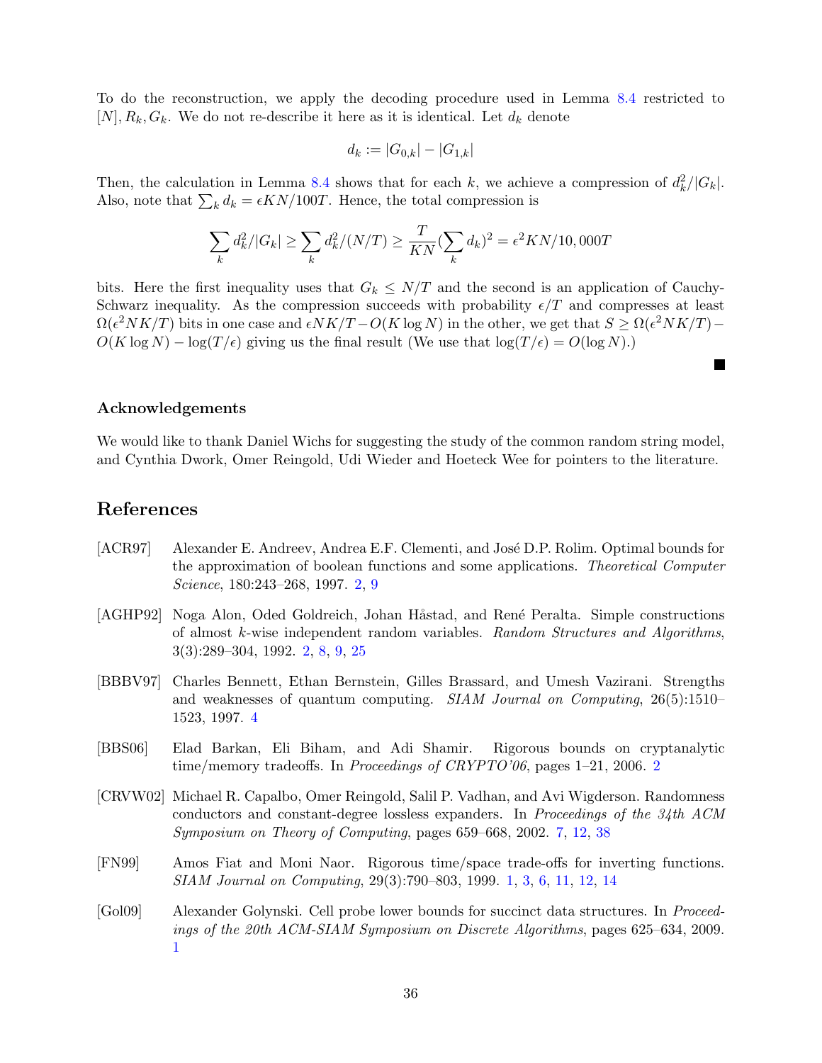To do the reconstruction, we apply the decoding procedure used in Lemma 8.4 restricted to $[N], R_k, G_k$. We do not re-describe it here as it is identical. Let $d_k$ denote

$$d_k := |G_{0,k}| - |G_{1,k}|$$

Then, the calculation in Lemma 8.4 shows that for each $k$, we achieve a compression of $d_k^2/|G_k|$. Also, note that $\sum_k d_k = \epsilon KN/100T$. Hence, the total compression is

$$\sum_k d_k^2/|G_k| \geq \sum_k d_k^2/(N/T) \geq \frac{T}{KN}(\sum_k d_k)^2 = \epsilon^2 KN/10,000T$$

bits. Here the first inequality uses that $G_k \leq N/T$ and the second is an application of Cauchy-Schwarz inequality. As the compression succeeds with probability $\epsilon/T$ and compresses at least $\Omega(\epsilon^2 NK/T)$ bits in one case and $\epsilon NK/T - O(K \log N)$ in the other, we get that $S \geq \Omega(\epsilon^2 NK/T) - O(K \log N) - \log(T/\epsilon)$ giving us the final result (We use that $\log(T/\epsilon) = O(\log N)$.)

■

## Acknowledgements

We would like to thank Daniel Wichs for suggesting the study of the common random string model, and Cynthia Dwork, Omer Reingold, Udi Wieder and Hoeteck Wee for pointers to the literature.

## References

[ACR97] Alexander E. Andreev, Andrea E.F. Clementi, and José D.P. Rolim. Optimal bounds for the approximation of boolean functions and some applications. *Theoretical Computer Science*, 180:243–268, 1997. 2, 9

[AGHP92] Noga Alon, Oded Goldreich, Johan Håstad, and René Peralta. Simple constructions of almost $k$-wise independent random variables. *Random Structures and Algorithms*, 3(3):289–304, 1992. 2, 8, 9, 25

[BBBV97] Charles Bennett, Ethan Bernstein, Gilles Brassard, and Umesh Vazirani. Strengths and weaknesses of quantum computing. *SIAM Journal on Computing*, 26(5):1510–1523, 1997. 4

[BBS06] Elad Barkan, Eli Biham, and Adi Shamir. Rigorous bounds on cryptanalytic time/memory tradeoffs. In *Proceedings of CRYPTO'06*, pages 1–21, 2006. 2

[CRVW02] Michael R. Capalbo, Omer Reingold, Salil P. Vadhan, and Avi Wigderson. Randomness conductors and constant-degree lossless expanders. In *Proceedings of the 34th ACM Symposium on Theory of Computing*, pages 659–668, 2002. 7, 12, 38

[FN99] Amos Fiat and Moni Naor. Rigorous time/space trade-offs for inverting functions. *SIAM Journal on Computing*, 29(3):790–803, 1999. 1, 3, 6, 11, 12, 14

[Gol09] Alexander Golynski. Cell probe lower bounds for succinct data structures. In *Proceedings of the 20th ACM-SIAM Symposium on Discrete Algorithms*, pages 625–634, 2009. 1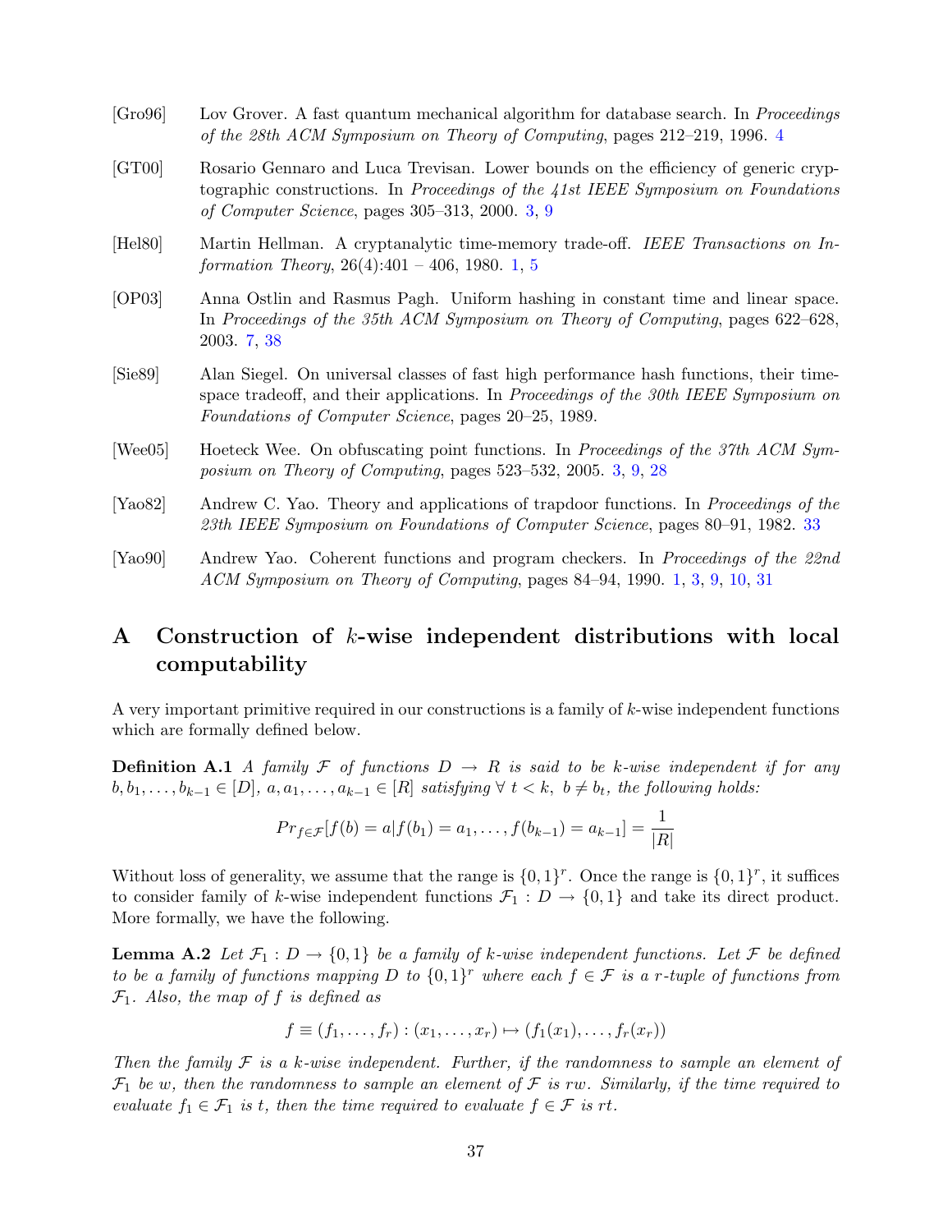[Gro96] Lov Grover. A fast quantum mechanical algorithm for database search. In *Proceedings of the 28th ACM Symposium on Theory of Computing*, pages 212–219, 1996. 4

[GT00] Rosario Gennaro and Luca Trevisan. Lower bounds on the efficiency of generic cryptographic constructions. In *Proceedings of the 41st IEEE Symposium on Foundations of Computer Science*, pages 305–313, 2000. 3, 9

[Hel80] Martin Hellman. A cryptanalytic time-memory trade-off. *IEEE Transactions on Information Theory*, 26(4):401 – 406, 1980. 1, 5

[OP03] Anna Ostlin and Rasmus Pagh. Uniform hashing in constant time and linear space. In *Proceedings of the 35th ACM Symposium on Theory of Computing*, pages 622–628, 2003. 7, 38

[Sie89] Alan Siegel. On universal classes of fast high performance hash functions, their time-space tradeoff, and their applications. In *Proceedings of the 30th IEEE Symposium on Foundations of Computer Science*, pages 20–25, 1989.

[Wee05] Hoeteck Wee. On obfuscating point functions. In *Proceedings of the 37th ACM Symposium on Theory of Computing*, pages 523–532, 2005. 3, 9, 28

[Yao82] Andrew C. Yao. Theory and applications of trapdoor functions. In *Proceedings of the 23th IEEE Symposium on Foundations of Computer Science*, pages 80–91, 1982. 33

[Yao90] Andrew Yao. Coherent functions and program checkers. In *Proceedings of the 22nd ACM Symposium on Theory of Computing*, pages 84–94, 1990. 1, 3, 9, 10, 31

# A Construction of $k$-wise independent distributions with local computability

A very important primitive required in our constructions is a family of $k$-wise independent functions which are formally defined below.

**Definition A.1** *A family $\mathcal{F}$ of functions $D \to R$ is said to be $k$-wise independent if for any $b, b_1, \ldots, b_{k-1} \in [D]$, $a, a_1, \ldots, a_{k-1} \in [R]$ satisfying $\forall\ t < k,\ b \neq b_t$, the following holds:*

$$Pr_{f \in \mathcal{F}}[f(b) = a | f(b_1) = a_1, \ldots, f(b_{k-1}) = a_{k-1}] = \frac{1}{|R|}$$

Without loss of generality, we assume that the range is $\{0,1\}^r$. Once the range is $\{0,1\}^r$, it suffices to consider family of $k$-wise independent functions $\mathcal{F}_1 : D \to \{0,1\}$ and take its direct product. More formally, we have the following.

**Lemma A.2** *Let $\mathcal{F}_1 : D \to \{0,1\}$ be a family of $k$-wise independent functions. Let $\mathcal{F}$ be defined to be a family of functions mapping $D$ to $\{0,1\}^r$ where each $f \in \mathcal{F}$ is a $r$-tuple of functions from $\mathcal{F}_1$. Also, the map of $f$ is defined as*

$$f \equiv (f_1, \ldots, f_r) : (x_1, \ldots, x_r) \mapsto (f_1(x_1), \ldots, f_r(x_r))$$

*Then the family $\mathcal{F}$ is a $k$-wise independent. Further, if the randomness to sample an element of $\mathcal{F}_1$ be $w$, then the randomness to sample an element of $\mathcal{F}$ is $rw$. Similarly, if the time required to evaluate $f_1 \in \mathcal{F}_1$ is $t$, then the time required to evaluate $f \in \mathcal{F}$ is $rt$.*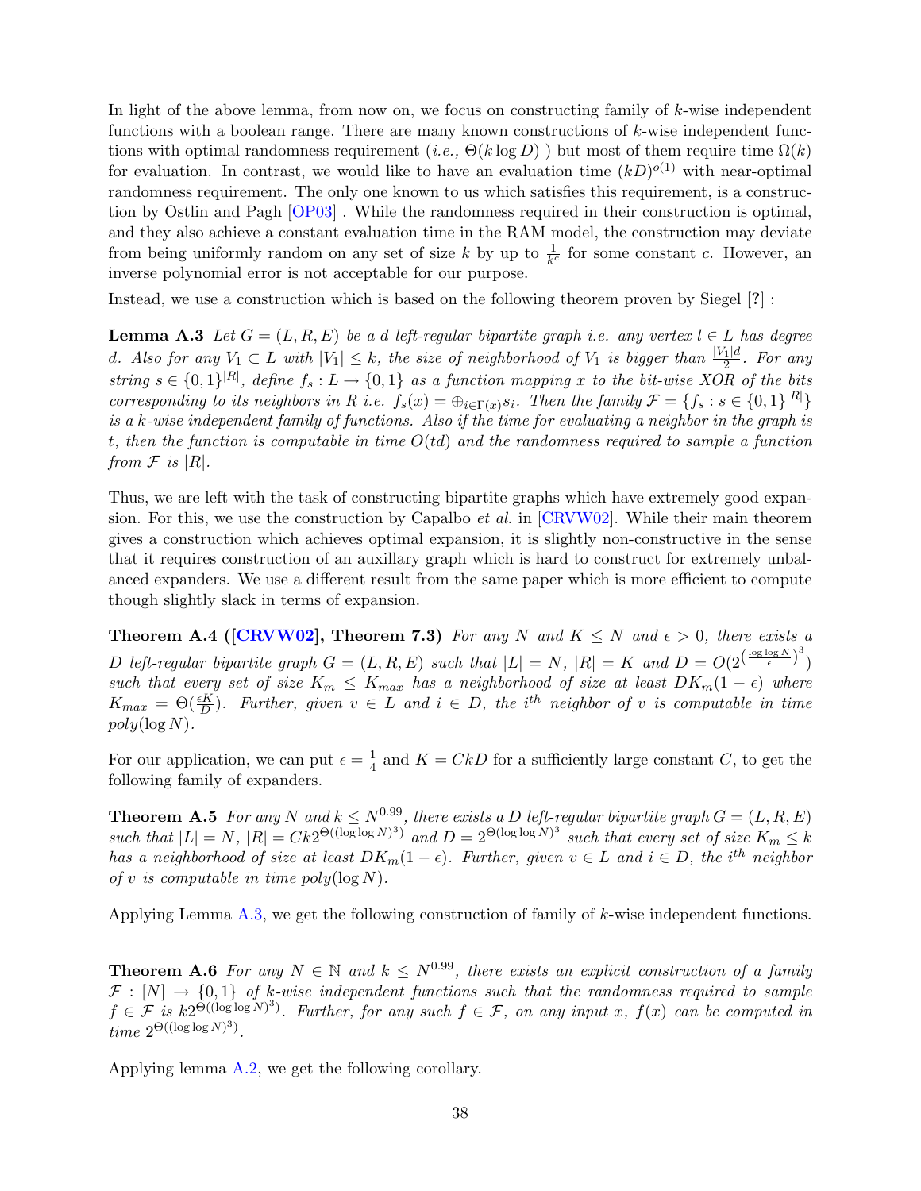In light of the above lemma, from now on, we focus on constructing family of $k$-wise independent functions with a boolean range. There are many known constructions of $k$-wise independent functions with optimal randomness requirement (*i.e.,* $\Theta(k \log D)$ ) but most of them require time $\Omega(k)$ for evaluation. In contrast, we would like to have an evaluation time $(kD)^{o(1)}$ with near-optimal randomness requirement. The only one known to us which satisfies this requirement, is a construction by Ostlin and Pagh [OP03] . While the randomness required in their construction is optimal, and they also achieve a constant evaluation time in the RAM model, the construction may deviate from being uniformly random on any set of size $k$ by up to $\frac{1}{k^c}$ for some constant $c$. However, an inverse polynomial error is not acceptable for our purpose.

Instead, we use a construction which is based on the following theorem proven by Siegel [?] :

**Lemma A.3** *Let $G = (L, R, E)$ be a $d$ left-regular bipartite graph i.e. any vertex $l \in L$ has degree $d$. Also for any $V_1 \subset L$ with $|V_1| \leq k$, the size of neighborhood of $V_1$ is bigger than $\frac{|V_1|d}{2}$. For any string $s \in \{0,1\}^{|R|}$, define $f_s : L \to \{0,1\}$ as a function mapping $x$ to the bit-wise XOR of the bits corresponding to its neighbors in $R$ i.e. $f_s(x) = \oplus_{i \in \Gamma(x)} s_i$. Then the family $\mathcal{F} = \{f_s : s \in \{0,1\}^{|R|}\}$ is a $k$-wise independent family of functions. Also if the time for evaluating a neighbor in the graph is $t$, then the function is computable in time $O(td)$ and the randomness required to sample a function from $\mathcal{F}$ is $|R|$.*

Thus, we are left with the task of constructing bipartite graphs which have extremely good expansion. For this, we use the construction by Capalbo *et al.* in [CRVW02]. While their main theorem gives a construction which achieves optimal expansion, it is slightly non-constructive in the sense that it requires construction of an auxillary graph which is hard to construct for extremely unbalanced expanders. We use a different result from the same paper which is more efficient to compute though slightly slack in terms of expansion.

**Theorem A.4 ([CRVW02], Theorem 7.3)** *For any $N$ and $K \leq N$ and $\epsilon > 0$, there exists a $D$ left-regular bipartite graph $G = (L, R, E)$ such that $|L| = N$, $|R| = K$ and $D = O(2^{\left(\frac{\log \log N}{\epsilon}\right)^3})$ such that every set of size $K_m \leq K_{max}$ has a neighborhood of size at least $DK_m(1-\epsilon)$ where $K_{max} = \Theta(\frac{\epsilon K}{D})$. Further, given $v \in L$ and $i \in D$, the $i^{th}$ neighbor of $v$ is computable in time $poly(\log N)$.*

For our application, we can put $\epsilon = \frac{1}{4}$ and $K = CkD$ for a sufficiently large constant $C$, to get the following family of expanders.

**Theorem A.5** *For any $N$ and $k \leq N^{0.99}$, there exists a $D$ left-regular bipartite graph $G = (L, R, E)$ such that $|L| = N$, $|R| = Ck2^{\Theta((\log \log N)^3)}$ and $D = 2^{\Theta(\log \log N)^3}$ such that every set of size $K_m \leq k$ has a neighborhood of size at least $DK_m(1-\epsilon)$. Further, given $v \in L$ and $i \in D$, the $i^{th}$ neighbor of $v$ is computable in time $poly(\log N)$.*

Applying Lemma A.3, we get the following construction of family of $k$-wise independent functions.

**Theorem A.6** *For any $N \in \mathbb{N}$ and $k \leq N^{0.99}$, there exists an explicit construction of a family $\mathcal{F} : [N] \to \{0,1\}$ of $k$-wise independent functions such that the randomness required to sample $f \in \mathcal{F}$ is $k2^{\Theta((\log \log N)^3)}$. Further, for any such $f \in \mathcal{F}$, on any input $x$, $f(x)$ can be computed in time $2^{\Theta((\log \log N)^3)}$.*

Applying lemma A.2, we get the following corollary.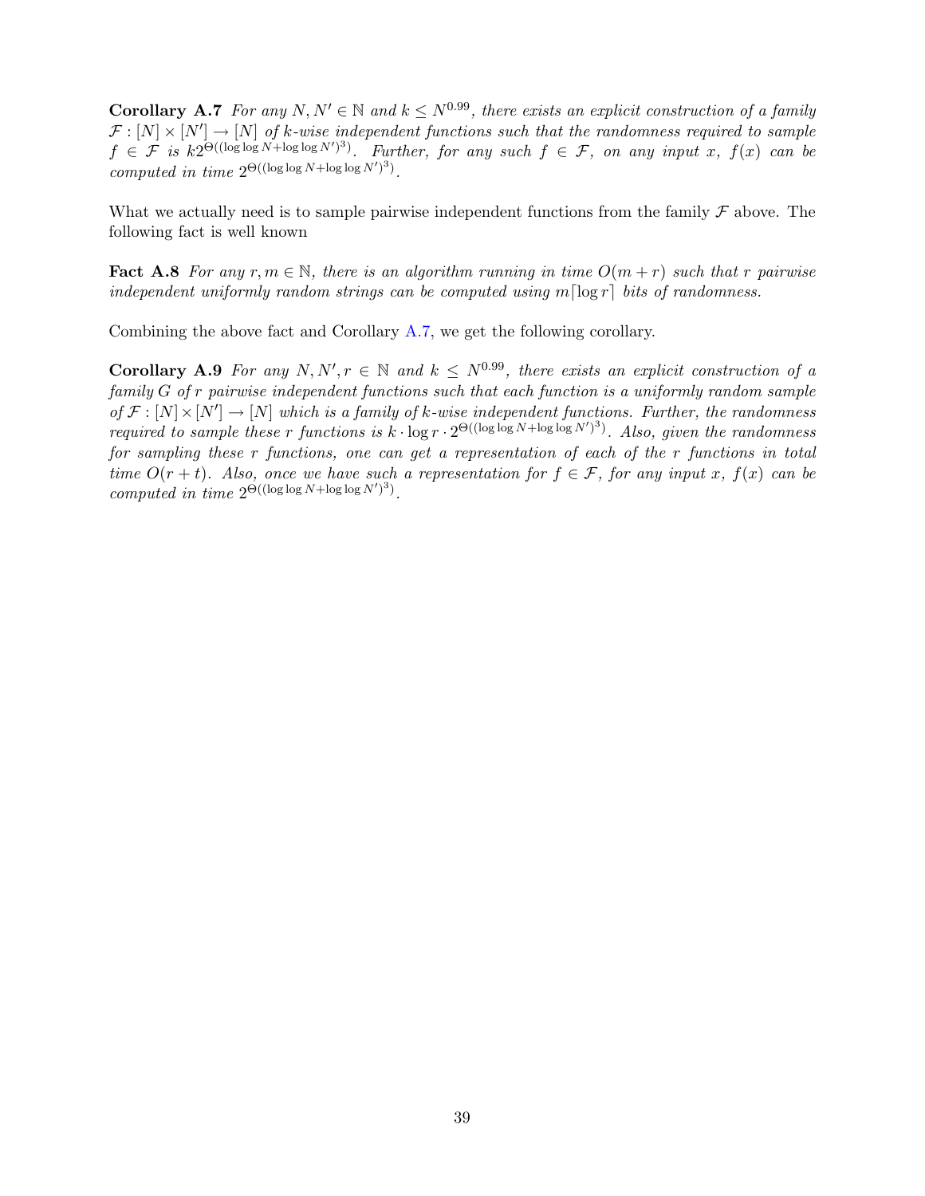**Corollary A.7** *For any $N, N' \in \mathbb{N}$ and $k \leq N^{0.99}$, there exists an explicit construction of a family $\mathcal{F} : [N] \times [N'] \to [N]$ of $k$-wise independent functions such that the randomness required to sample $f \in \mathcal{F}$ is $k 2^{\Theta((\log\log N + \log\log N')^3)}$. Further, for any such $f \in \mathcal{F}$, on any input $x$, $f(x)$ can be computed in time $2^{\Theta((\log\log N + \log\log N')^3)}$.*

What we actually need is to sample pairwise independent functions from the family $\mathcal{F}$ above. The following fact is well known

**Fact A.8** *For any $r, m \in \mathbb{N}$, there is an algorithm running in time $O(m + r)$ such that $r$ pairwise independent uniformly random strings can be computed using $m \lceil \log r \rceil$ bits of randomness.*

Combining the above fact and Corollary A.7, we get the following corollary.

**Corollary A.9** *For any $N, N', r \in \mathbb{N}$ and $k \leq N^{0.99}$, there exists an explicit construction of a family $G$ of $r$ pairwise independent functions such that each function is a uniformly random sample of $\mathcal{F} : [N] \times [N'] \to [N]$ which is a family of $k$-wise independent functions. Further, the randomness required to sample these $r$ functions is $k \cdot \log r \cdot 2^{\Theta((\log\log N + \log\log N')^3)}$. Also, given the randomness for sampling these $r$ functions, one can get a representation of each of the $r$ functions in total time $O(r + t)$. Also, once we have such a representation for $f \in \mathcal{F}$, for any input $x$, $f(x)$ can be computed in time $2^{\Theta((\log\log N + \log\log N')^3)}$.*